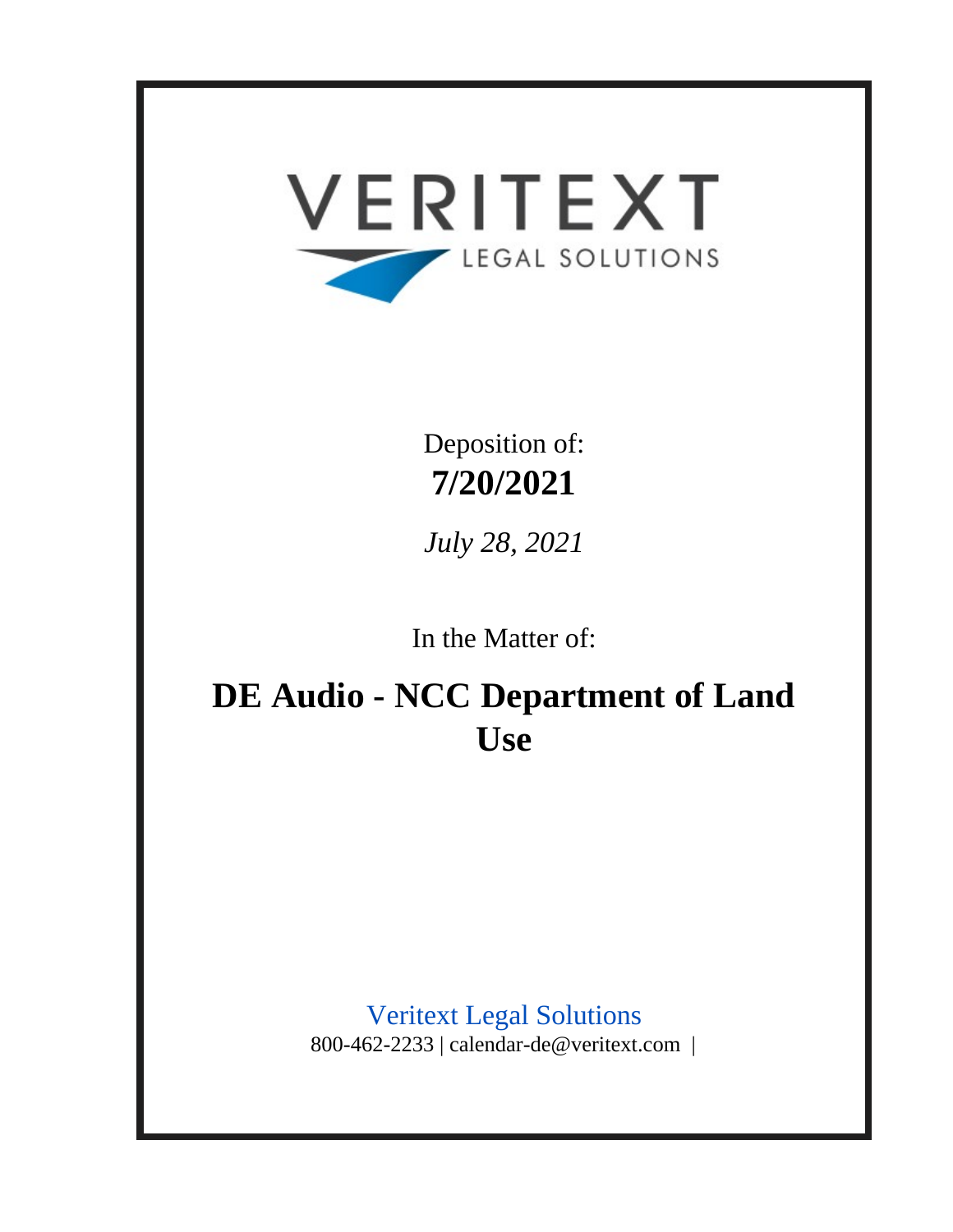VERITEXT

LEGAL SOLUTIONS

Deposition of:

**7/20/2021**

*July 28, 2021*

In the Matter of:

# DE Audio - NCC Department of Land Use

Veritext Legal Solutions

800-462-2233 | calendar-de@veritext.com |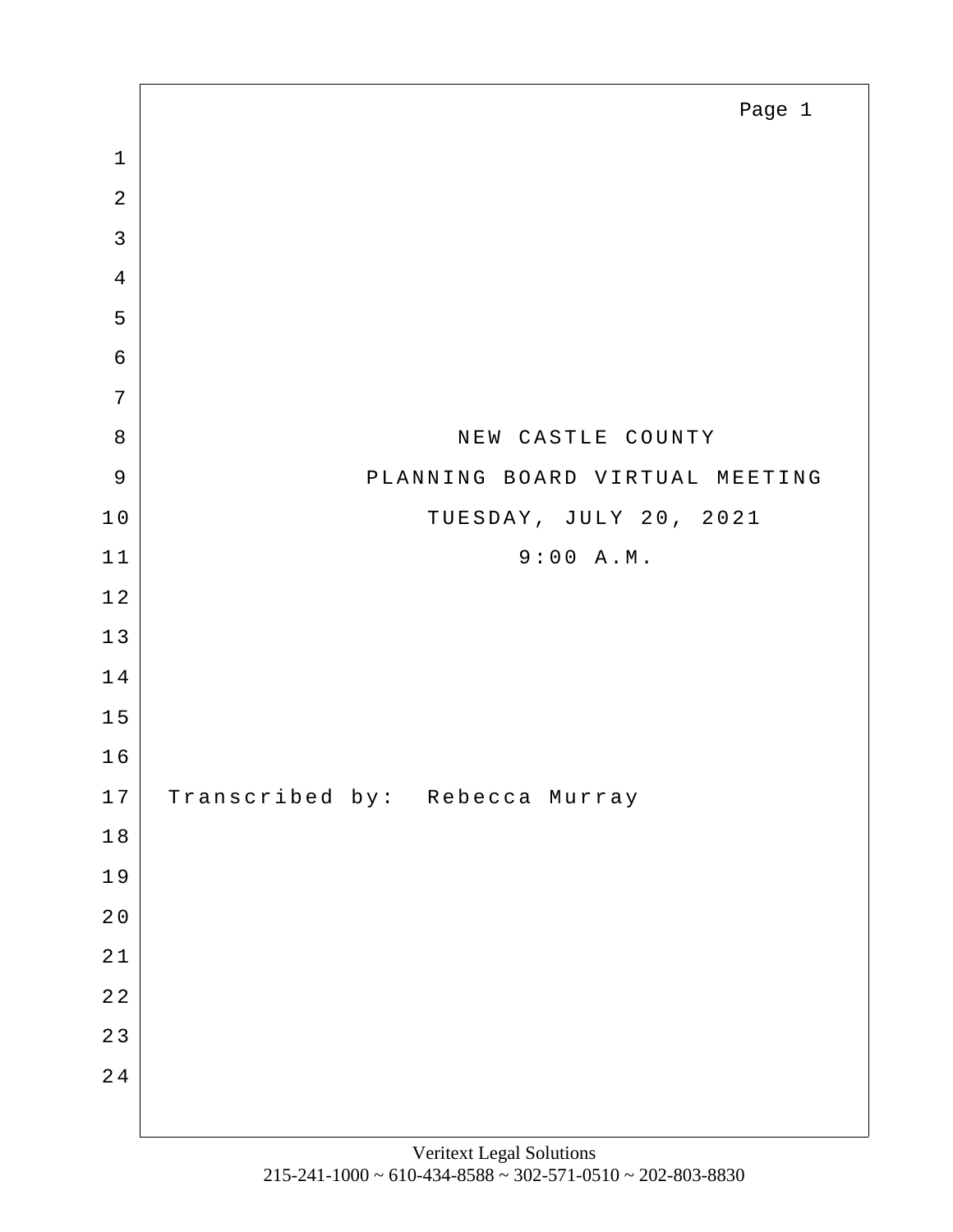NEW CASTLE COUNTY

PLANNING BOARD VIRTUAL MEETING

TUESDAY, JULY 20, 2021

9:00 A.M.

Transcribed by: Rebecca Murray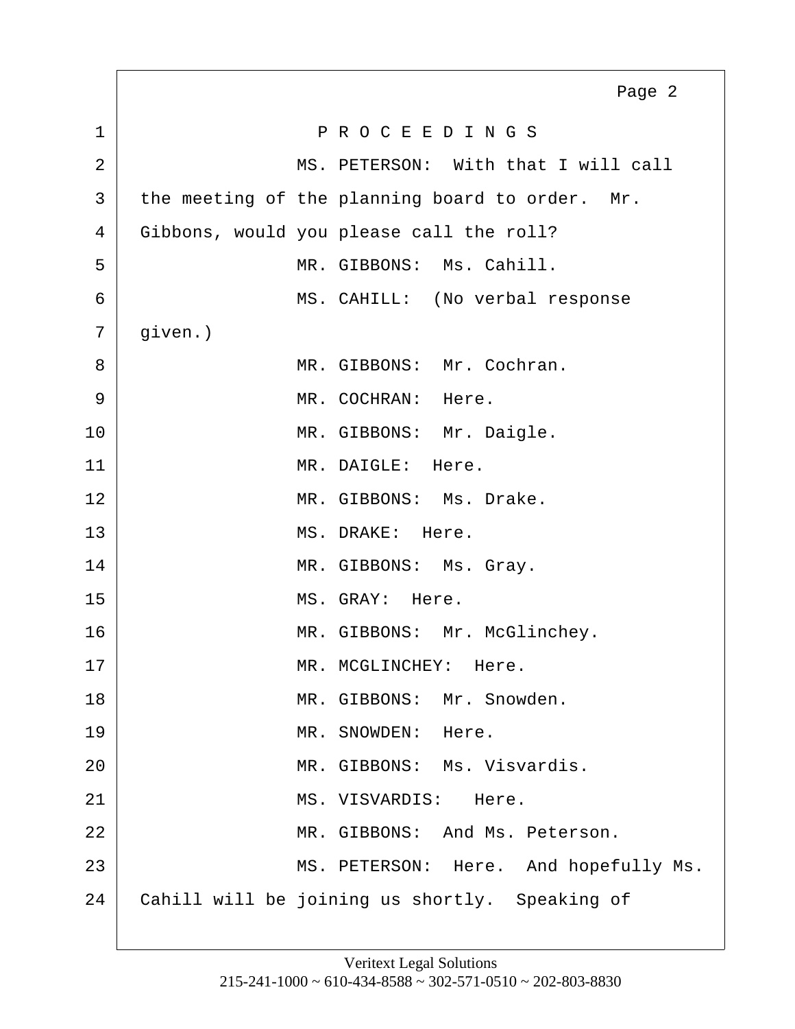P R O C E E D I N G S

MS. PETERSON: With that I will call the meeting of the planning board to order. Mr. Gibbons, would you please call the roll?

MR. GIBBONS: Ms. Cahill.

MS. CAHILL: (No verbal response given.)

MR. GIBBONS: Mr. Cochran.

MR. COCHRAN: Here.

MR. GIBBONS: Mr. Daigle.

MR. DAIGLE: Here.

MR. GIBBONS: Ms. Drake.

MS. DRAKE: Here.

MR. GIBBONS: Ms. Gray.

MS. GRAY: Here.

MR. GIBBONS: Mr. McGlinchey.

MR. MCGLINCHEY: Here.

MR. GIBBONS: Mr. Snowden.

MR. SNOWDEN: Here.

MR. GIBBONS: Ms. Visvardis.

MS. VISVARDIS: Here.

MR. GIBBONS: And Ms. Peterson.

MS. PETERSON: Here. And hopefully Ms. Cahill will be joining us shortly. Speaking of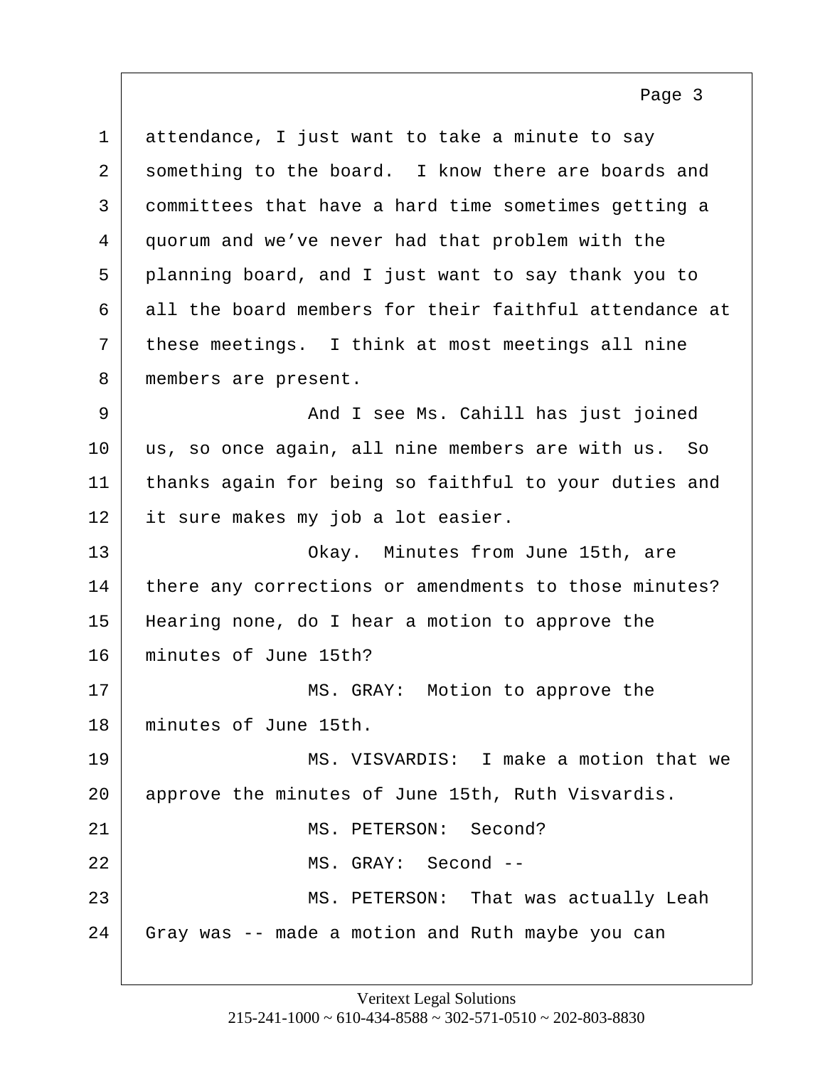attendance, I just want to take a minute to say something to the board. I know there are boards and committees that have a hard time sometimes getting a quorum and we've never had that problem with the planning board, and I just want to say thank you to all the board members for their faithful attendance at these meetings. I think at most meetings all nine members are present.

And I see Ms. Cahill has just joined us, so once again, all nine members are with us. So thanks again for being so faithful to your duties and it sure makes my job a lot easier.

Okay. Minutes from June 15th, are there any corrections or amendments to those minutes? Hearing none, do I hear a motion to approve the minutes of June 15th?

MS. GRAY: Motion to approve the minutes of June 15th.

MS. VISVARDIS: I make a motion that we approve the minutes of June 15th, Ruth Visvardis.

MS. PETERSON: Second?

MS. GRAY: Second --

MS. PETERSON: That was actually Leah Gray was -- made a motion and Ruth maybe you can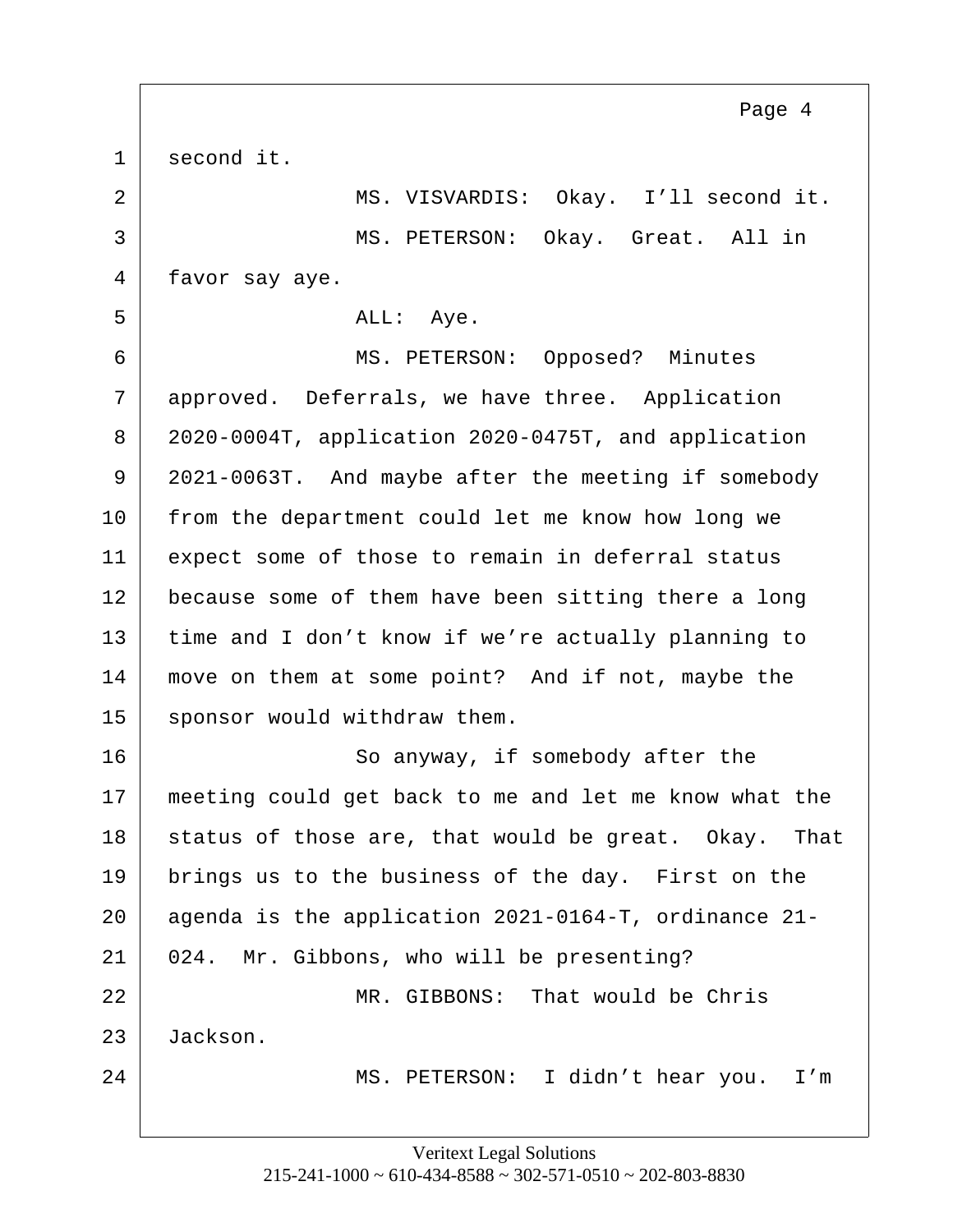second it.

MS. VISVARDIS: Okay. I'll second it.

MS. PETERSON: Okay. Great. All in favor say aye.

ALL: Aye.

MS. PETERSON: Opposed? Minutes approved. Deferrals, we have three. Application 2020-0004T, application 2020-0475T, and application 2021-0063T. And maybe after the meeting if somebody from the department could let me know how long we expect some of those to remain in deferral status because some of them have been sitting there a long time and I don't know if we're actually planning to move on them at some point? And if not, maybe the sponsor would withdraw them.

So anyway, if somebody after the meeting could get back to me and let me know what the status of those are, that would be great. Okay. That brings us to the business of the day. First on the agenda is the application 2021-0164-T, ordinance 21-024. Mr. Gibbons, who will be presenting?

MR. GIBBONS: That would be Chris Jackson.

MS. PETERSON: I didn't hear you. I'm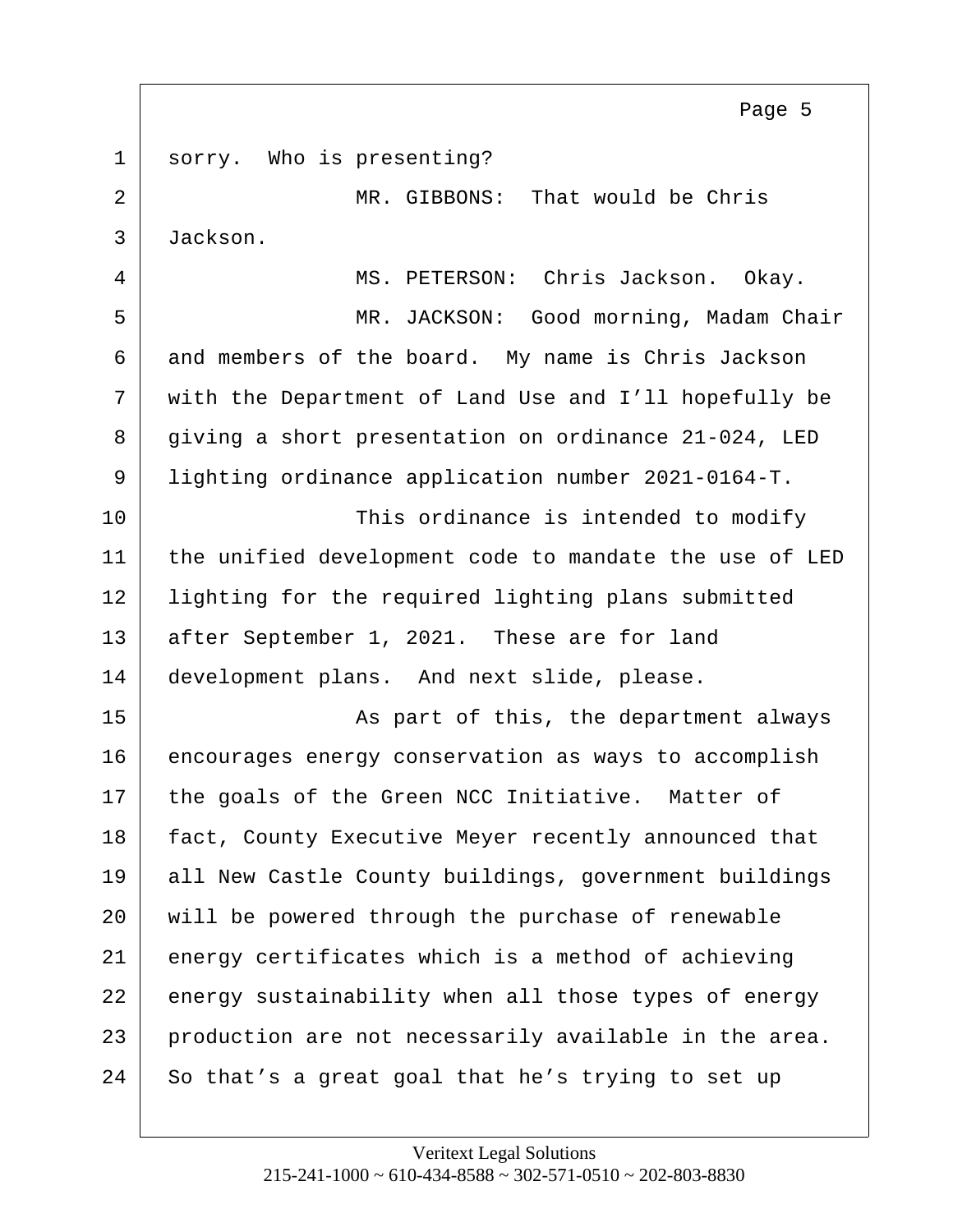sorry. Who is presenting?

MR. GIBBONS: That would be Chris Jackson.

MS. PETERSON: Chris Jackson. Okay.

MR. JACKSON: Good morning, Madam Chair and members of the board. My name is Chris Jackson with the Department of Land Use and I'll hopefully be giving a short presentation on ordinance 21-024, LED lighting ordinance application number 2021-0164-T.

This ordinance is intended to modify the unified development code to mandate the use of LED lighting for the required lighting plans submitted after September 1, 2021. These are for land development plans. And next slide, please.

As part of this, the department always encourages energy conservation as ways to accomplish the goals of the Green NCC Initiative. Matter of fact, County Executive Meyer recently announced that all New Castle County buildings, government buildings will be powered through the purchase of renewable energy certificates which is a method of achieving energy sustainability when all those types of energy production are not necessarily available in the area. So that's a great goal that he's trying to set up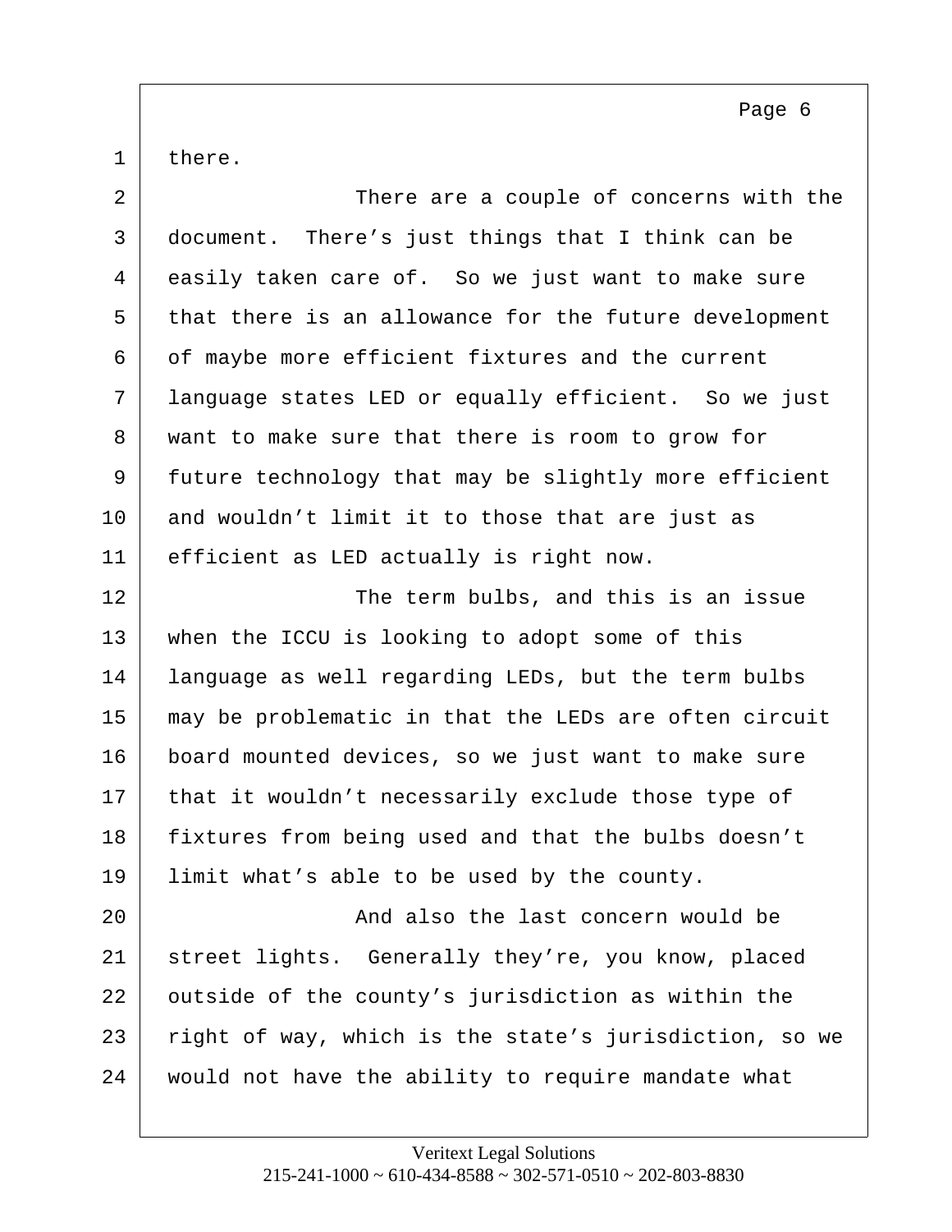there.

There are a couple of concerns with the document. There's just things that I think can be easily taken care of. So we just want to make sure that there is an allowance for the future development of maybe more efficient fixtures and the current language states LED or equally efficient. So we just want to make sure that there is room to grow for future technology that may be slightly more efficient and wouldn't limit it to those that are just as efficient as LED actually is right now.

The term bulbs, and this is an issue when the ICCU is looking to adopt some of this language as well regarding LEDs, but the term bulbs may be problematic in that the LEDs are often circuit board mounted devices, so we just want to make sure that it wouldn't necessarily exclude those type of fixtures from being used and that the bulbs doesn't limit what's able to be used by the county.

And also the last concern would be street lights. Generally they're, you know, placed outside of the county's jurisdiction as within the right of way, which is the state's jurisdiction, so we would not have the ability to require mandate what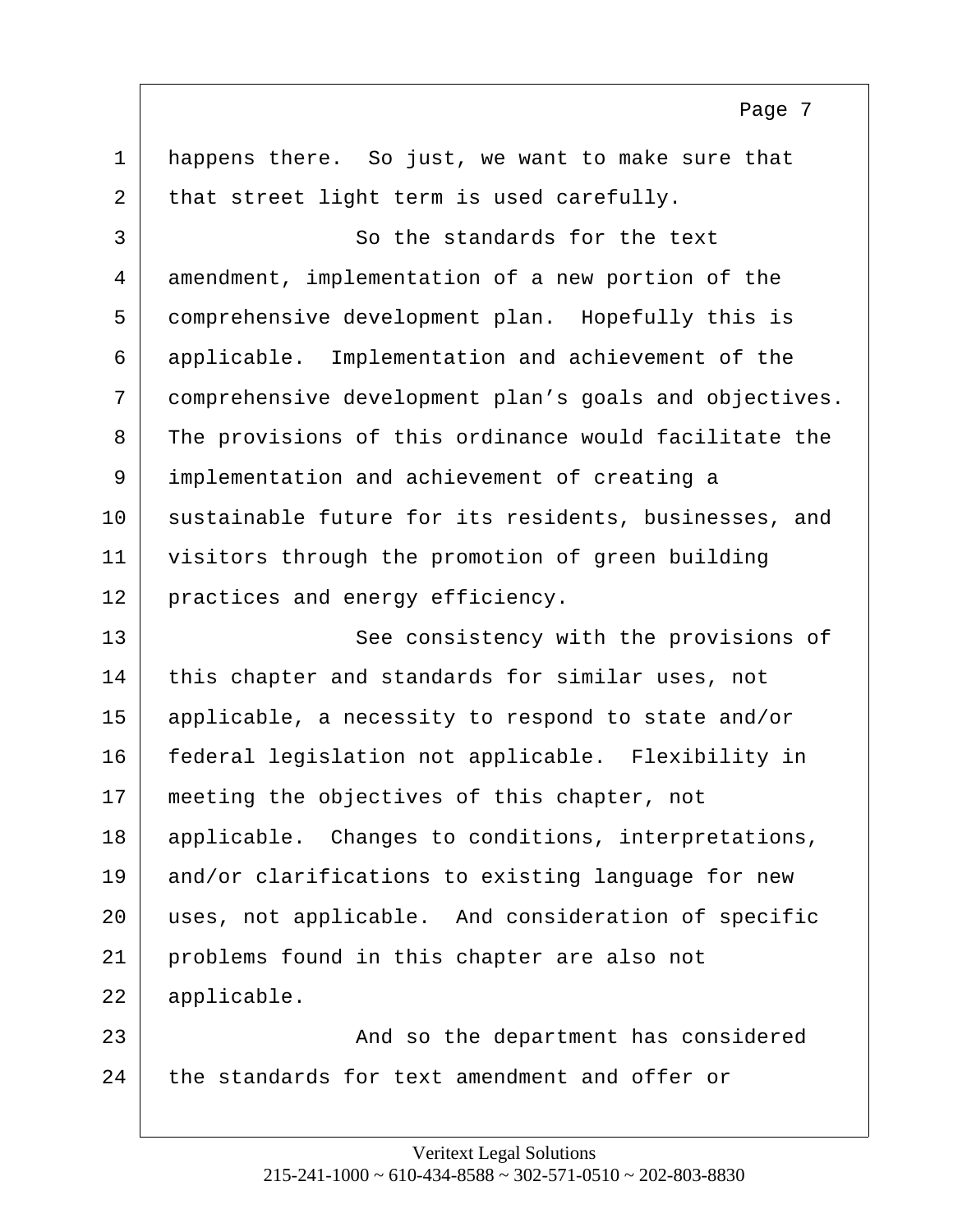happens there. So just, we want to make sure that that street light term is used carefully.

So the standards for the text amendment, implementation of a new portion of the comprehensive development plan. Hopefully this is applicable. Implementation and achievement of the comprehensive development plan's goals and objectives. The provisions of this ordinance would facilitate the implementation and achievement of creating a sustainable future for its residents, businesses, and visitors through the promotion of green building practices and energy efficiency.

See consistency with the provisions of this chapter and standards for similar uses, not applicable, a necessity to respond to state and/or federal legislation not applicable. Flexibility in meeting the objectives of this chapter, not applicable. Changes to conditions, interpretations, and/or clarifications to existing language for new uses, not applicable. And consideration of specific problems found in this chapter are also not applicable.

And so the department has considered the standards for text amendment and offer or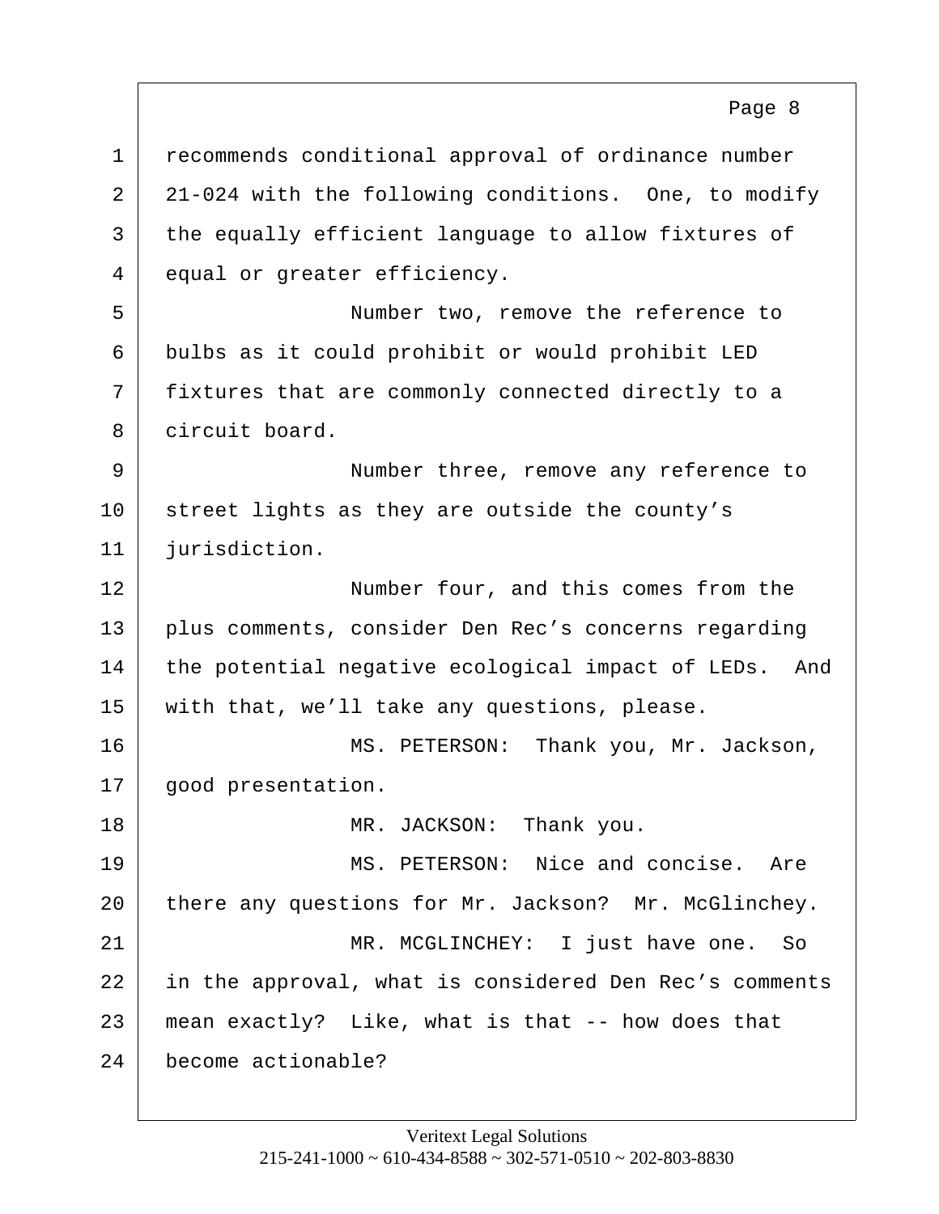1 recommends conditional approval of ordinance number
2 21-024 with the following conditions. One, to modify
3 the equally efficient language to allow fixtures of
4 equal or greater efficiency.

5 Number two, remove the reference to
6 bulbs as it could prohibit or would prohibit LED
7 fixtures that are commonly connected directly to a
8 circuit board.

9 Number three, remove any reference to
10 street lights as they are outside the county's
11 jurisdiction.

12 Number four, and this comes from the
13 plus comments, consider Den Rec's concerns regarding
14 the potential negative ecological impact of LEDs. And
15 with that, we'll take any questions, please.

16 MS. PETERSON: Thank you, Mr. Jackson,
17 good presentation.

18 MR. JACKSON: Thank you.

19 MS. PETERSON: Nice and concise. Are
20 there any questions for Mr. Jackson? Mr. McGlinchey.

21 MR. MCGLINCHEY: I just have one. So
22 in the approval, what is considered Den Rec's comments
23 mean exactly? Like, what is that -- how does that
24 become actionable?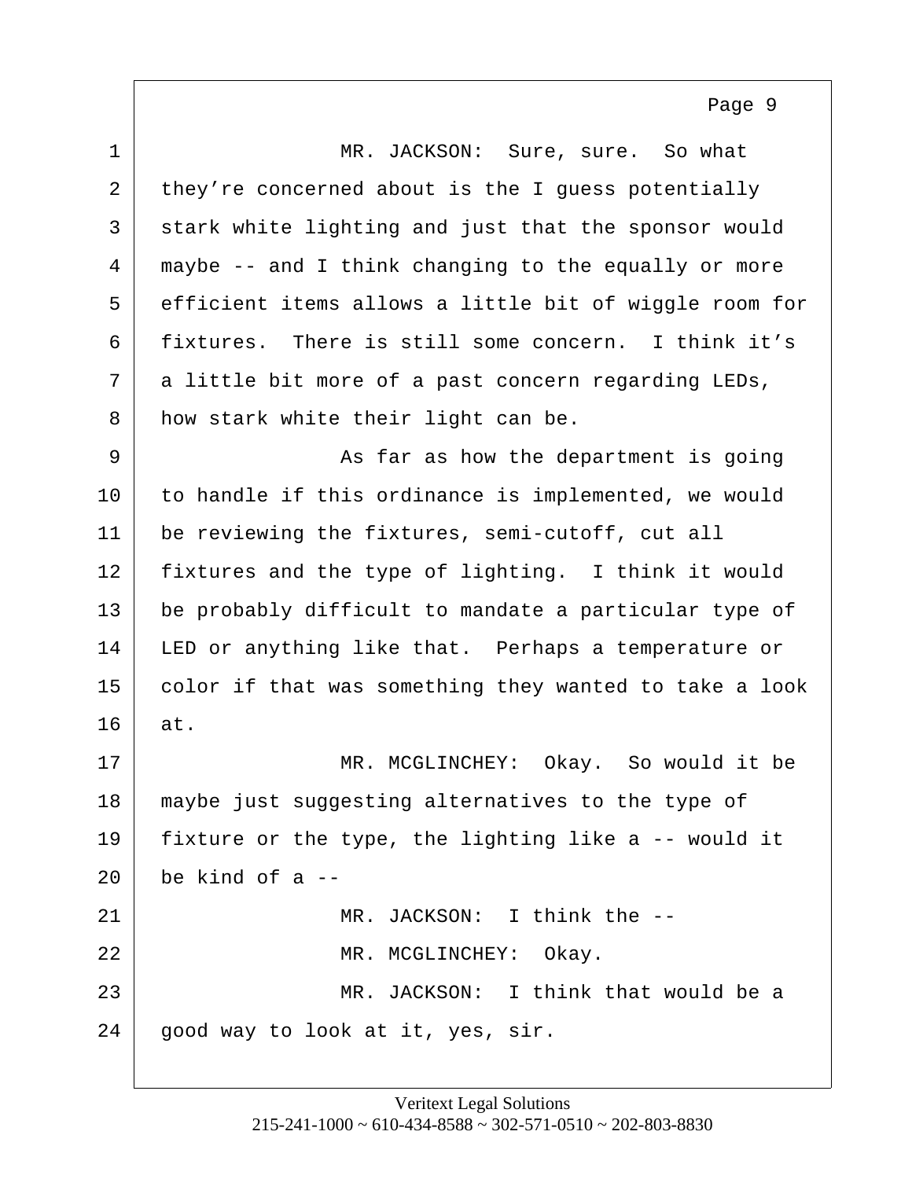MR. JACKSON: Sure, sure. So what they're concerned about is the I guess potentially stark white lighting and just that the sponsor would maybe -- and I think changing to the equally or more efficient items allows a little bit of wiggle room for fixtures. There is still some concern. I think it's a little bit more of a past concern regarding LEDs, how stark white their light can be.

As far as how the department is going to handle if this ordinance is implemented, we would be reviewing the fixtures, semi-cutoff, cut all fixtures and the type of lighting. I think it would be probably difficult to mandate a particular type of LED or anything like that. Perhaps a temperature or color if that was something they wanted to take a look at.

MR. MCGLINCHEY: Okay. So would it be maybe just suggesting alternatives to the type of fixture or the type, the lighting like a -- would it be kind of a --

MR. JACKSON: I think the --

MR. MCGLINCHEY: Okay.

MR. JACKSON: I think that would be a good way to look at it, yes, sir.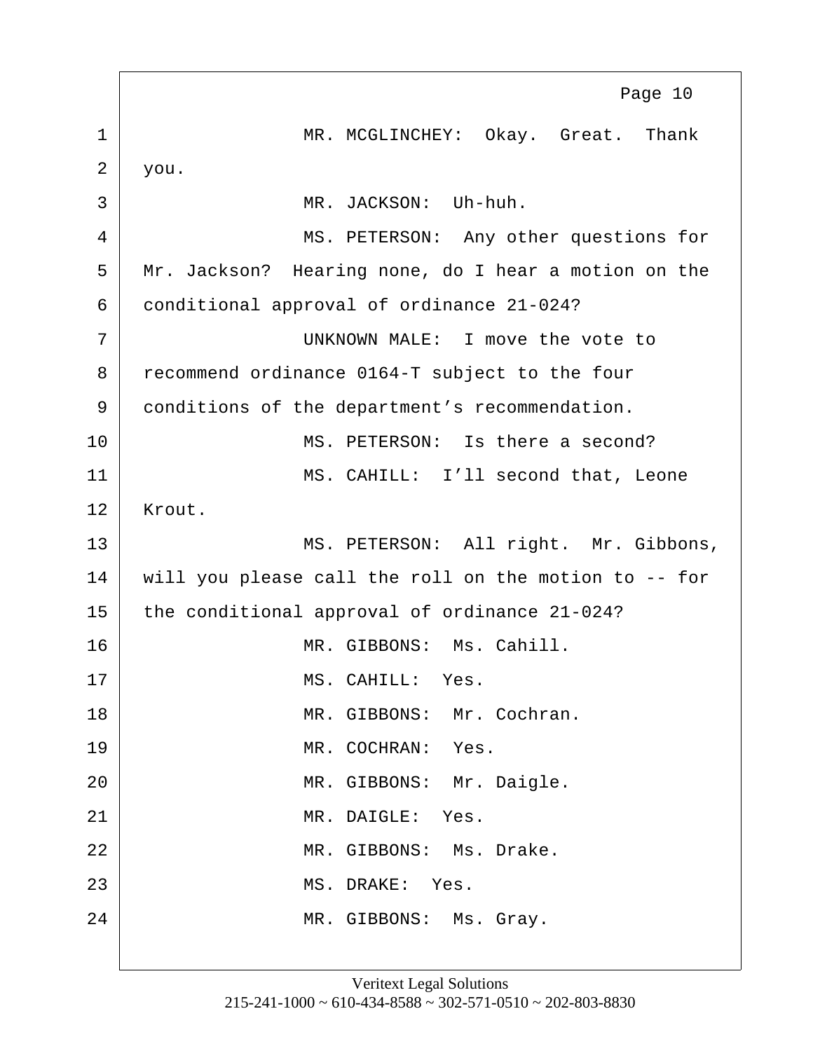MR. MCGLINCHEY: Okay. Great. Thank you.

MR. JACKSON: Uh-huh.

MS. PETERSON: Any other questions for Mr. Jackson? Hearing none, do I hear a motion on the conditional approval of ordinance 21-024?

UNKNOWN MALE: I move the vote to recommend ordinance 0164-T subject to the four conditions of the department's recommendation.

MS. PETERSON: Is there a second?

MS. CAHILL: I'll second that, Leone Krout.

MS. PETERSON: All right. Mr. Gibbons, will you please call the roll on the motion to -- for the conditional approval of ordinance 21-024?

MR. GIBBONS: Ms. Cahill.

MS. CAHILL: Yes.

MR. GIBBONS: Mr. Cochran.

MR. COCHRAN: Yes.

MR. GIBBONS: Mr. Daigle.

MR. DAIGLE: Yes.

MR. GIBBONS: Ms. Drake.

MS. DRAKE: Yes.

MR. GIBBONS: Ms. Gray.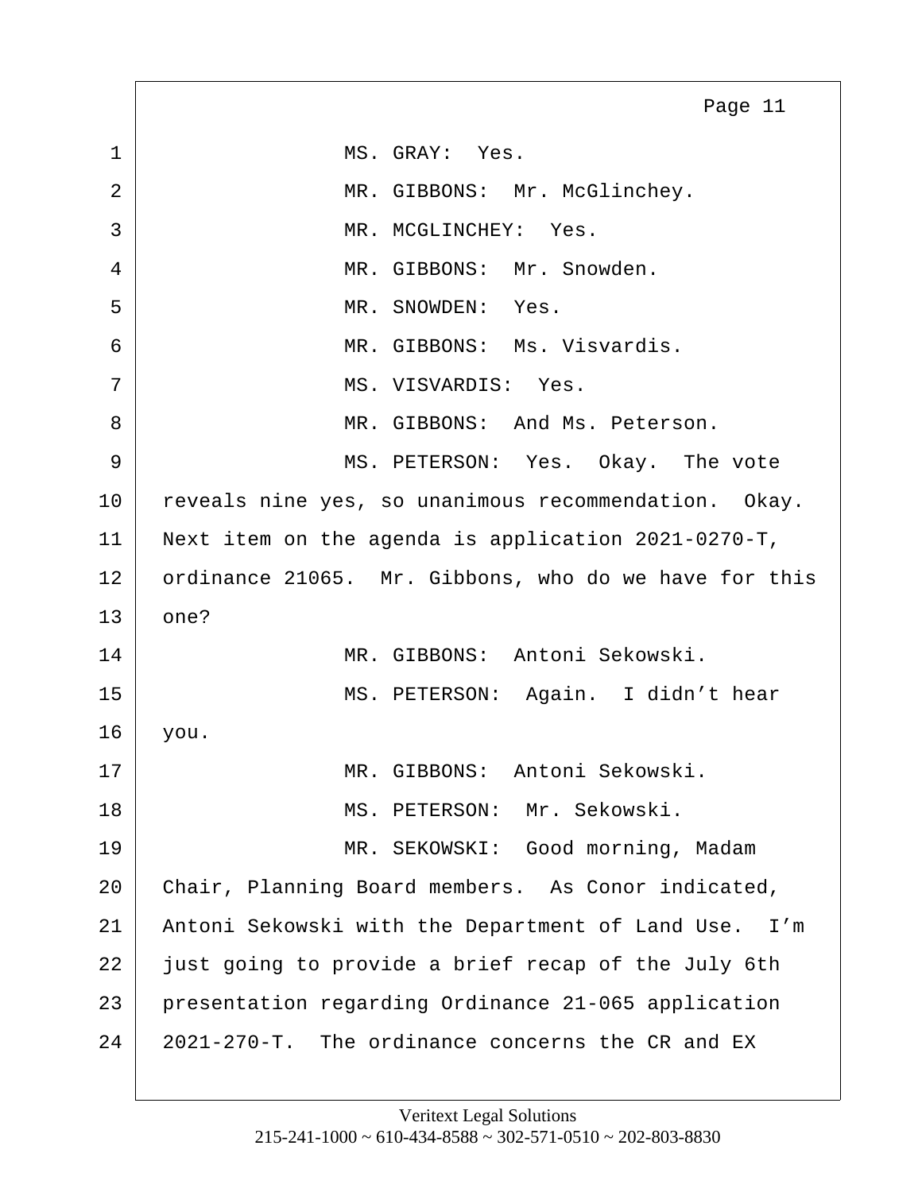MS. GRAY: Yes.

MR. GIBBONS: Mr. McGlinchey.

MR. MCGLINCHEY: Yes.

MR. GIBBONS: Mr. Snowden.

MR. SNOWDEN: Yes.

MR. GIBBONS: Ms. Visvardis.

MS. VISVARDIS: Yes.

MR. GIBBONS: And Ms. Peterson.

MS. PETERSON: Yes. Okay. The vote reveals nine yes, so unanimous recommendation. Okay. Next item on the agenda is application 2021-0270-T, ordinance 21065. Mr. Gibbons, who do we have for this one?

MR. GIBBONS: Antoni Sekowski.

MS. PETERSON: Again. I didn't hear you.

MR. GIBBONS: Antoni Sekowski.

MS. PETERSON: Mr. Sekowski.

MR. SEKOWSKI: Good morning, Madam Chair, Planning Board members. As Conor indicated, Antoni Sekowski with the Department of Land Use. I'm just going to provide a brief recap of the July 6th presentation regarding Ordinance 21-065 application 2021-270-T. The ordinance concerns the CR and EX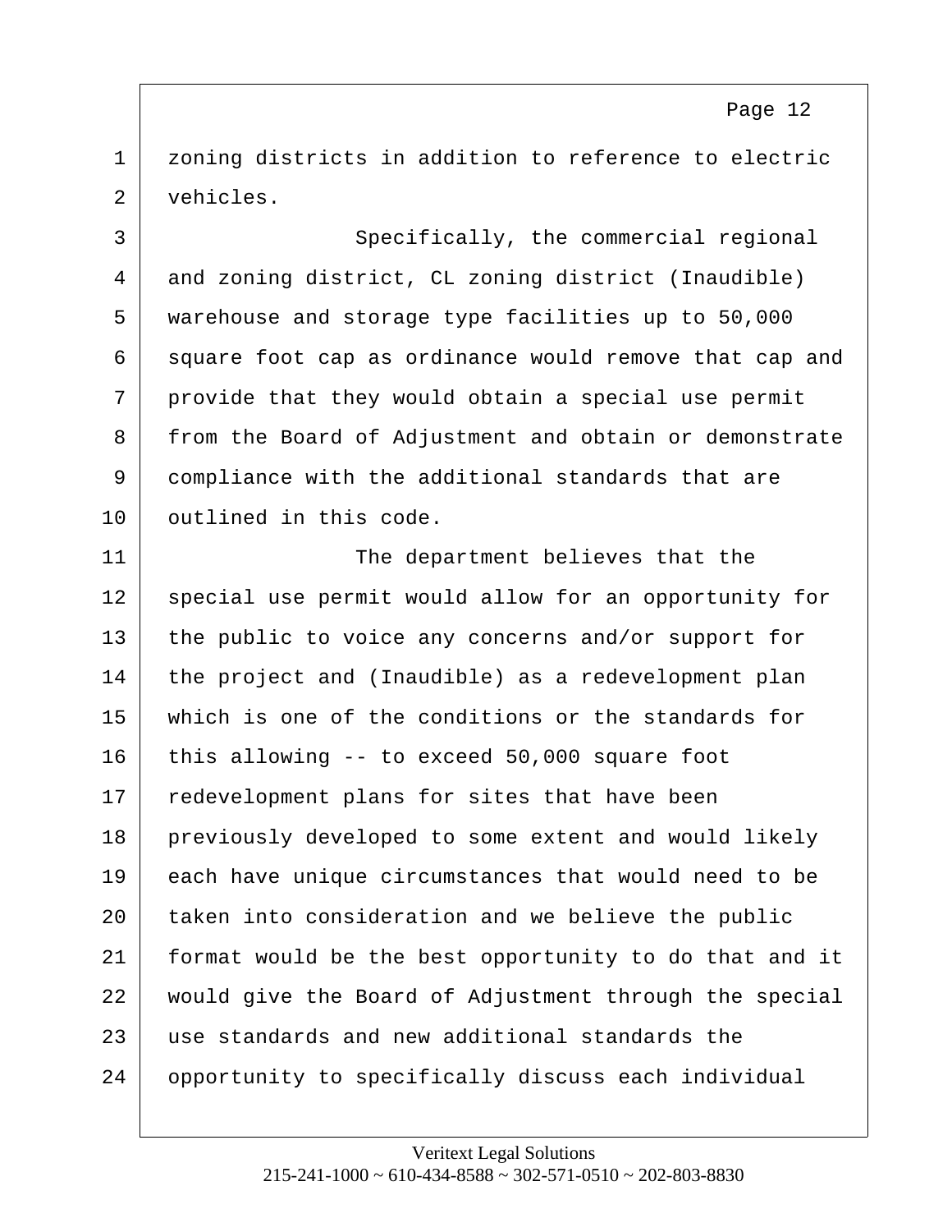zoning districts in addition to reference to electric vehicles.

Specifically, the commercial regional and zoning district, CL zoning district (Inaudible) warehouse and storage type facilities up to 50,000 square foot cap as ordinance would remove that cap and provide that they would obtain a special use permit from the Board of Adjustment and obtain or demonstrate compliance with the additional standards that are outlined in this code.

The department believes that the special use permit would allow for an opportunity for the public to voice any concerns and/or support for the project and (Inaudible) as a redevelopment plan which is one of the conditions or the standards for this allowing -- to exceed 50,000 square foot redevelopment plans for sites that have been previously developed to some extent and would likely each have unique circumstances that would need to be taken into consideration and we believe the public format would be the best opportunity to do that and it would give the Board of Adjustment through the special use standards and new additional standards the opportunity to specifically discuss each individual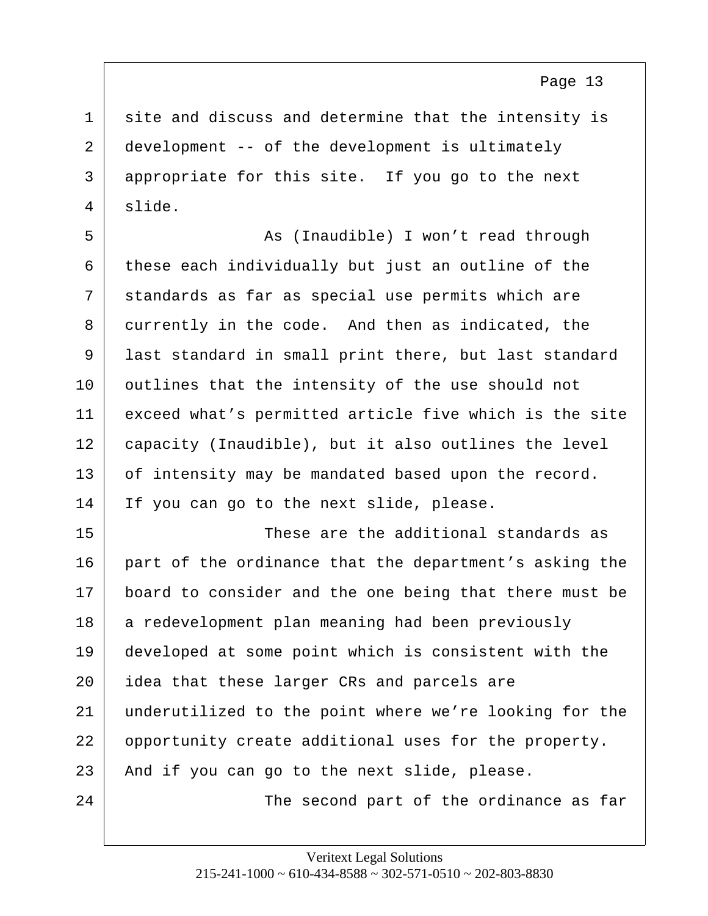1 site and discuss and determine that the intensity is
2 development -- of the development is ultimately
3 appropriate for this site. If you go to the next
4 slide.

5 As (Inaudible) I won't read through
6 these each individually but just an outline of the
7 standards as far as special use permits which are
8 currently in the code. And then as indicated, the
9 last standard in small print there, but last standard
10 outlines that the intensity of the use should not
11 exceed what's permitted article five which is the site
12 capacity (Inaudible), but it also outlines the level
13 of intensity may be mandated based upon the record.
14 If you can go to the next slide, please.

15 These are the additional standards as
16 part of the ordinance that the department's asking the
17 board to consider and the one being that there must be
18 a redevelopment plan meaning had been previously
19 developed at some point which is consistent with the
20 idea that these larger CRs and parcels are
21 underutilized to the point where we're looking for the
22 opportunity create additional uses for the property.
23 And if you can go to the next slide, please.

24 The second part of the ordinance as far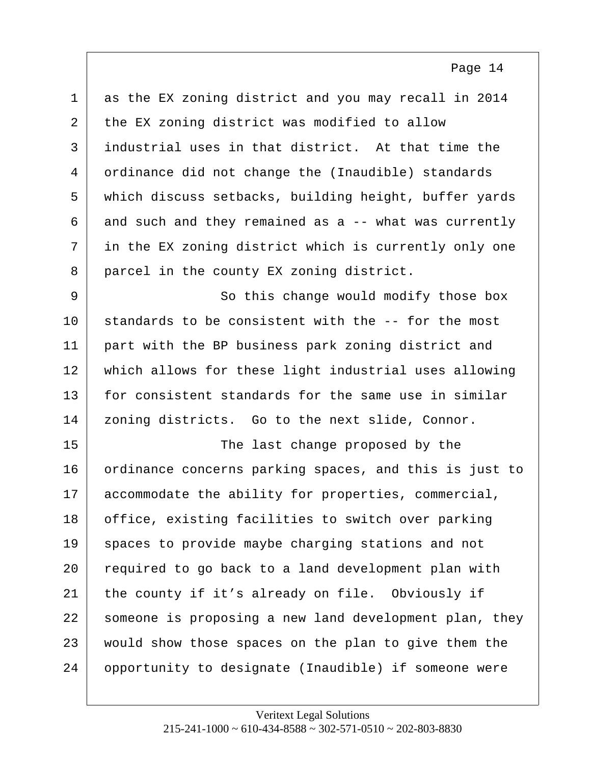as the EX zoning district and you may recall in 2014 the EX zoning district was modified to allow industrial uses in that district. At that time the ordinance did not change the (Inaudible) standards which discuss setbacks, building height, buffer yards and such and they remained as a -- what was currently in the EX zoning district which is currently only one parcel in the county EX zoning district.

So this change would modify those box standards to be consistent with the -- for the most part with the BP business park zoning district and which allows for these light industrial uses allowing for consistent standards for the same use in similar zoning districts. Go to the next slide, Connor.

The last change proposed by the ordinance concerns parking spaces, and this is just to accommodate the ability for properties, commercial, office, existing facilities to switch over parking spaces to provide maybe charging stations and not required to go back to a land development plan with the county if it's already on file. Obviously if someone is proposing a new land development plan, they would show those spaces on the plan to give them the opportunity to designate (Inaudible) if someone were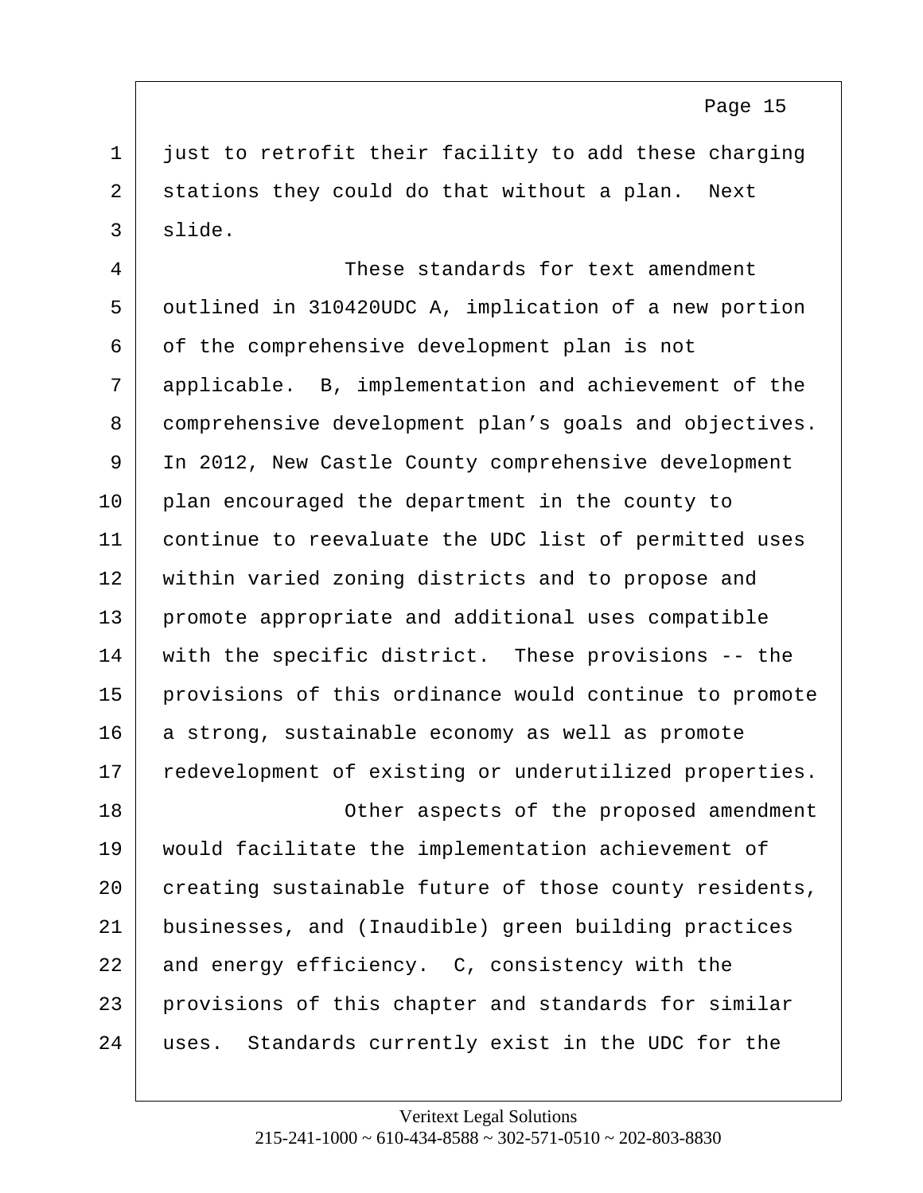just to retrofit their facility to add these charging stations they could do that without a plan. Next slide.

These standards for text amendment outlined in 310420UDC A, implication of a new portion of the comprehensive development plan is not applicable. B, implementation and achievement of the comprehensive development plan's goals and objectives. In 2012, New Castle County comprehensive development plan encouraged the department in the county to continue to reevaluate the UDC list of permitted uses within varied zoning districts and to propose and promote appropriate and additional uses compatible with the specific district. These provisions -- the provisions of this ordinance would continue to promote a strong, sustainable economy as well as promote redevelopment of existing or underutilized properties.

Other aspects of the proposed amendment would facilitate the implementation achievement of creating sustainable future of those county residents, businesses, and (Inaudible) green building practices and energy efficiency. C, consistency with the provisions of this chapter and standards for similar uses. Standards currently exist in the UDC for the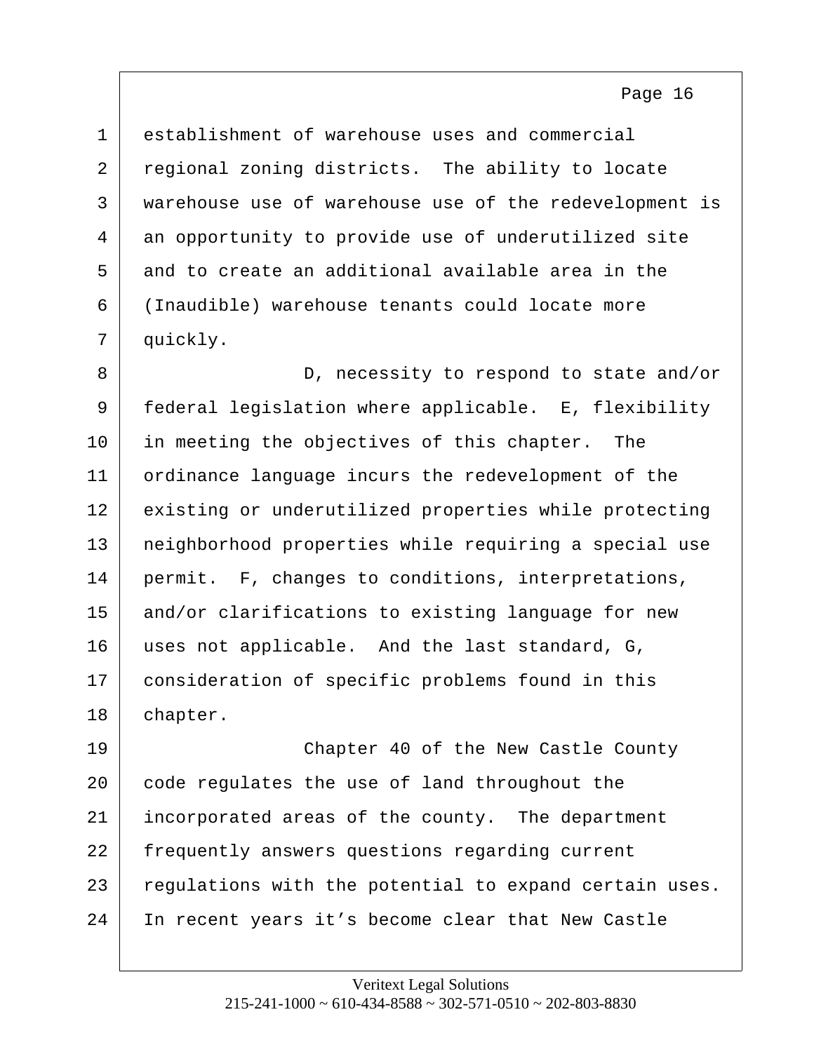establishment of warehouse uses and commercial regional zoning districts. The ability to locate warehouse use of warehouse use of the redevelopment is an opportunity to provide use of underutilized site and to create an additional available area in the (Inaudible) warehouse tenants could locate more quickly.

D, necessity to respond to state and/or federal legislation where applicable. E, flexibility in meeting the objectives of this chapter. The ordinance language incurs the redevelopment of the existing or underutilized properties while protecting neighborhood properties while requiring a special use permit. F, changes to conditions, interpretations, and/or clarifications to existing language for new uses not applicable. And the last standard, G, consideration of specific problems found in this chapter.

Chapter 40 of the New Castle County code regulates the use of land throughout the incorporated areas of the county. The department frequently answers questions regarding current regulations with the potential to expand certain uses. In recent years it’s become clear that New Castle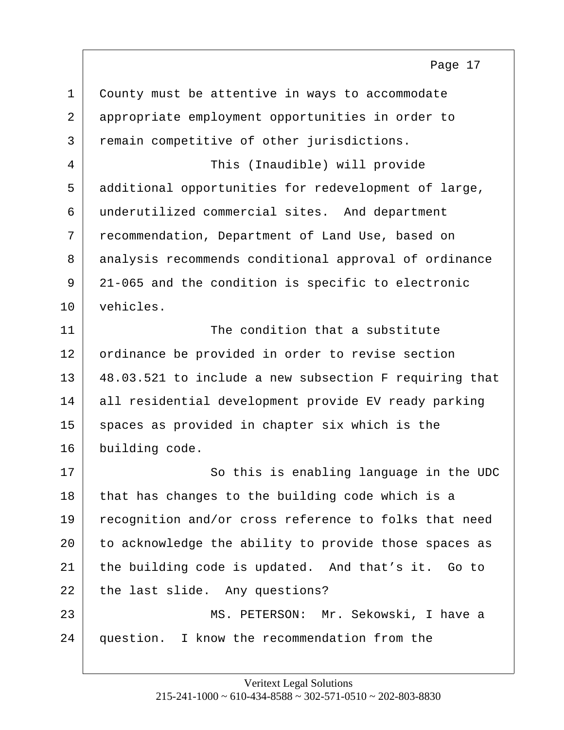County must be attentive in ways to accommodate appropriate employment opportunities in order to remain competitive of other jurisdictions.

This (Inaudible) will provide additional opportunities for redevelopment of large, underutilized commercial sites. And department recommendation, Department of Land Use, based on analysis recommends conditional approval of ordinance 21-065 and the condition is specific to electronic vehicles.

The condition that a substitute ordinance be provided in order to revise section 48.03.521 to include a new subsection F requiring that all residential development provide EV ready parking spaces as provided in chapter six which is the building code.

So this is enabling language in the UDC that has changes to the building code which is a recognition and/or cross reference to folks that need to acknowledge the ability to provide those spaces as the building code is updated. And that's it. Go to the last slide. Any questions?

MS. PETERSON: Mr. Sekowski, I have a question. I know the recommendation from the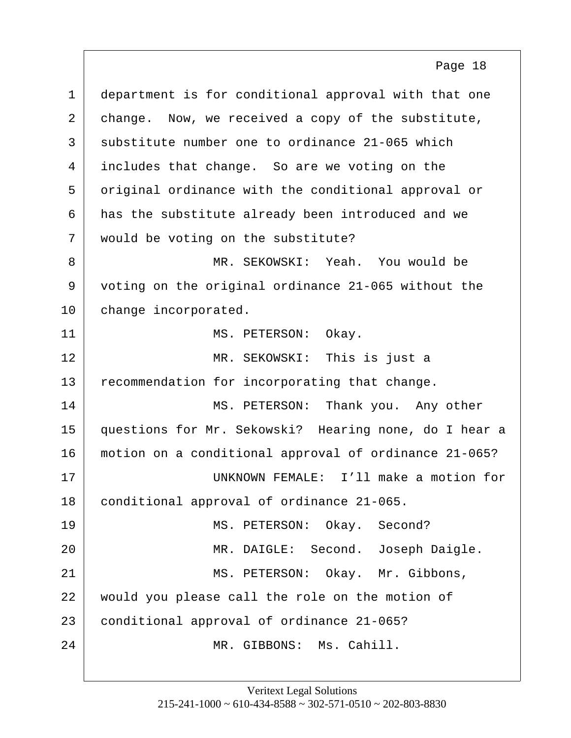department is for conditional approval with that one change. Now, we received a copy of the substitute, substitute number one to ordinance 21-065 which includes that change. So are we voting on the original ordinance with the conditional approval or has the substitute already been introduced and we would be voting on the substitute?

MR. SEKOWSKI: Yeah. You would be voting on the original ordinance 21-065 without the change incorporated.

MS. PETERSON: Okay.

MR. SEKOWSKI: This is just a recommendation for incorporating that change.

MS. PETERSON: Thank you. Any other questions for Mr. Sekowski? Hearing none, do I hear a motion on a conditional approval of ordinance 21-065?

UNKNOWN FEMALE: I'll make a motion for conditional approval of ordinance 21-065.

MS. PETERSON: Okay. Second?

MR. DAIGLE: Second. Joseph Daigle.

MS. PETERSON: Okay. Mr. Gibbons, would you please call the role on the motion of conditional approval of ordinance 21-065?

MR. GIBBONS: Ms. Cahill.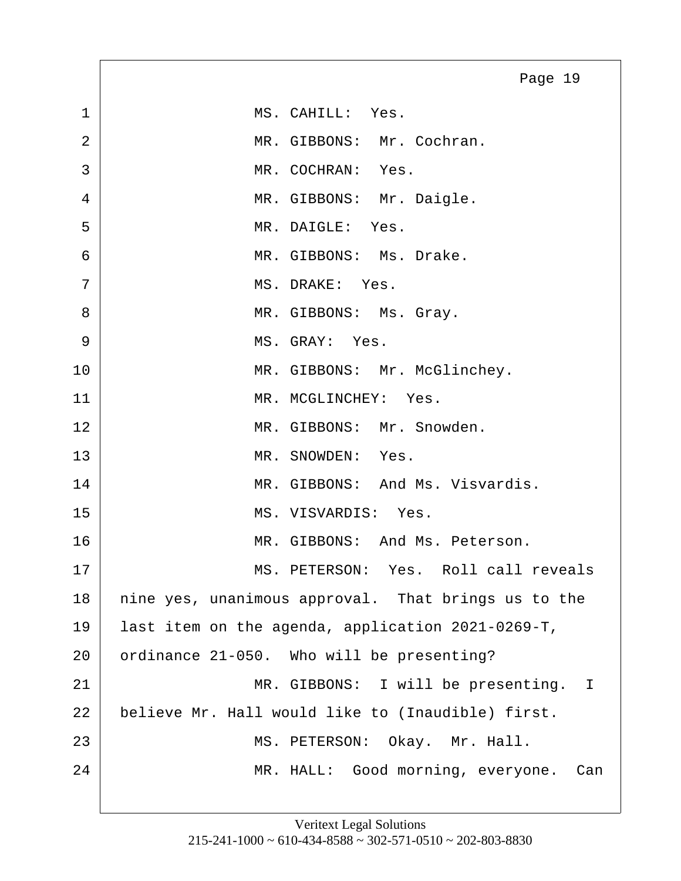1 MS. CAHILL: Yes.

2 MR. GIBBONS: Mr. Cochran.

3 MR. COCHRAN: Yes.

4 MR. GIBBONS: Mr. Daigle.

5 MR. DAIGLE: Yes.

6 MR. GIBBONS: Ms. Drake.

7 MS. DRAKE: Yes.

8 MR. GIBBONS: Ms. Gray.

9 MS. GRAY: Yes.

10 MR. GIBBONS: Mr. McGlinchey.

11 MR. MCGLINCHEY: Yes.

12 MR. GIBBONS: Mr. Snowden.

13 MR. SNOWDEN: Yes.

14 MR. GIBBONS: And Ms. Visvardis.

15 MS. VISVARDIS: Yes.

16 MR. GIBBONS: And Ms. Peterson.

17 MS. PETERSON: Yes. Roll call reveals

18 nine yes, unanimous approval. That brings us to the

19 last item on the agenda, application 2021-0269-T,

20 ordinance 21-050. Who will be presenting?

21 MR. GIBBONS: I will be presenting. I

22 believe Mr. Hall would like to (Inaudible) first.

23 MS. PETERSON: Okay. Mr. Hall.

24 MR. HALL: Good morning, everyone. Can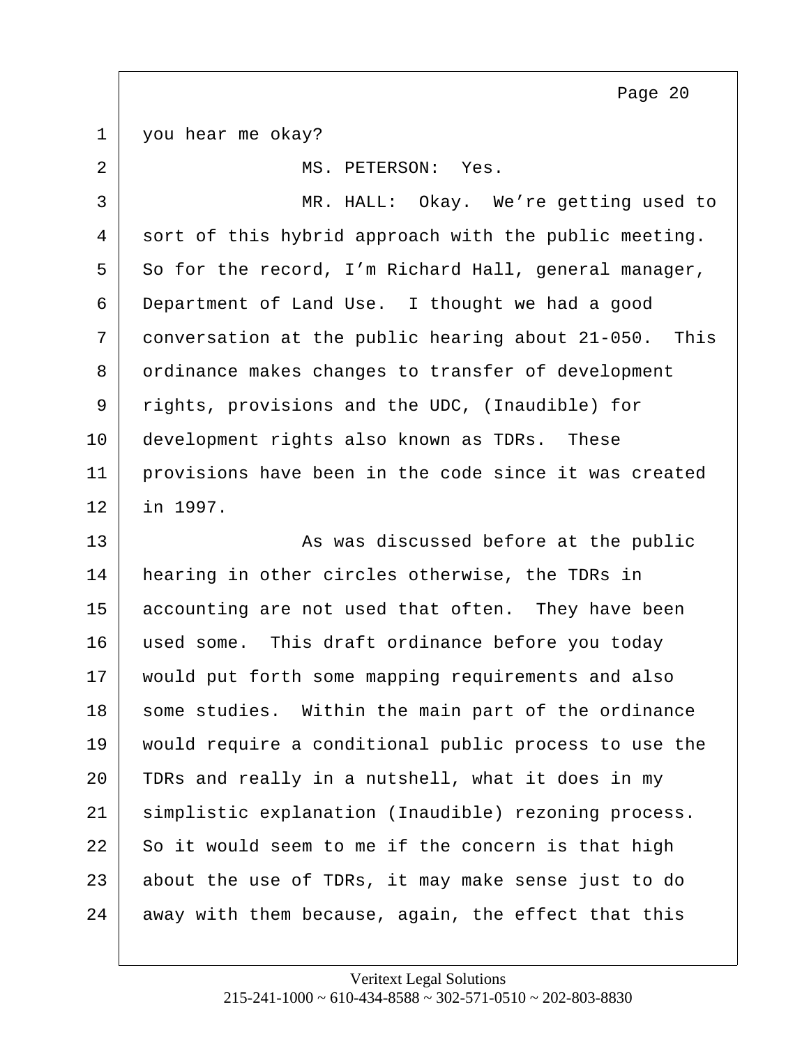you hear me okay?

MS. PETERSON: Yes.

MR. HALL: Okay. We're getting used to sort of this hybrid approach with the public meeting. So for the record, I'm Richard Hall, general manager, Department of Land Use. I thought we had a good conversation at the public hearing about 21-050. This ordinance makes changes to transfer of development rights, provisions and the UDC, (Inaudible) for development rights also known as TDRs. These provisions have been in the code since it was created in 1997.

As was discussed before at the public hearing in other circles otherwise, the TDRs in accounting are not used that often. They have been used some. This draft ordinance before you today would put forth some mapping requirements and also some studies. Within the main part of the ordinance would require a conditional public process to use the TDRs and really in a nutshell, what it does in my simplistic explanation (Inaudible) rezoning process. So it would seem to me if the concern is that high about the use of TDRs, it may make sense just to do away with them because, again, the effect that this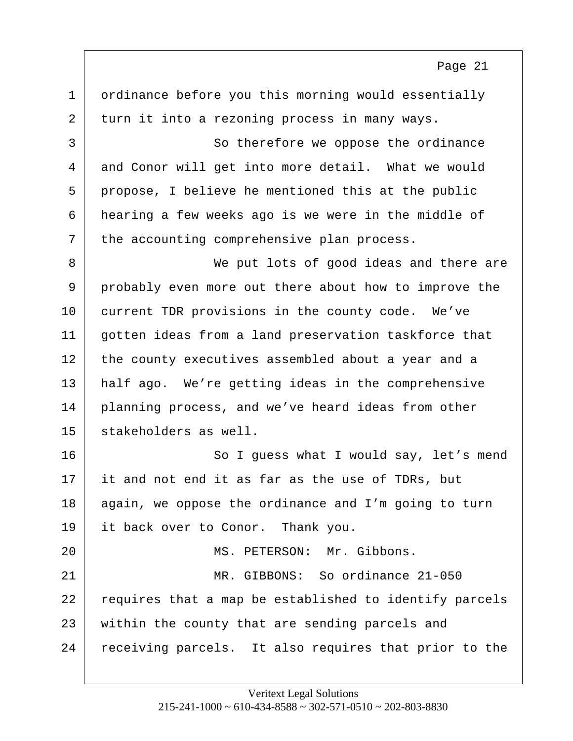ordinance before you this morning would essentially turn it into a rezoning process in many ways.

So therefore we oppose the ordinance and Conor will get into more detail. What we would propose, I believe he mentioned this at the public hearing a few weeks ago is we were in the middle of the accounting comprehensive plan process.

We put lots of good ideas and there are probably even more out there about how to improve the current TDR provisions in the county code. We've gotten ideas from a land preservation taskforce that the county executives assembled about a year and a half ago. We're getting ideas in the comprehensive planning process, and we've heard ideas from other stakeholders as well.

So I guess what I would say, let's mend it and not end it as far as the use of TDRs, but again, we oppose the ordinance and I'm going to turn it back over to Conor. Thank you.

MS. PETERSON: Mr. Gibbons.

MR. GIBBONS: So ordinance 21-050 requires that a map be established to identify parcels within the county that are sending parcels and receiving parcels. It also requires that prior to the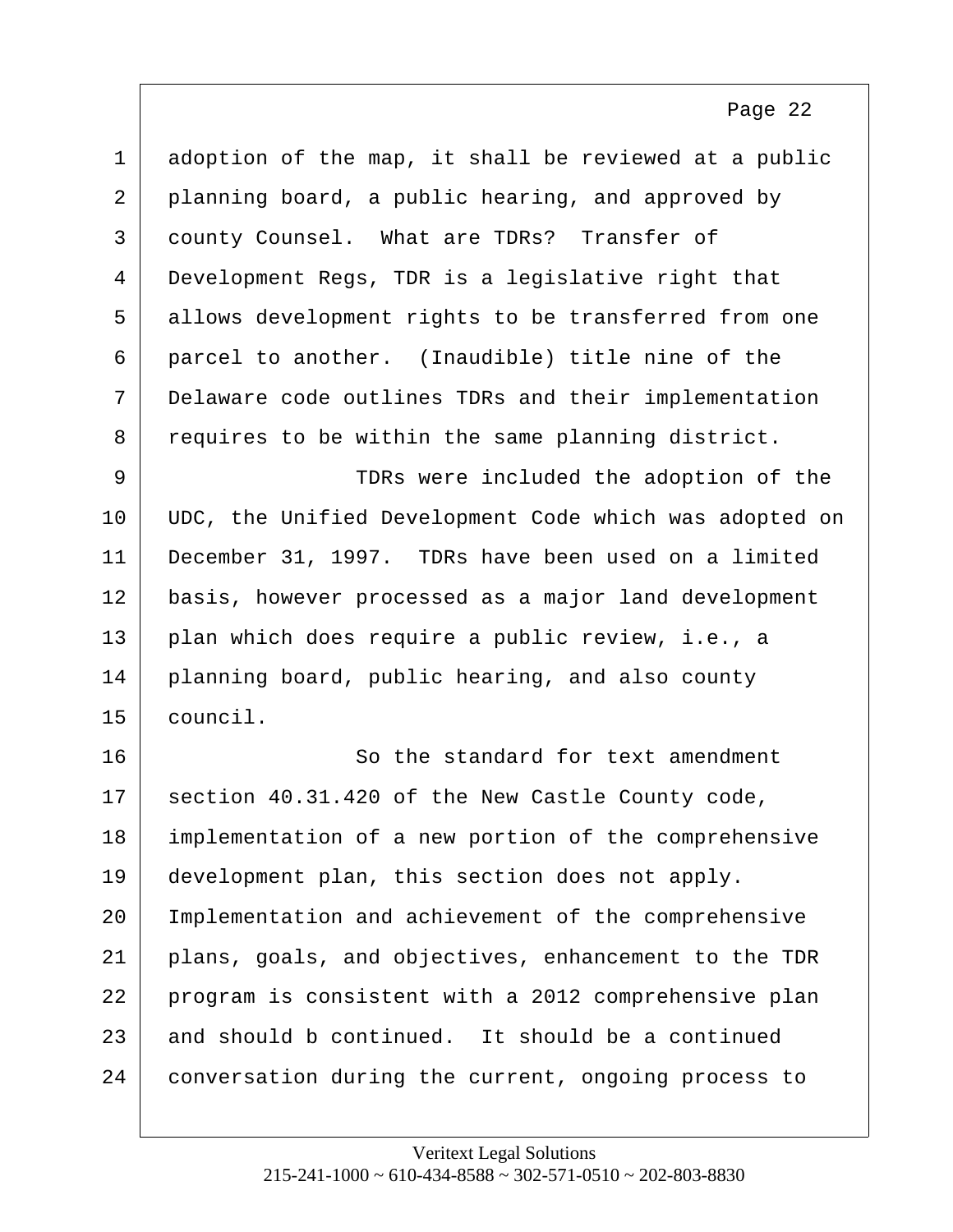adoption of the map, it shall be reviewed at a public planning board, a public hearing, and approved by county Counsel. What are TDRs? Transfer of Development Regs, TDR is a legislative right that allows development rights to be transferred from one parcel to another. (Inaudible) title nine of the Delaware code outlines TDRs and their implementation requires to be within the same planning district.

TDRs were included the adoption of the UDC, the Unified Development Code which was adopted on December 31, 1997. TDRs have been used on a limited basis, however processed as a major land development plan which does require a public review, i.e., a planning board, public hearing, and also county council.

So the standard for text amendment section 40.31.420 of the New Castle County code, implementation of a new portion of the comprehensive development plan, this section does not apply. Implementation and achievement of the comprehensive plans, goals, and objectives, enhancement to the TDR program is consistent with a 2012 comprehensive plan and should b continued. It should be a continued conversation during the current, ongoing process to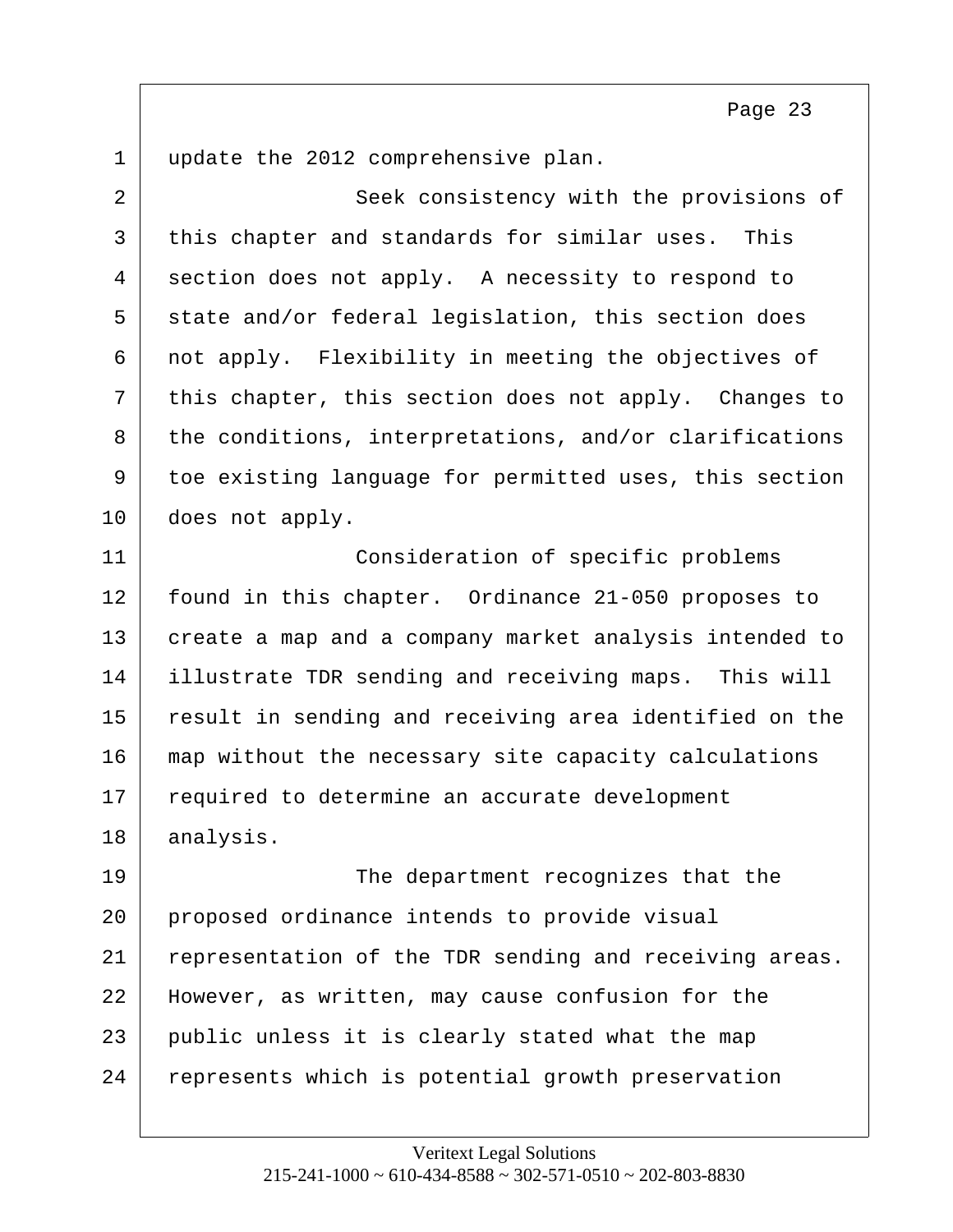update the 2012 comprehensive plan.

Seek consistency with the provisions of this chapter and standards for similar uses. This section does not apply. A necessity to respond to state and/or federal legislation, this section does not apply. Flexibility in meeting the objectives of this chapter, this section does not apply. Changes to the conditions, interpretations, and/or clarifications toe existing language for permitted uses, this section does not apply.

Consideration of specific problems found in this chapter. Ordinance 21-050 proposes to create a map and a company market analysis intended to illustrate TDR sending and receiving maps. This will result in sending and receiving area identified on the map without the necessary site capacity calculations required to determine an accurate development analysis.

The department recognizes that the proposed ordinance intends to provide visual representation of the TDR sending and receiving areas. However, as written, may cause confusion for the public unless it is clearly stated what the map represents which is potential growth preservation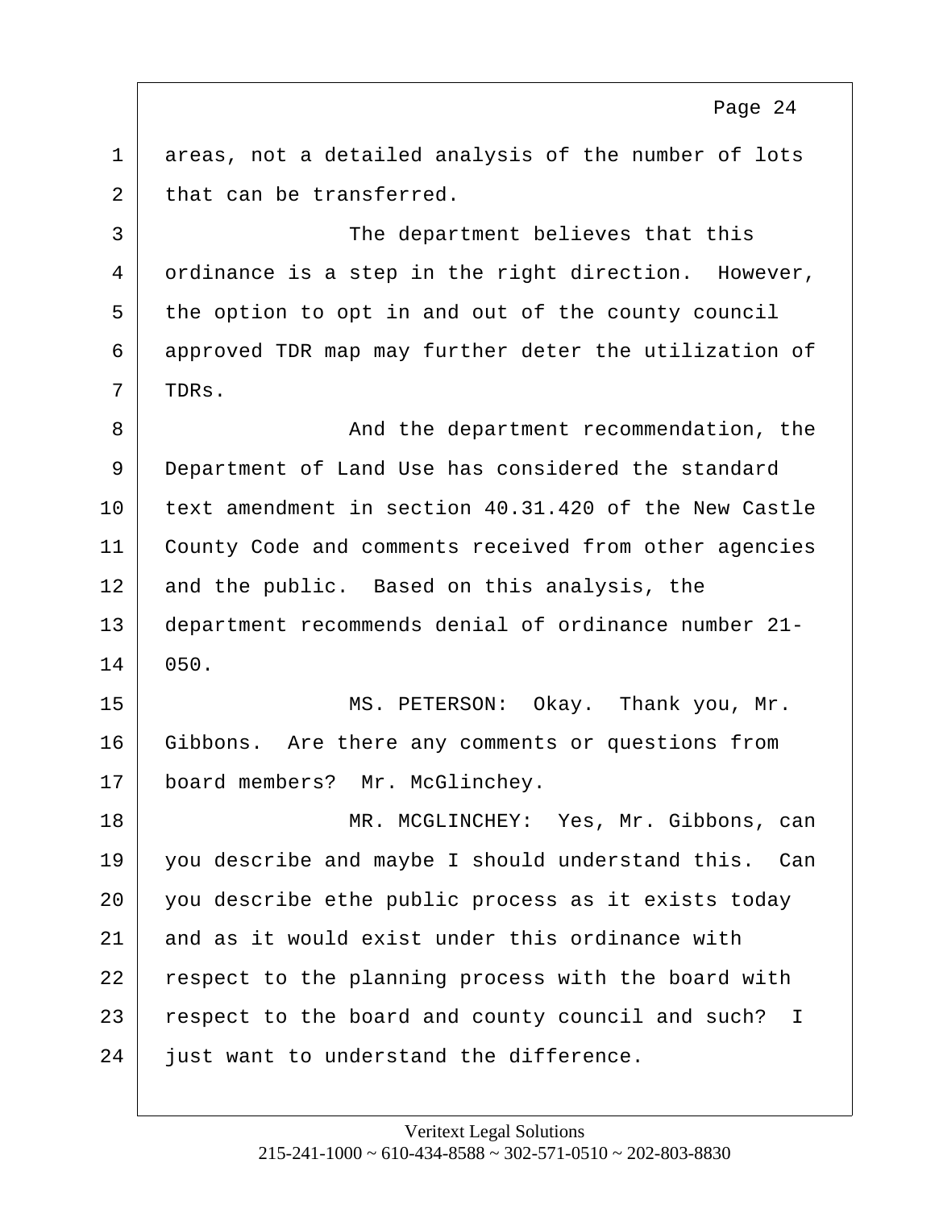areas, not a detailed analysis of the number of lots that can be transferred.

The department believes that this ordinance is a step in the right direction. However, the option to opt in and out of the county council approved TDR map may further deter the utilization of TDRs.

And the department recommendation, the Department of Land Use has considered the standard text amendment in section 40.31.420 of the New Castle County Code and comments received from other agencies and the public. Based on this analysis, the department recommends denial of ordinance number 21-050.

MS. PETERSON: Okay. Thank you, Mr. Gibbons. Are there any comments or questions from board members? Mr. McGlinchey.

MR. MCGLINCHEY: Yes, Mr. Gibbons, can you describe and maybe I should understand this. Can you describe ethe public process as it exists today and as it would exist under this ordinance with respect to the planning process with the board with respect to the board and county council and such? I just want to understand the difference.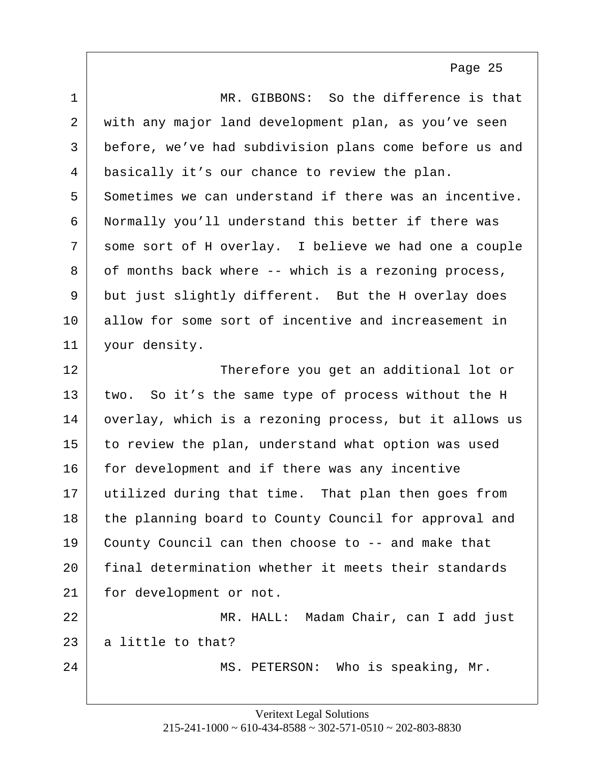MR. GIBBONS: So the difference is that with any major land development plan, as you've seen before, we've had subdivision plans come before us and basically it's our chance to review the plan. Sometimes we can understand if there was an incentive. Normally you'll understand this better if there was some sort of H overlay. I believe we had one a couple of months back where -- which is a rezoning process, but just slightly different. But the H overlay does allow for some sort of incentive and increasement in your density.

Therefore you get an additional lot or two. So it's the same type of process without the H overlay, which is a rezoning process, but it allows us to review the plan, understand what option was used for development and if there was any incentive utilized during that time. That plan then goes from the planning board to County Council for approval and County Council can then choose to -- and make that final determination whether it meets their standards for development or not.

MR. HALL: Madam Chair, can I add just a little to that?

MS. PETERSON: Who is speaking, Mr.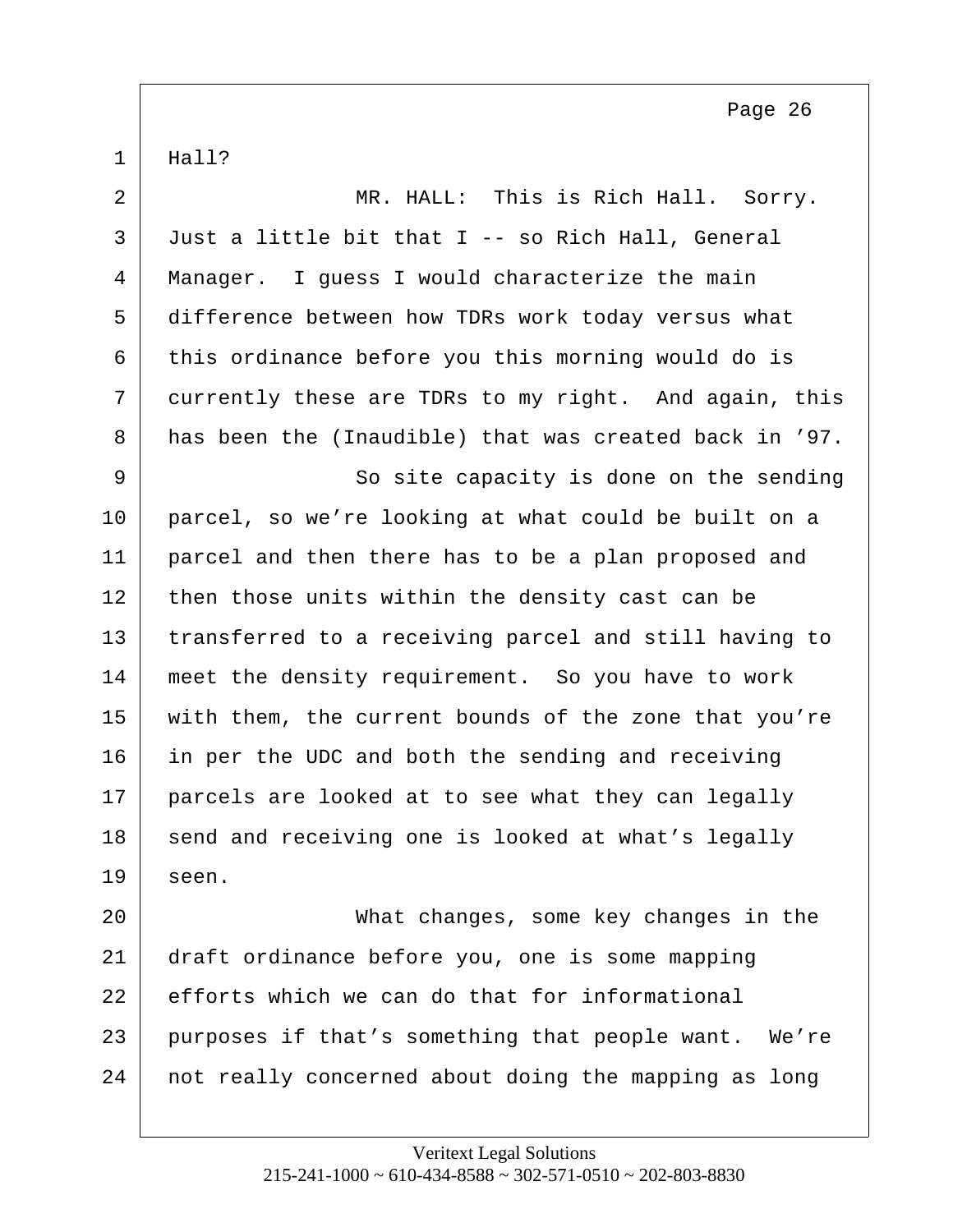1 Hall?

2 MR. HALL: This is Rich Hall. Sorry.
3 Just a little bit that I -- so Rich Hall, General
4 Manager. I guess I would characterize the main
5 difference between how TDRs work today versus what
6 this ordinance before you this morning would do is
7 currently these are TDRs to my right. And again, this
8 has been the (Inaudible) that was created back in ’97.

9 So site capacity is done on the sending
10 parcel, so we’re looking at what could be built on a
11 parcel and then there has to be a plan proposed and
12 then those units within the density cast can be
13 transferred to a receiving parcel and still having to
14 meet the density requirement. So you have to work
15 with them, the current bounds of the zone that you’re
16 in per the UDC and both the sending and receiving
17 parcels are looked at to see what they can legally
18 send and receiving one is looked at what’s legally
19 seen.

20 What changes, some key changes in the
21 draft ordinance before you, one is some mapping
22 efforts which we can do that for informational
23 purposes if that’s something that people want. We’re
24 not really concerned about doing the mapping as long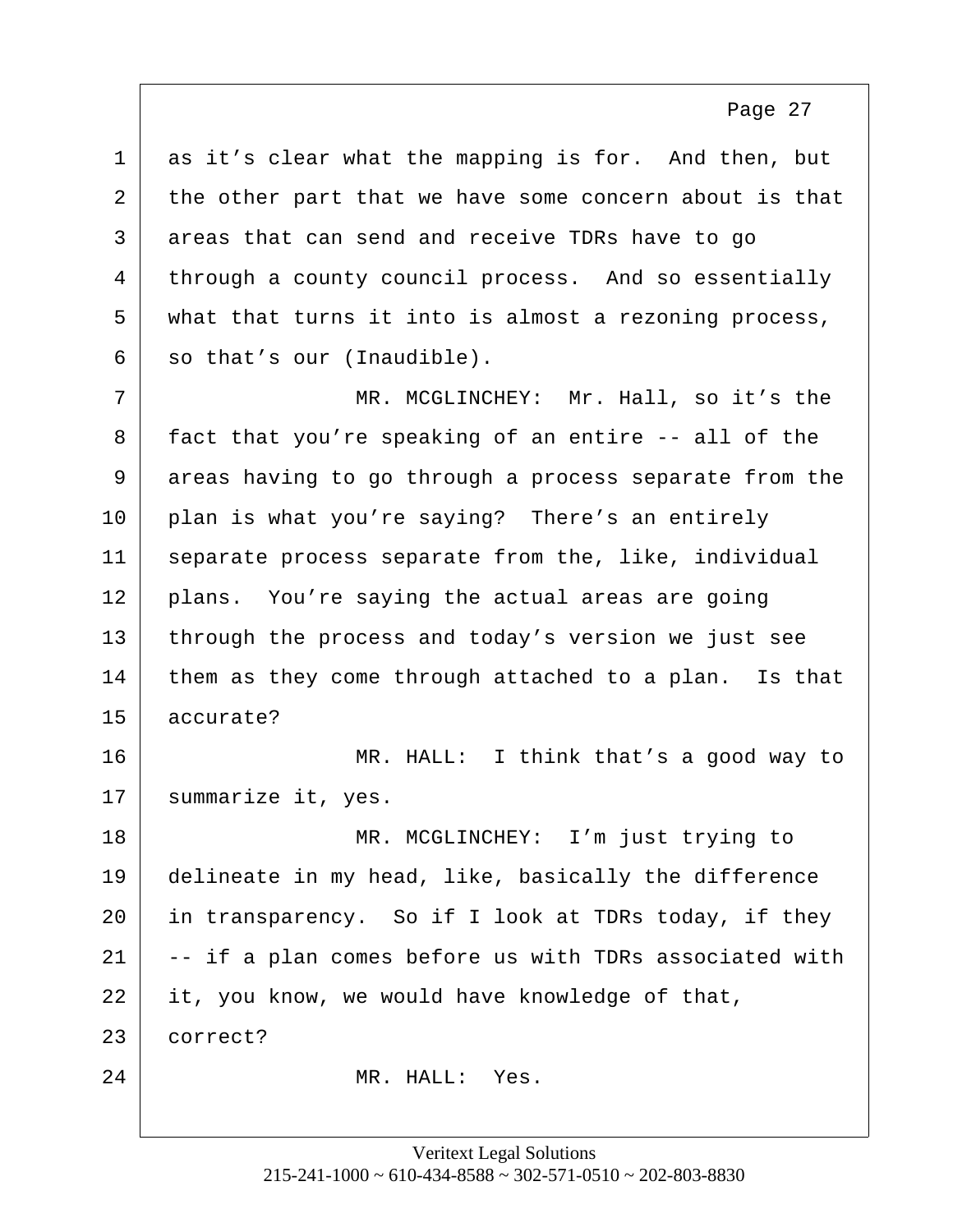as it's clear what the mapping is for. And then, but the other part that we have some concern about is that areas that can send and receive TDRs have to go through a county council process. And so essentially what that turns it into is almost a rezoning process, so that's our (Inaudible).

MR. MCGLINCHEY: Mr. Hall, so it's the fact that you're speaking of an entire -- all of the areas having to go through a process separate from the plan is what you're saying? There's an entirely separate process separate from the, like, individual plans. You're saying the actual areas are going through the process and today's version we just see them as they come through attached to a plan. Is that accurate?

MR. HALL: I think that's a good way to summarize it, yes.

MR. MCGLINCHEY: I'm just trying to delineate in my head, like, basically the difference in transparency. So if I look at TDRs today, if they -- if a plan comes before us with TDRs associated with it, you know, we would have knowledge of that, correct?

MR. HALL: Yes.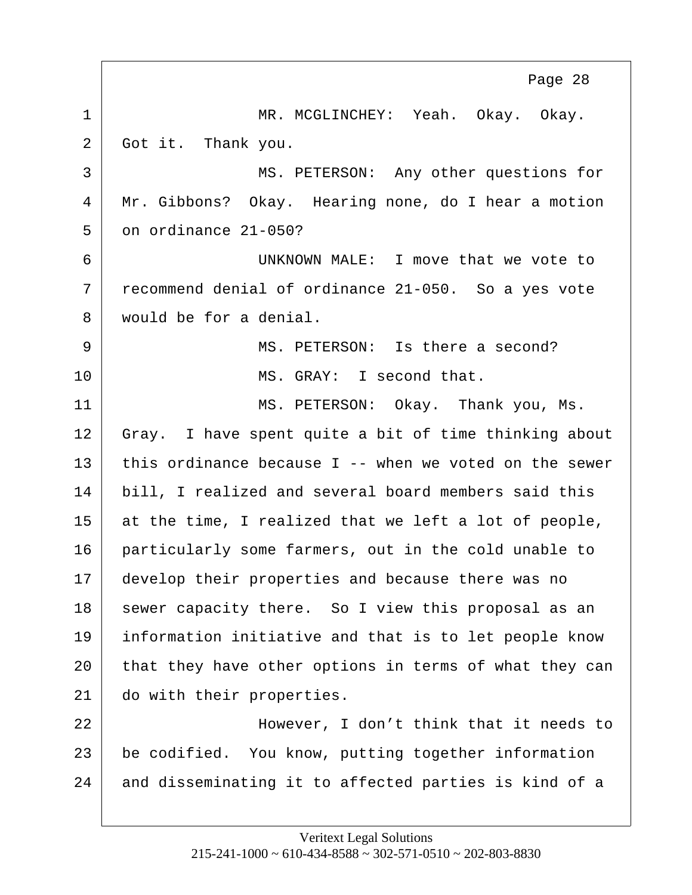MR. MCGLINCHEY: Yeah. Okay. Okay. Got it. Thank you.

MS. PETERSON: Any other questions for Mr. Gibbons? Okay. Hearing none, do I hear a motion on ordinance 21-050?

UNKNOWN MALE: I move that we vote to recommend denial of ordinance 21-050. So a yes vote would be for a denial.

MS. PETERSON: Is there a second?

MS. GRAY: I second that.

MS. PETERSON: Okay. Thank you, Ms. Gray. I have spent quite a bit of time thinking about this ordinance because I -- when we voted on the sewer bill, I realized and several board members said this at the time, I realized that we left a lot of people, particularly some farmers, out in the cold unable to develop their properties and because there was no sewer capacity there. So I view this proposal as an information initiative and that is to let people know that they have other options in terms of what they can do with their properties.

However, I don't think that it needs to be codified. You know, putting together information and disseminating it to affected parties is kind of a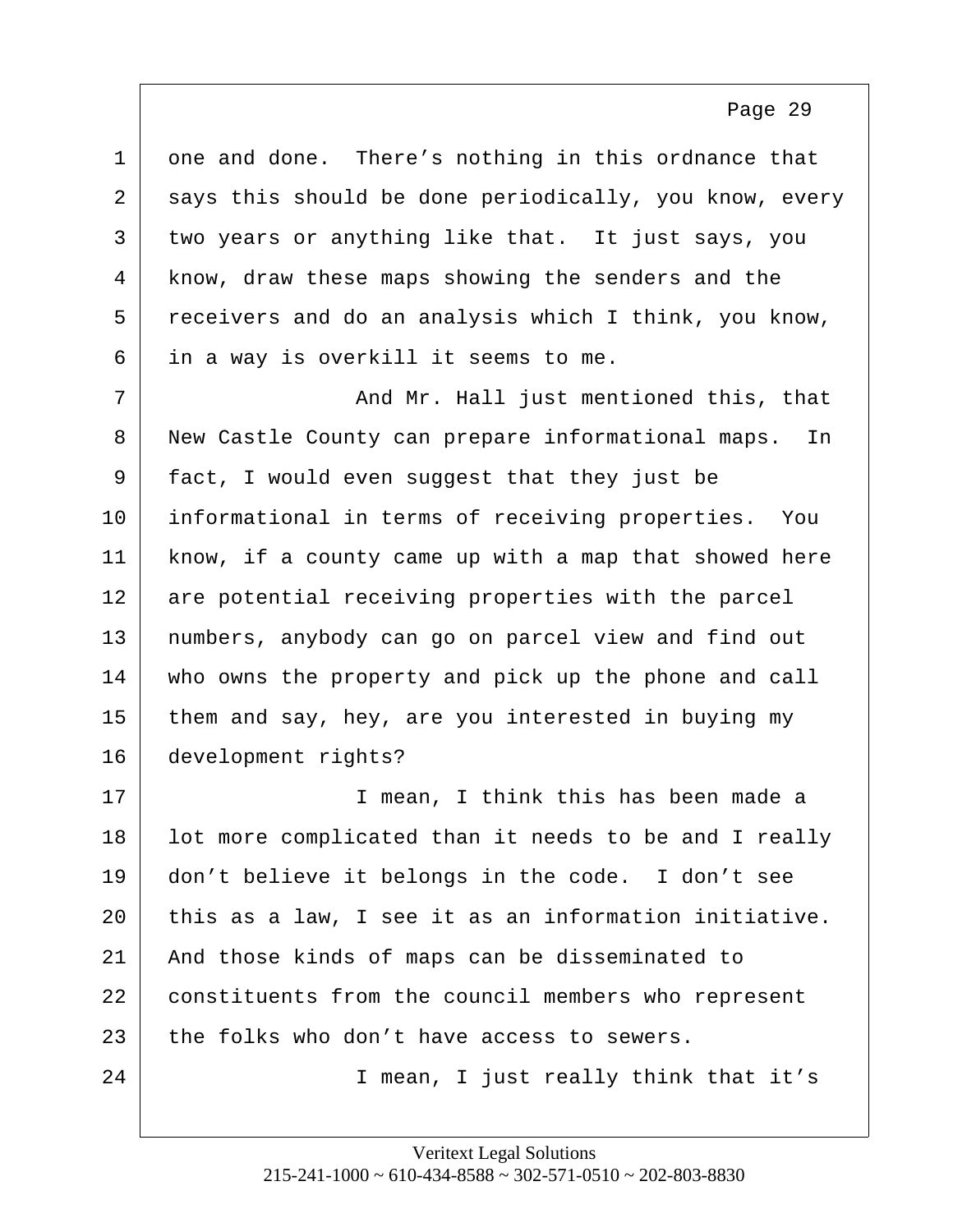one and done. There's nothing in this ordnance that says this should be done periodically, you know, every two years or anything like that. It just says, you know, draw these maps showing the senders and the receivers and do an analysis which I think, you know, in a way is overkill it seems to me.

And Mr. Hall just mentioned this, that New Castle County can prepare informational maps. In fact, I would even suggest that they just be informational in terms of receiving properties. You know, if a county came up with a map that showed here are potential receiving properties with the parcel numbers, anybody can go on parcel view and find out who owns the property and pick up the phone and call them and say, hey, are you interested in buying my development rights?

I mean, I think this has been made a lot more complicated than it needs to be and I really don't believe it belongs in the code. I don't see this as a law, I see it as an information initiative. And those kinds of maps can be disseminated to constituents from the council members who represent the folks who don't have access to sewers.

I mean, I just really think that it's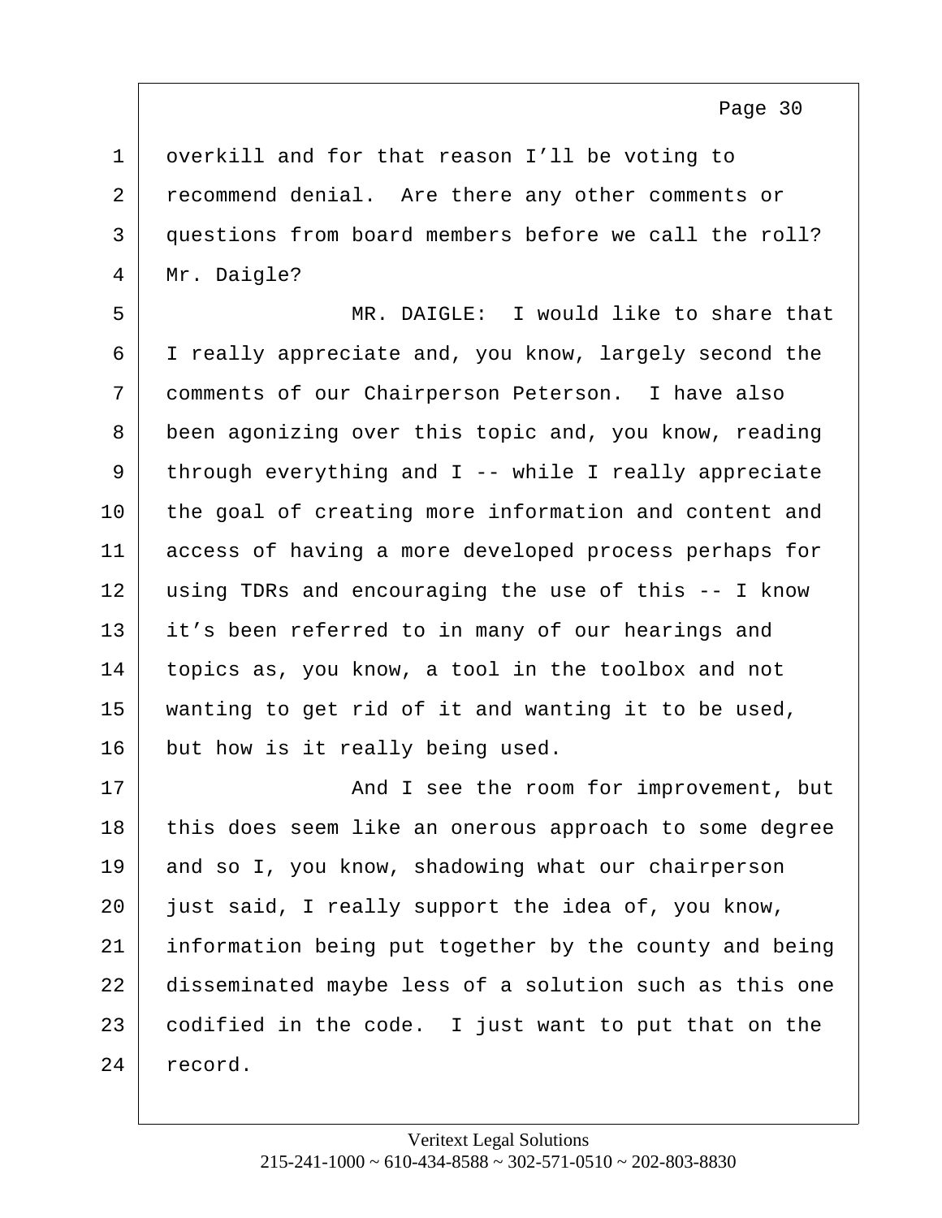overkill and for that reason I'll be voting to recommend denial. Are there any other comments or questions from board members before we call the roll? Mr. Daigle?

MR. DAIGLE: I would like to share that I really appreciate and, you know, largely second the comments of our Chairperson Peterson. I have also been agonizing over this topic and, you know, reading through everything and I -- while I really appreciate the goal of creating more information and content and access of having a more developed process perhaps for using TDRs and encouraging the use of this -- I know it's been referred to in many of our hearings and topics as, you know, a tool in the toolbox and not wanting to get rid of it and wanting it to be used, but how is it really being used.

And I see the room for improvement, but this does seem like an onerous approach to some degree and so I, you know, shadowing what our chairperson just said, I really support the idea of, you know, information being put together by the county and being disseminated maybe less of a solution such as this one codified in the code. I just want to put that on the record.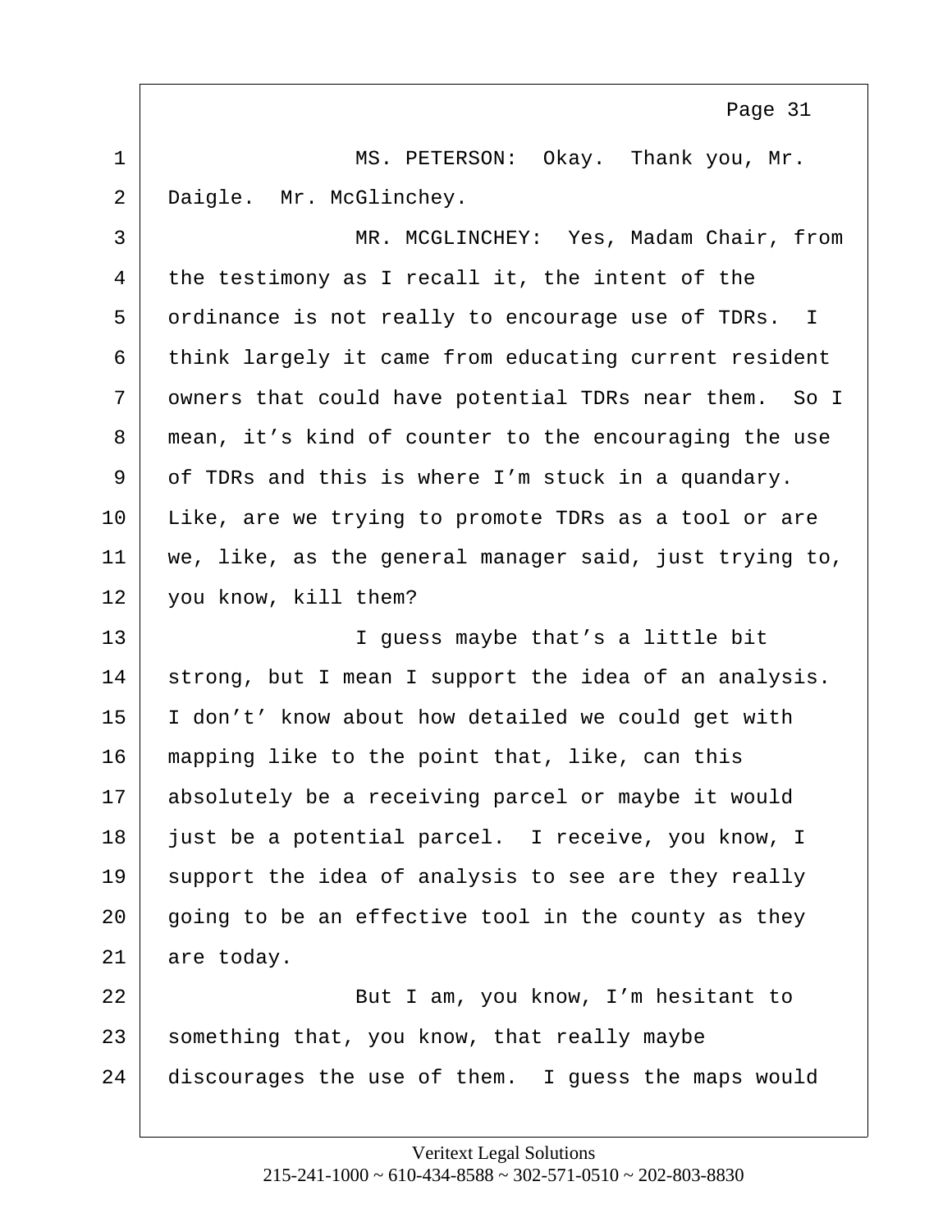MS. PETERSON: Okay. Thank you, Mr. Daigle. Mr. McGlinchey.

MR. MCGLINCHEY: Yes, Madam Chair, from the testimony as I recall it, the intent of the ordinance is not really to encourage use of TDRs. I think largely it came from educating current resident owners that could have potential TDRs near them. So I mean, it's kind of counter to the encouraging the use of TDRs and this is where I'm stuck in a quandary. Like, are we trying to promote TDRs as a tool or are we, like, as the general manager said, just trying to, you know, kill them?

I guess maybe that's a little bit strong, but I mean I support the idea of an analysis. I don't' know about how detailed we could get with mapping like to the point that, like, can this absolutely be a receiving parcel or maybe it would just be a potential parcel. I receive, you know, I support the idea of analysis to see are they really going to be an effective tool in the county as they are today.

But I am, you know, I'm hesitant to something that, you know, that really maybe discourages the use of them. I guess the maps would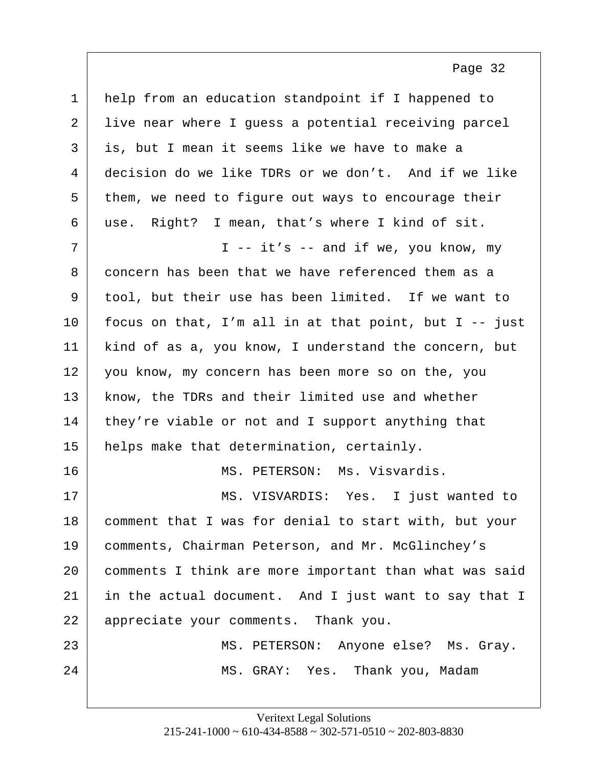help from an education standpoint if I happened to live near where I guess a potential receiving parcel is, but I mean it seems like we have to make a decision do we like TDRs or we don't. And if we like them, we need to figure out ways to encourage their use. Right? I mean, that's where I kind of sit.

I -- it's -- and if we, you know, my concern has been that we have referenced them as a tool, but their use has been limited. If we want to focus on that, I'm all in at that point, but I -- just kind of as a, you know, I understand the concern, but you know, my concern has been more so on the, you know, the TDRs and their limited use and whether they're viable or not and I support anything that helps make that determination, certainly.

MS. PETERSON: Ms. Visvardis.

MS. VISVARDIS: Yes. I just wanted to comment that I was for denial to start with, but your comments, Chairman Peterson, and Mr. McGlinchey's comments I think are more important than what was said in the actual document. And I just want to say that I appreciate your comments. Thank you.

MS. PETERSON: Anyone else? Ms. Gray.

MS. GRAY: Yes. Thank you, Madam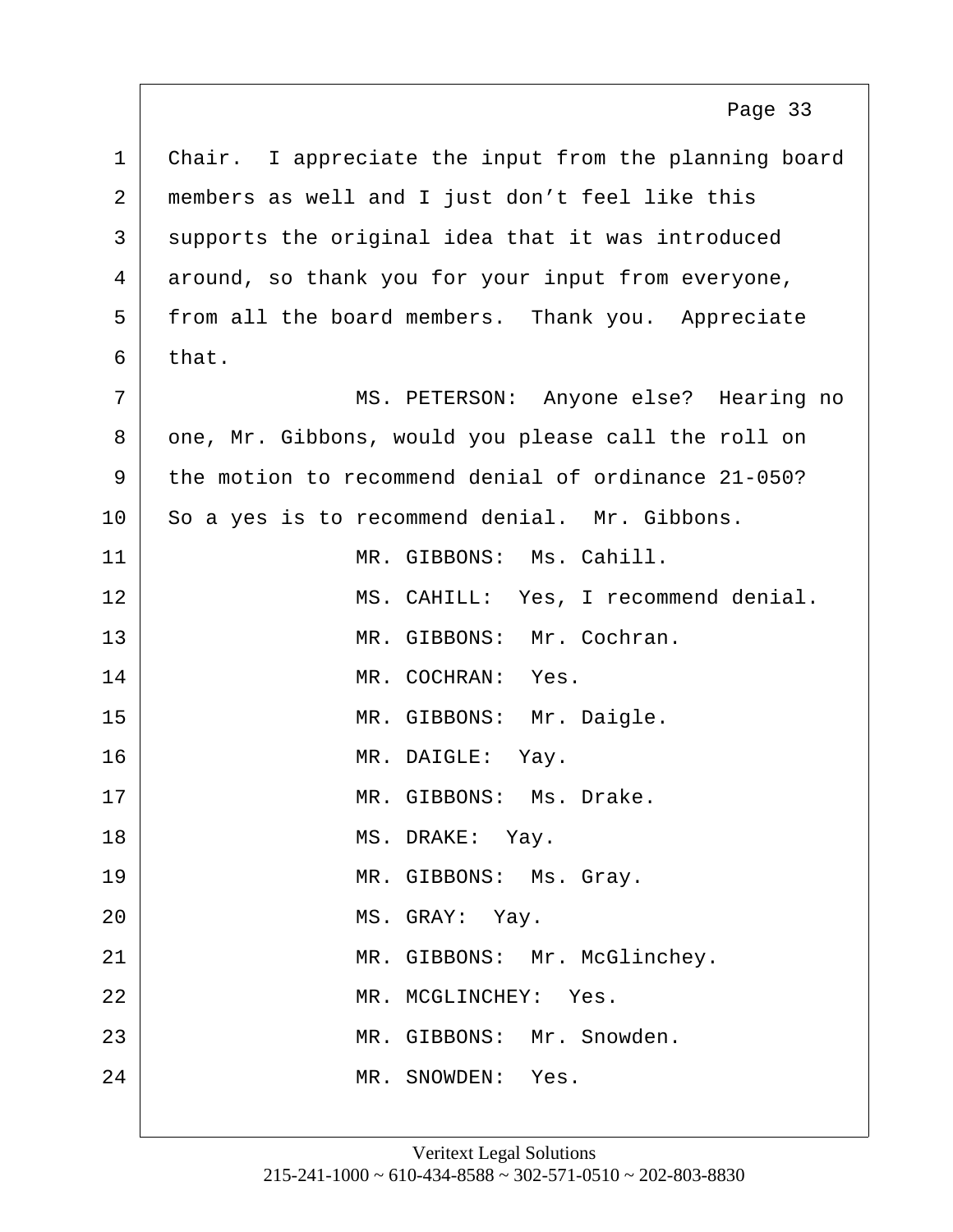Chair. I appreciate the input from the planning board members as well and I just don't feel like this supports the original idea that it was introduced around, so thank you for your input from everyone, from all the board members. Thank you. Appreciate that.

MS. PETERSON: Anyone else? Hearing no one, Mr. Gibbons, would you please call the roll on the motion to recommend denial of ordinance 21-050? So a yes is to recommend denial. Mr. Gibbons.

MR. GIBBONS: Ms. Cahill.

MS. CAHILL: Yes, I recommend denial.

MR. GIBBONS: Mr. Cochran.

MR. COCHRAN: Yes.

MR. GIBBONS: Mr. Daigle.

MR. DAIGLE: Yay.

MR. GIBBONS: Ms. Drake.

MS. DRAKE: Yay.

MR. GIBBONS: Ms. Gray.

MS. GRAY: Yay.

MR. GIBBONS: Mr. McGlinchey.

MR. MCGLINCHEY: Yes.

MR. GIBBONS: Mr. Snowden.

MR. SNOWDEN: Yes.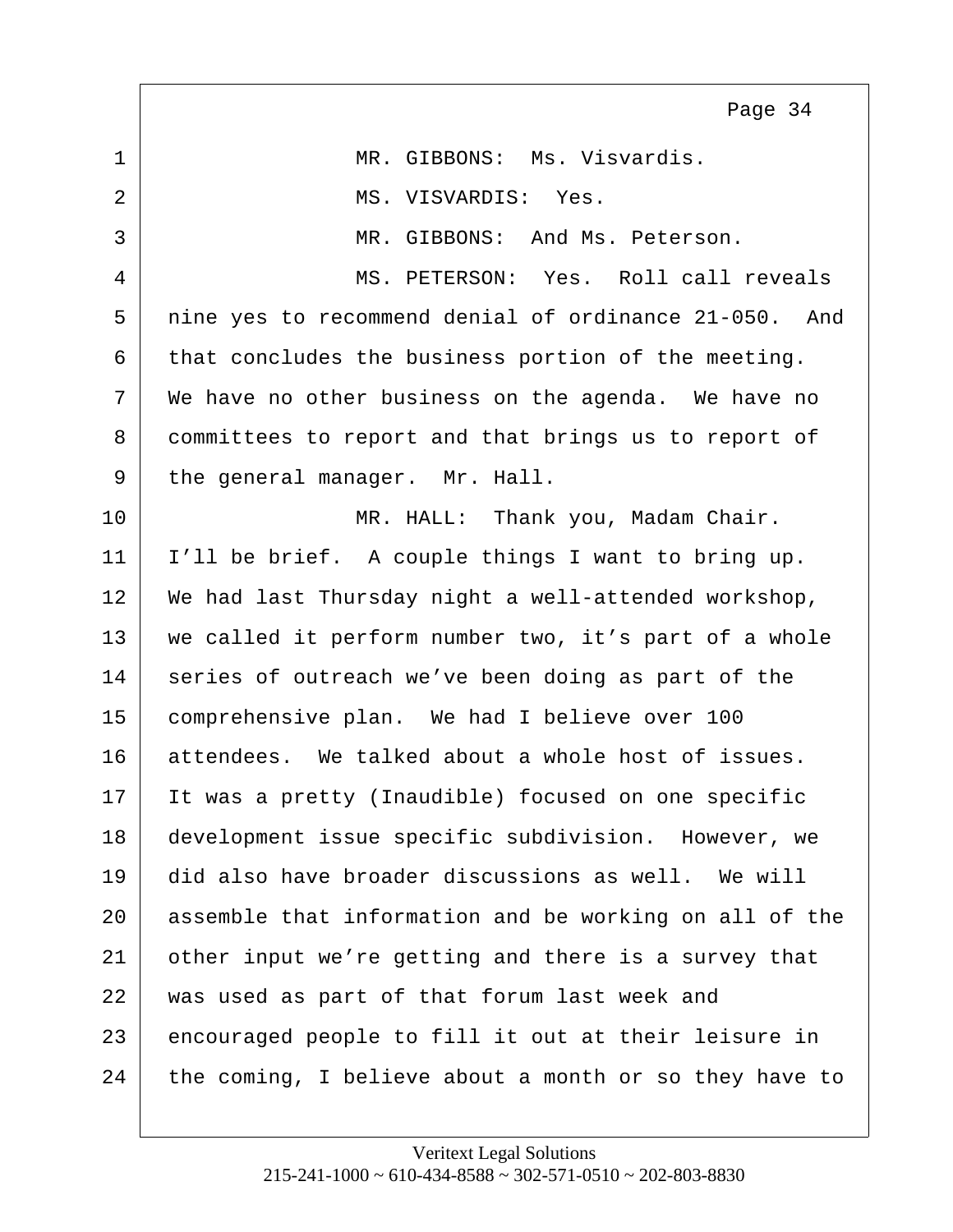MR. GIBBONS: Ms. Visvardis.

MS. VISVARDIS: Yes.

MR. GIBBONS: And Ms. Peterson.

MS. PETERSON: Yes. Roll call reveals nine yes to recommend denial of ordinance 21-050. And that concludes the business portion of the meeting. We have no other business on the agenda. We have no committees to report and that brings us to report of the general manager. Mr. Hall.

MR. HALL: Thank you, Madam Chair. I'll be brief. A couple things I want to bring up. We had last Thursday night a well-attended workshop, we called it perform number two, it's part of a whole series of outreach we've been doing as part of the comprehensive plan. We had I believe over 100 attendees. We talked about a whole host of issues. It was a pretty (Inaudible) focused on one specific development issue specific subdivision. However, we did also have broader discussions as well. We will assemble that information and be working on all of the other input we're getting and there is a survey that was used as part of that forum last week and encouraged people to fill it out at their leisure in the coming, I believe about a month or so they have to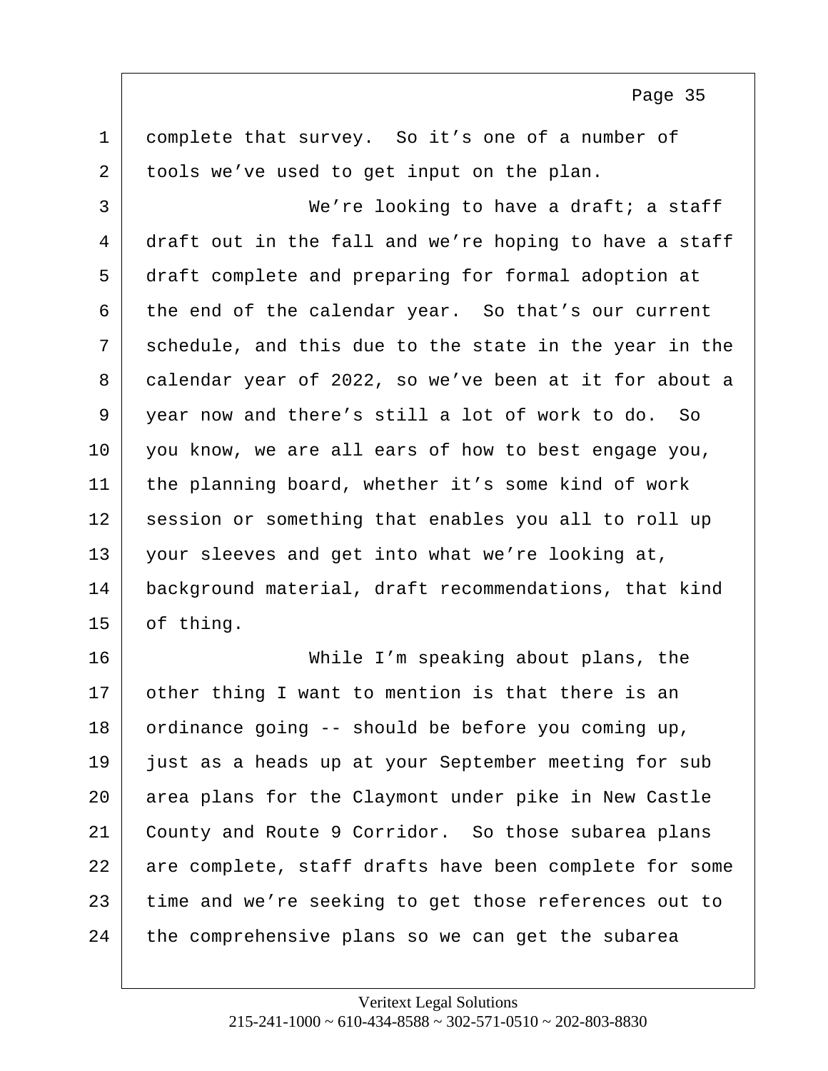complete that survey. So it's one of a number of tools we've used to get input on the plan.

We're looking to have a draft; a staff draft out in the fall and we're hoping to have a staff draft complete and preparing for formal adoption at the end of the calendar year. So that's our current schedule, and this due to the state in the year in the calendar year of 2022, so we've been at it for about a year now and there's still a lot of work to do. So you know, we are all ears of how to best engage you, the planning board, whether it's some kind of work session or something that enables you all to roll up your sleeves and get into what we're looking at, background material, draft recommendations, that kind of thing.

While I'm speaking about plans, the other thing I want to mention is that there is an ordinance going -- should be before you coming up, just as a heads up at your September meeting for sub area plans for the Claymont under pike in New Castle County and Route 9 Corridor. So those subarea plans are complete, staff drafts have been complete for some time and we're seeking to get those references out to the comprehensive plans so we can get the subarea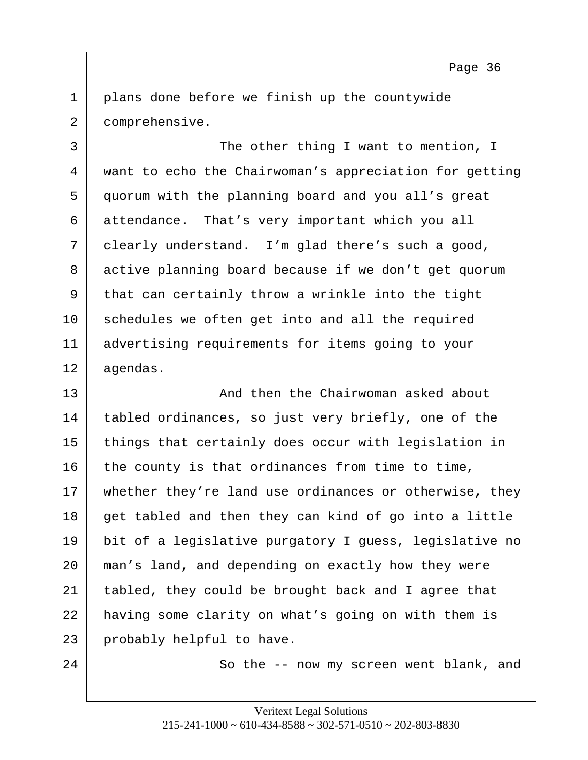1 plans done before we finish up the countywide
2 comprehensive.
3 The other thing I want to mention, I
4 want to echo the Chairwoman's appreciation for getting
5 quorum with the planning board and you all's great
6 attendance. That's very important which you all
7 clearly understand. I'm glad there's such a good,
8 active planning board because if we don't get quorum
9 that can certainly throw a wrinkle into the tight
10 schedules we often get into and all the required
11 advertising requirements for items going to your
12 agendas.
13 And then the Chairwoman asked about
14 tabled ordinances, so just very briefly, one of the
15 things that certainly does occur with legislation in
16 the county is that ordinances from time to time,
17 whether they're land use ordinances or otherwise, they
18 get tabled and then they can kind of go into a little
19 bit of a legislative purgatory I guess, legislative no
20 man's land, and depending on exactly how they were
21 tabled, they could be brought back and I agree that
22 having some clarity on what's going on with them is
23 probably helpful to have.
24 So the -- now my screen went blank, and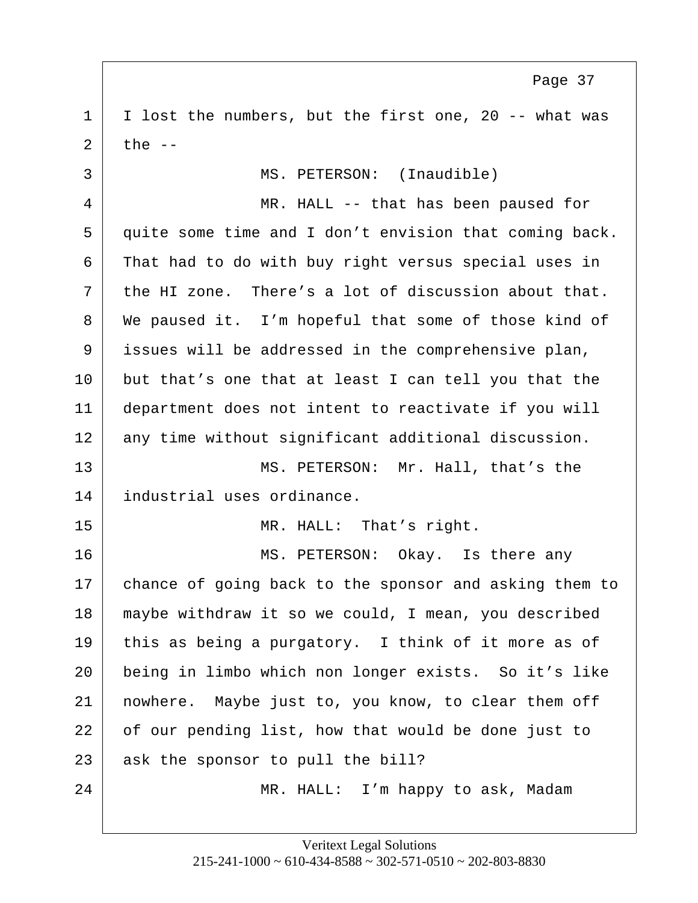1 I lost the numbers, but the first one, 20 -- what was
2 the --

3 MS. PETERSON: (Inaudible)

4 MR. HALL -- that has been paused for
5 quite some time and I don't envision that coming back.
6 That had to do with buy right versus special uses in
7 the HI zone. There's a lot of discussion about that.
8 We paused it. I'm hopeful that some of those kind of
9 issues will be addressed in the comprehensive plan,
10 but that's one that at least I can tell you that the
11 department does not intent to reactivate if you will
12 any time without significant additional discussion.

13 MS. PETERSON: Mr. Hall, that's the
14 industrial uses ordinance.

15 MR. HALL: That's right.

16 MS. PETERSON: Okay. Is there any
17 chance of going back to the sponsor and asking them to
18 maybe withdraw it so we could, I mean, you described
19 this as being a purgatory. I think of it more as of
20 being in limbo which non longer exists. So it's like
21 nowhere. Maybe just to, you know, to clear them off
22 of our pending list, how that would be done just to
23 ask the sponsor to pull the bill?

24 MR. HALL: I'm happy to ask, Madam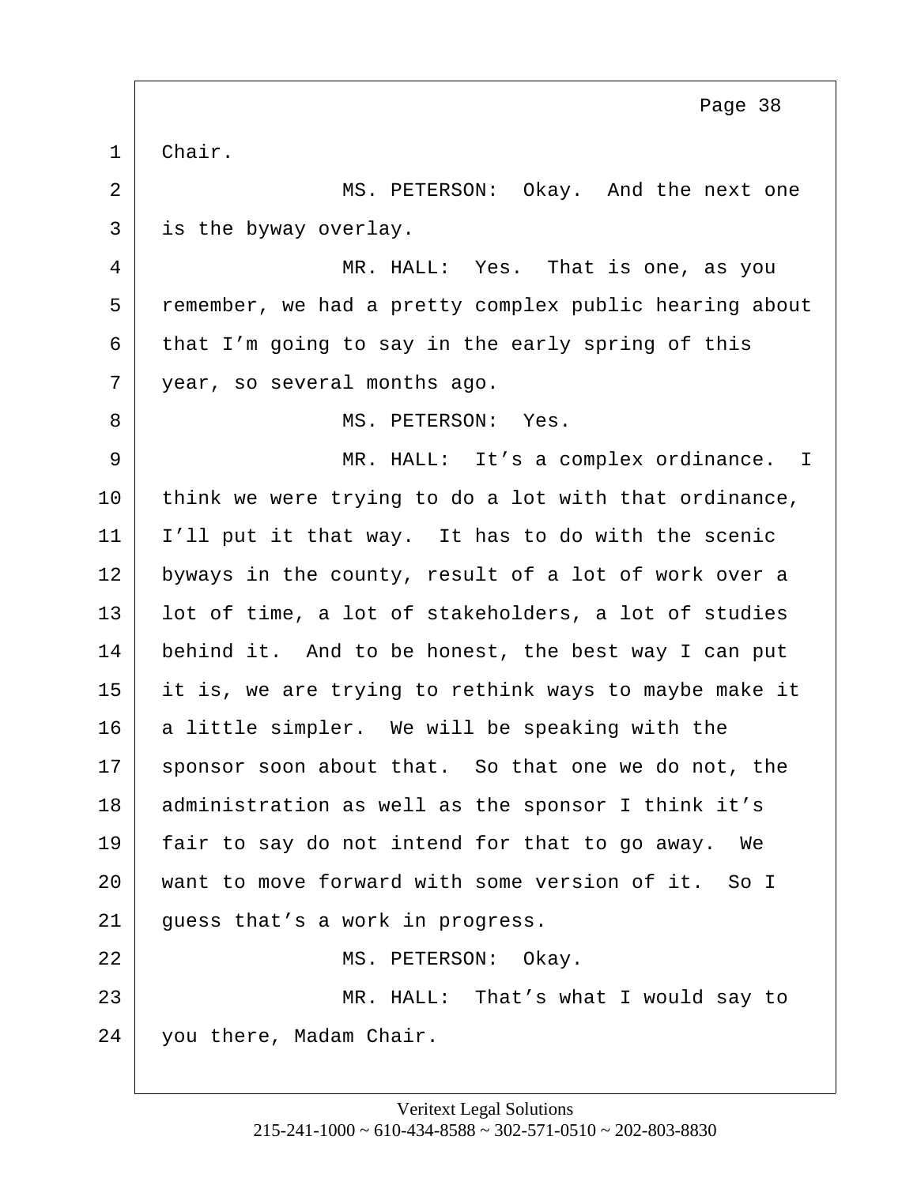1 Chair.

2 MS. PETERSON: Okay. And the next one

3 is the byway overlay.

4 MR. HALL: Yes. That is one, as you

5 remember, we had a pretty complex public hearing about

6 that I'm going to say in the early spring of this

7 year, so several months ago.

8 MS. PETERSON: Yes.

9 MR. HALL: It's a complex ordinance. I

10 think we were trying to do a lot with that ordinance,

11 I'll put it that way. It has to do with the scenic

12 byways in the county, result of a lot of work over a

13 lot of time, a lot of stakeholders, a lot of studies

14 behind it. And to be honest, the best way I can put

15 it is, we are trying to rethink ways to maybe make it

16 a little simpler. We will be speaking with the

17 sponsor soon about that. So that one we do not, the

18 administration as well as the sponsor I think it's

19 fair to say do not intend for that to go away. We

20 want to move forward with some version of it. So I

21 guess that's a work in progress.

22 MS. PETERSON: Okay.

23 MR. HALL: That's what I would say to

24 you there, Madam Chair.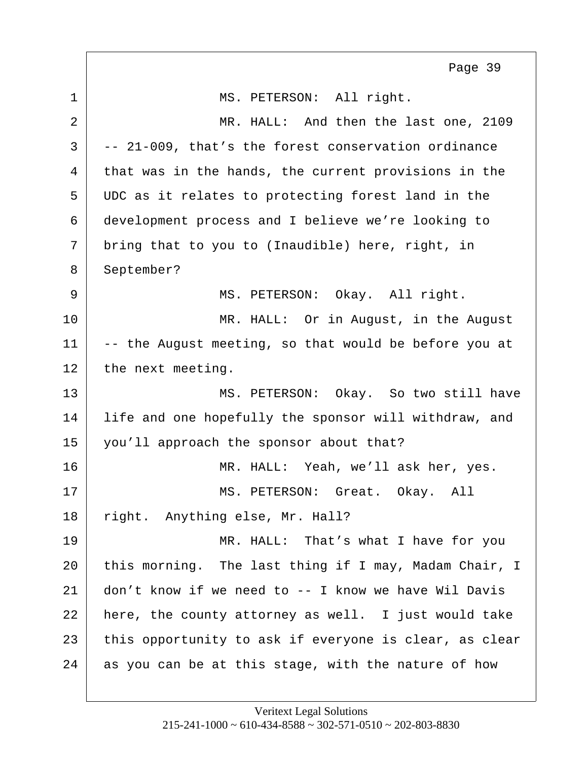MS. PETERSON: All right.

MR. HALL: And then the last one, 2109 -- 21-009, that's the forest conservation ordinance that was in the hands, the current provisions in the UDC as it relates to protecting forest land in the development process and I believe we're looking to bring that to you to (Inaudible) here, right, in September?

MS. PETERSON: Okay. All right.

MR. HALL: Or in August, in the August -- the August meeting, so that would be before you at the next meeting.

MS. PETERSON: Okay. So two still have life and one hopefully the sponsor will withdraw, and you'll approach the sponsor about that?

MR. HALL: Yeah, we'll ask her, yes.

MS. PETERSON: Great. Okay. All right. Anything else, Mr. Hall?

MR. HALL: That's what I have for you this morning. The last thing if I may, Madam Chair, I don't know if we need to -- I know we have Wil Davis here, the county attorney as well. I just would take this opportunity to ask if everyone is clear, as clear as you can be at this stage, with the nature of how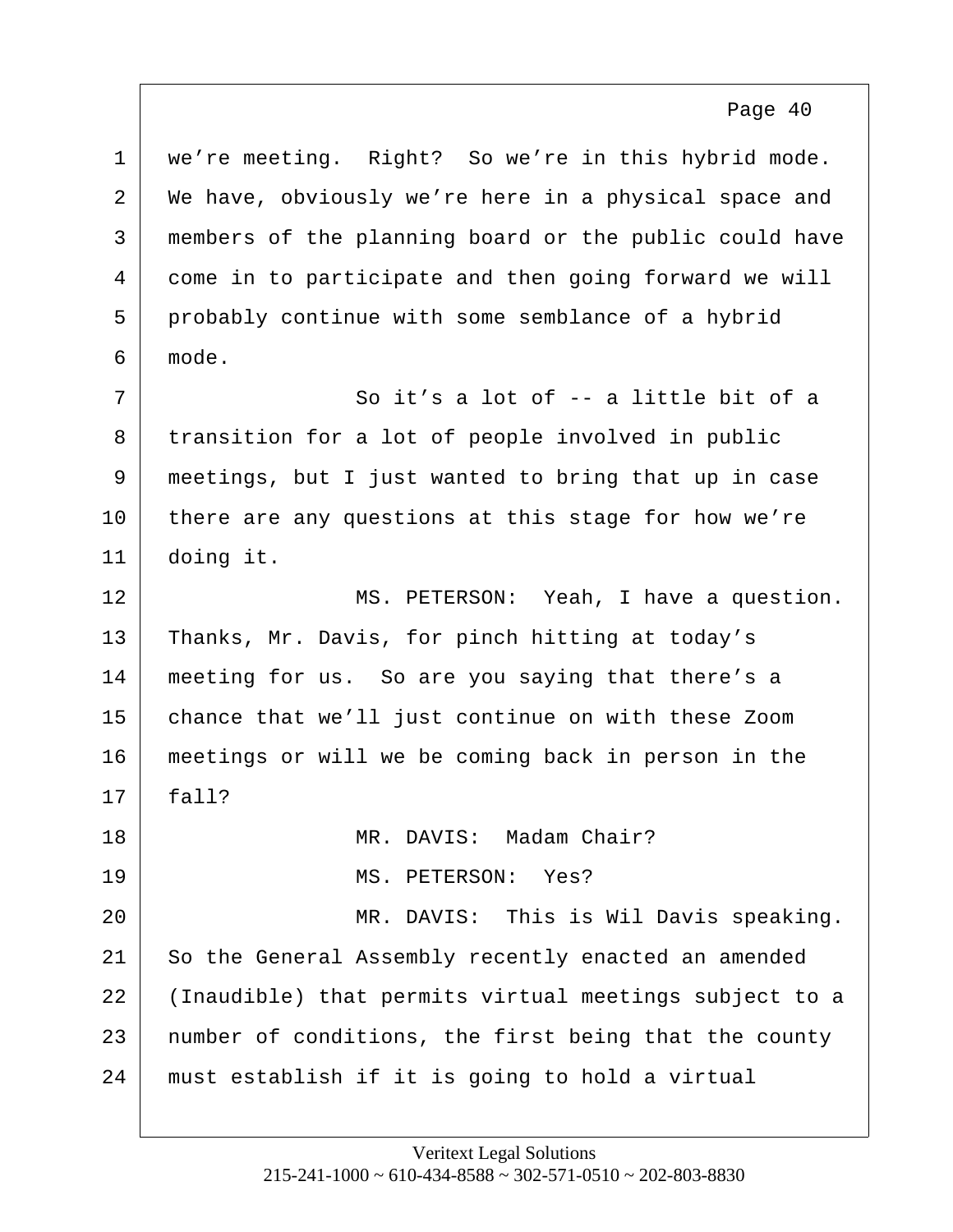we're meeting. Right? So we're in this hybrid mode. We have, obviously we're here in a physical space and members of the planning board or the public could have come in to participate and then going forward we will probably continue with some semblance of a hybrid mode.

So it's a lot of -- a little bit of a transition for a lot of people involved in public meetings, but I just wanted to bring that up in case there are any questions at this stage for how we're doing it.

MS. PETERSON: Yeah, I have a question. Thanks, Mr. Davis, for pinch hitting at today's meeting for us. So are you saying that there's a chance that we'll just continue on with these Zoom meetings or will we be coming back in person in the fall?

MR. DAVIS: Madam Chair?

MS. PETERSON: Yes?

MR. DAVIS: This is Wil Davis speaking. So the General Assembly recently enacted an amended (Inaudible) that permits virtual meetings subject to a number of conditions, the first being that the county must establish if it is going to hold a virtual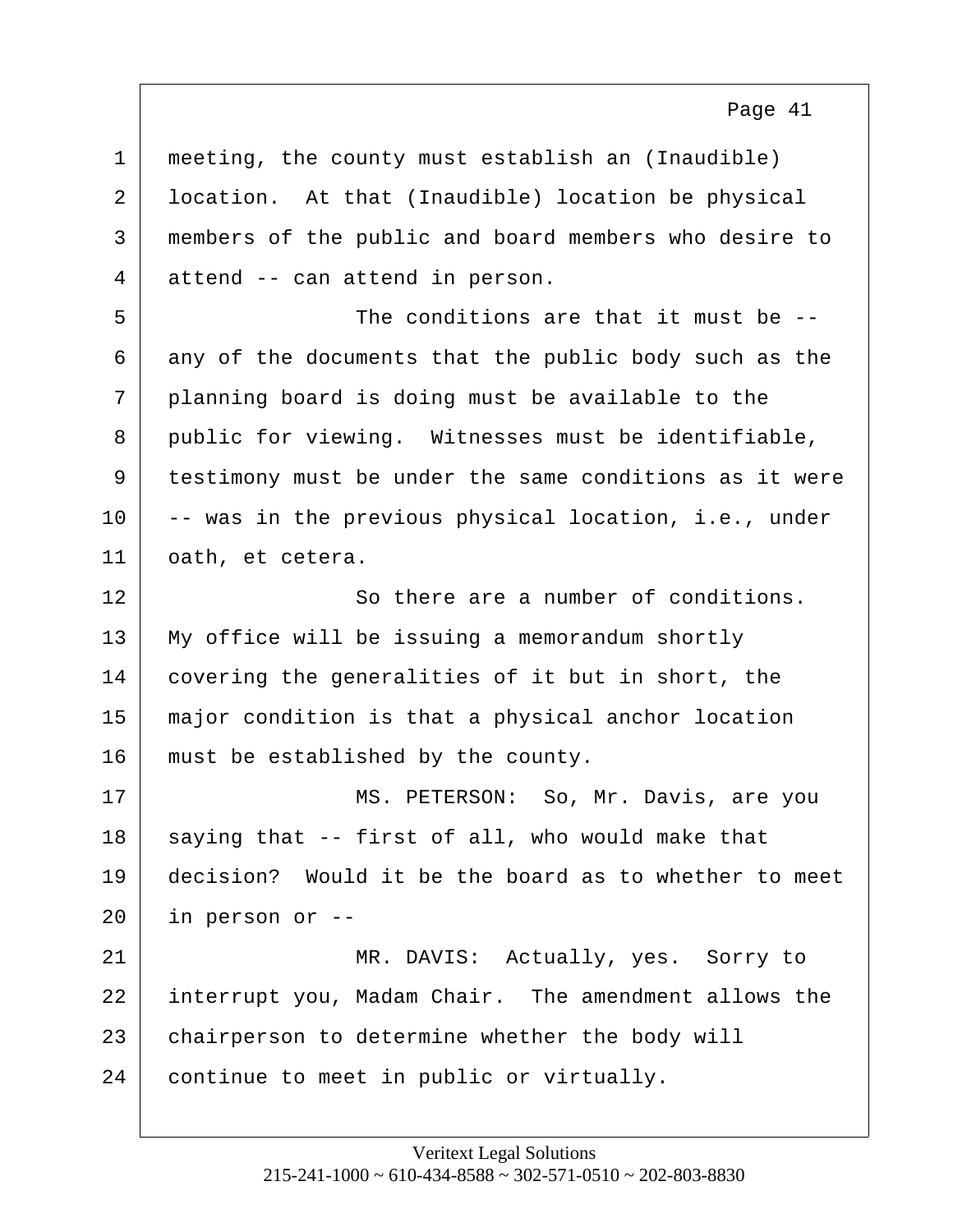1 meeting, the county must establish an (Inaudible)
2 location. At that (Inaudible) location be physical
3 members of the public and board members who desire to
4 attend -- can attend in person.

5 The conditions are that it must be --
6 any of the documents that the public body such as the
7 planning board is doing must be available to the
8 public for viewing. Witnesses must be identifiable,
9 testimony must be under the same conditions as it were
10 -- was in the previous physical location, i.e., under
11 oath, et cetera.

12 So there are a number of conditions.
13 My office will be issuing a memorandum shortly
14 covering the generalities of it but in short, the
15 major condition is that a physical anchor location
16 must be established by the county.

17 MS. PETERSON: So, Mr. Davis, are you
18 saying that -- first of all, who would make that
19 decision? Would it be the board as to whether to meet
20 in person or --

21 MR. DAVIS: Actually, yes. Sorry to
22 interrupt you, Madam Chair. The amendment allows the
23 chairperson to determine whether the body will
24 continue to meet in public or virtually.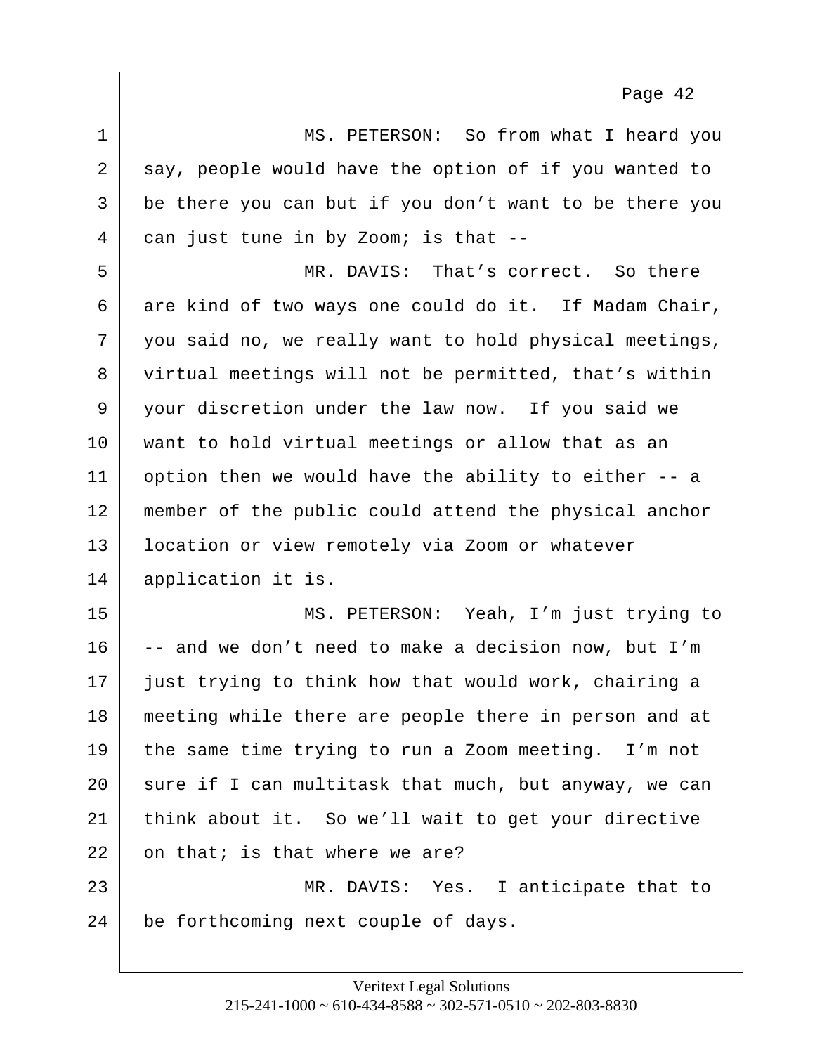MS. PETERSON: So from what I heard you say, people would have the option of if you wanted to be there you can but if you don't want to be there you can just tune in by Zoom; is that --

MR. DAVIS: That's correct. So there are kind of two ways one could do it. If Madam Chair, you said no, we really want to hold physical meetings, virtual meetings will not be permitted, that's within your discretion under the law now. If you said we want to hold virtual meetings or allow that as an option then we would have the ability to either -- a member of the public could attend the physical anchor location or view remotely via Zoom or whatever application it is.

MS. PETERSON: Yeah, I'm just trying to -- and we don't need to make a decision now, but I'm just trying to think how that would work, chairing a meeting while there are people there in person and at the same time trying to run a Zoom meeting. I'm not sure if I can multitask that much, but anyway, we can think about it. So we'll wait to get your directive on that; is that where we are?

MR. DAVIS: Yes. I anticipate that to be forthcoming next couple of days.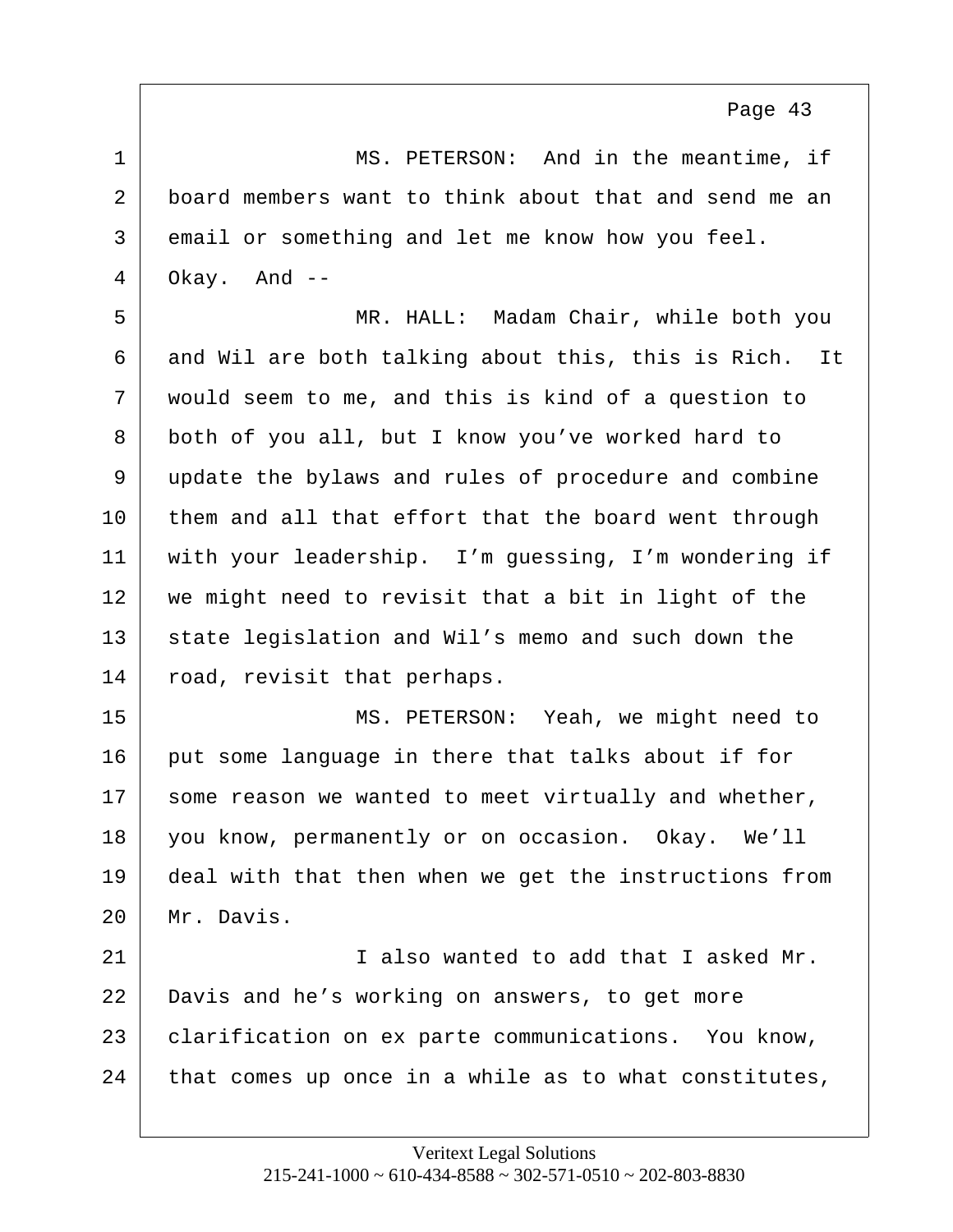MS. PETERSON: And in the meantime, if board members want to think about that and send me an email or something and let me know how you feel. Okay. And --

MR. HALL: Madam Chair, while both you and Wil are both talking about this, this is Rich. It would seem to me, and this is kind of a question to both of you all, but I know you've worked hard to update the bylaws and rules of procedure and combine them and all that effort that the board went through with your leadership. I'm guessing, I'm wondering if we might need to revisit that a bit in light of the state legislation and Wil's memo and such down the road, revisit that perhaps.

MS. PETERSON: Yeah, we might need to put some language in there that talks about if for some reason we wanted to meet virtually and whether, you know, permanently or on occasion. Okay. We'll deal with that then when we get the instructions from Mr. Davis.

I also wanted to add that I asked Mr. Davis and he's working on answers, to get more clarification on ex parte communications. You know, that comes up once in a while as to what constitutes,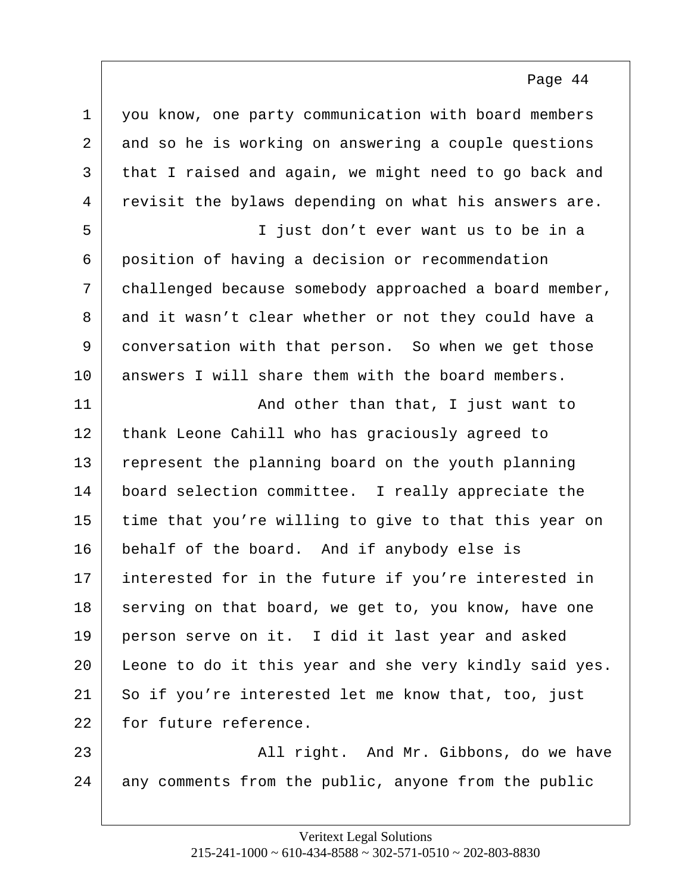1 you know, one party communication with board members
2 and so he is working on answering a couple questions
3 that I raised and again, we might need to go back and
4 revisit the bylaws depending on what his answers are.
5 I just don't ever want us to be in a
6 position of having a decision or recommendation
7 challenged because somebody approached a board member,
8 and it wasn't clear whether or not they could have a
9 conversation with that person. So when we get those
10 answers I will share them with the board members.
11 And other than that, I just want to
12 thank Leone Cahill who has graciously agreed to
13 represent the planning board on the youth planning
14 board selection committee. I really appreciate the
15 time that you're willing to give to that this year on
16 behalf of the board. And if anybody else is
17 interested for in the future if you're interested in
18 serving on that board, we get to, you know, have one
19 person serve on it. I did it last year and asked
20 Leone to do it this year and she very kindly said yes.
21 So if you're interested let me know that, too, just
22 for future reference.
23 All right. And Mr. Gibbons, do we have
24 any comments from the public, anyone from the public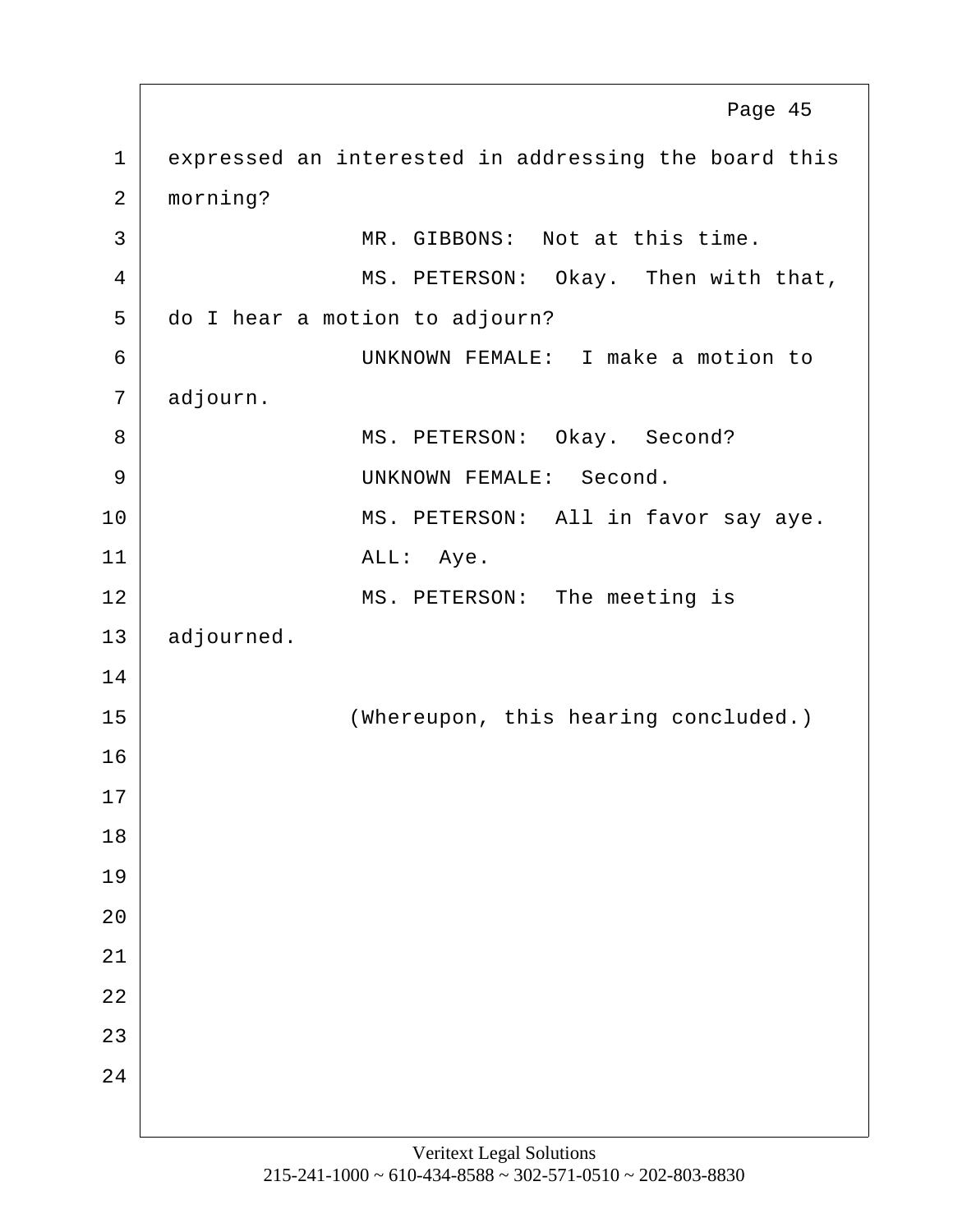expressed an interested in addressing the board this morning?

MR. GIBBONS: Not at this time.

MS. PETERSON: Okay. Then with that, do I hear a motion to adjourn?

UNKNOWN FEMALE: I make a motion to adjourn.

MS. PETERSON: Okay. Second?

UNKNOWN FEMALE: Second.

MS. PETERSON: All in favor say aye.

ALL: Aye.

MS. PETERSON: The meeting is adjourned.

(Whereupon, this hearing concluded.)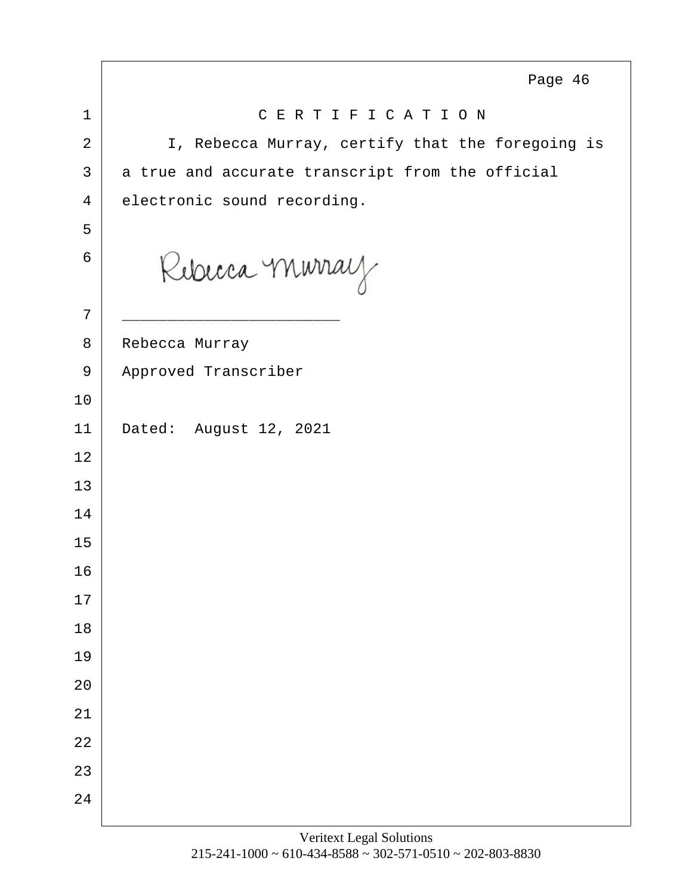# C E R T I F I C A T I O N

I, Rebecca Murray, certify that the foregoing is a true and accurate transcript from the official electronic sound recording.

Rebecca Murray

________________________

Rebecca Murray

Approved Transcriber

Dated: August 12, 2021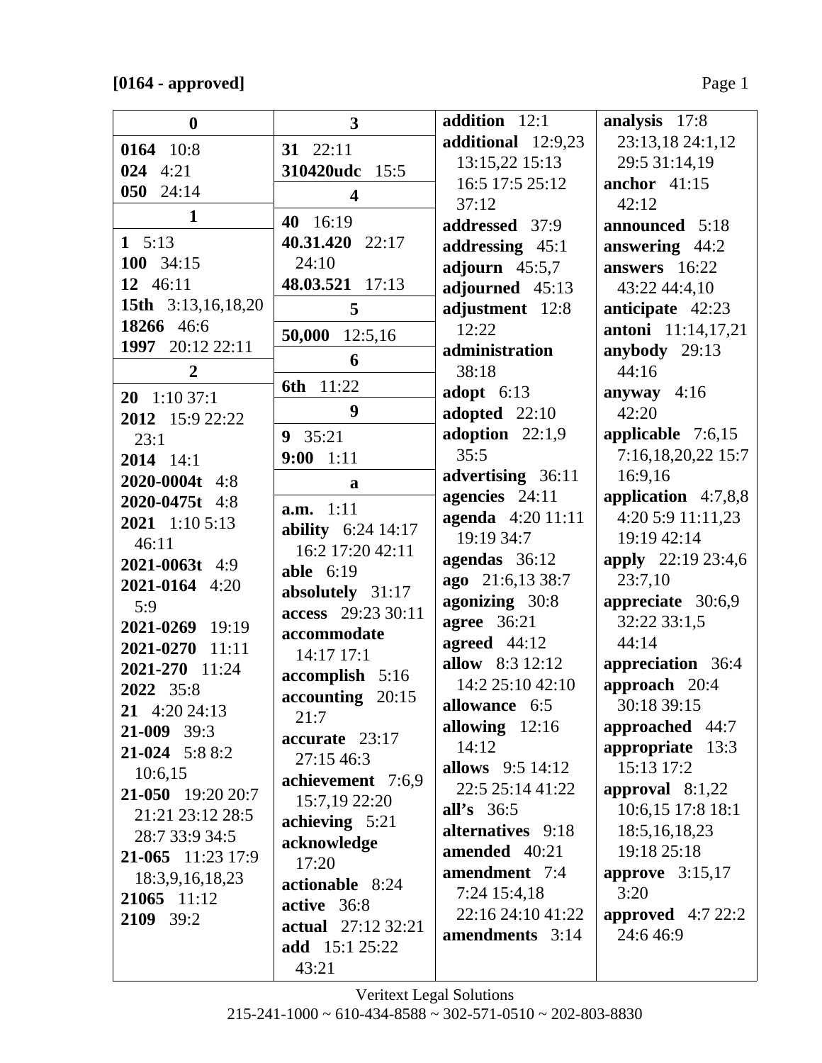**[0164 - approved]**

**0**

**0164** 10:8
**024** 4:21
**050** 24:14

**1**

**1** 5:13
**100** 34:15
**12** 46:11
**15th** 3:13,16,18,20
**18266** 46:6
**1997** 20:12 22:11

**2**

**20** 1:10 37:1
**2012** 15:9 22:22 23:1
**2014** 14:1
**2020-0004t** 4:8
**2020-0475t** 4:8
**2021** 1:10 5:13 46:11
**2021-0063t** 4:9
**2021-0164** 4:20 5:9
**2021-0269** 19:19
**2021-0270** 11:11
**2021-270** 11:24
**2022** 35:8
**21** 4:20 24:13
**21-009** 39:3
**21-024** 5:8 8:2 10:6,15
**21-050** 19:20 20:7 21:21 23:12 28:5 28:7 33:9 34:5
**21-065** 11:23 17:9 18:3,9,16,18,23
**21065** 11:12
**2109** 39:2

**3**

**31** 22:11
**310420udc** 15:5

**4**

**40** 16:19
**40.31.420** 22:17 24:10
**48.03.521** 17:13

**5**

**50,000** 12:5,16

**6**

**6th** 11:22

**9**

**9** 35:21
**9:00** 1:11

**a**

**a.m.** 1:11
**ability** 6:24 14:17 16:2 17:20 42:11
**able** 6:19
**absolutely** 31:17
**access** 29:23 30:11
**accommodate** 14:17 17:1
**accomplish** 5:16
**accounting** 20:15 21:7
**accurate** 23:17 27:15 46:3
**achievement** 7:6,9 15:7,19 22:20
**achieving** 5:21
**acknowledge** 17:20
**actionable** 8:24
**active** 36:8
**actual** 27:12 32:21
**add** 15:1 25:22 43:21
**addition** 12:1
**additional** 12:9,23 13:15,22 15:13 16:5 17:5 25:12 37:12
**addressed** 37:9
**addressing** 45:1
**adjourn** 45:5,7
**adjourned** 45:13
**adjustment** 12:8 12:22
**administration** 38:18
**adopt** 6:13
**adopted** 22:10
**adoption** 22:1,9 35:5
**advertising** 36:11
**agencies** 24:11
**agenda** 4:20 11:11 19:19 34:7
**agendas** 36:12
**ago** 21:6,13 38:7
**agonizing** 30:8
**agree** 36:21
**agreed** 44:12
**allow** 8:3 12:12 14:2 25:10 42:10
**allowance** 6:5
**allowing** 12:16 14:12
**allows** 9:5 14:12 22:5 25:14 41:22
**all's** 36:5
**alternatives** 9:18
**amended** 40:21
**amendment** 7:4 7:24 15:4,18 22:16 24:10 41:22
**amendments** 3:14
**analysis** 17:8 23:13,18 24:1,12 29:5 31:14,19
**anchor** 41:15 42:12
**announced** 5:18
**answering** 44:2
**answers** 16:22 43:22 44:4,10
**anticipate** 42:23
**antoni** 11:14,17,21
**anybody** 29:13 44:16
**anyway** 4:16 42:20
**applicable** 7:6,15 7:16,18,20,22 15:7 16:9,16
**application** 4:7,8,8 4:20 5:9 11:11,23 19:19 42:14
**apply** 22:19 23:4,6 23:7,10
**appreciate** 30:6,9 32:22 33:1,5 44:14
**appreciation** 36:4
**approach** 20:4 30:18 39:15
**approached** 44:7
**appropriate** 13:3 15:13 17:2
**approval** 8:1,22 10:6,15 17:8 18:1 18:5,16,18,23 19:18 25:18
**approve** 3:15,17 3:20
**approved** 4:7 22:2 24:6 46:9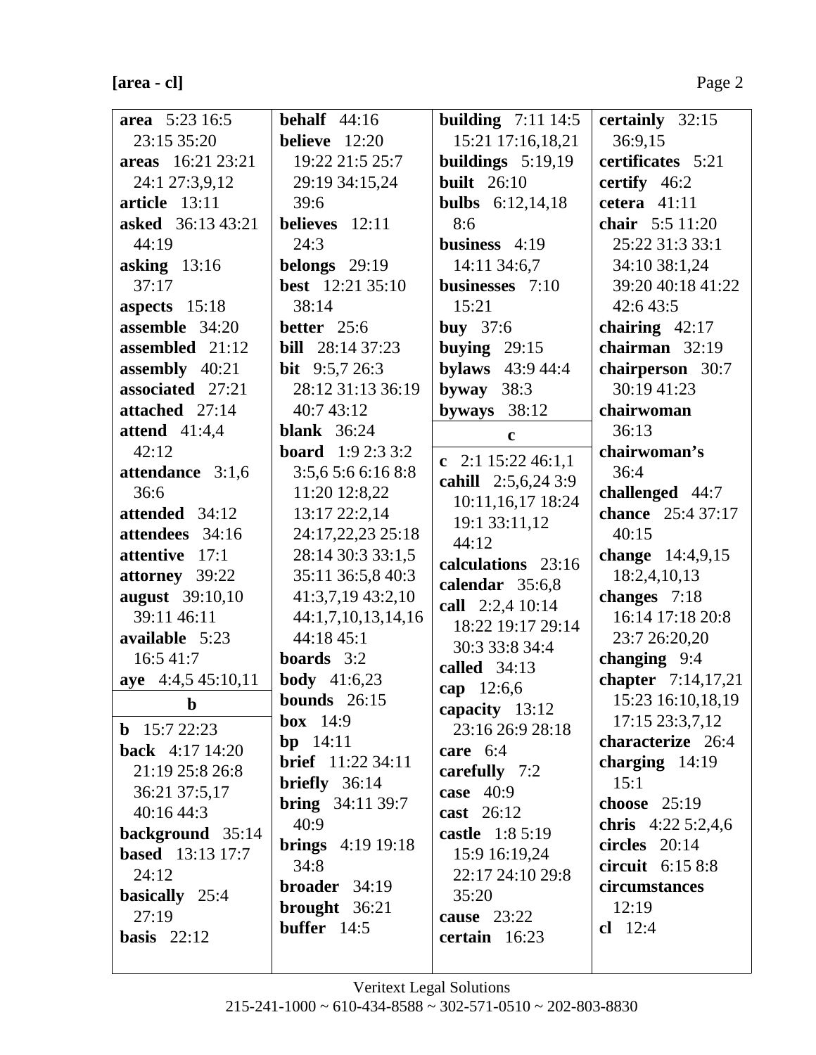**[area - cl]**

**area** 5:23 16:5 23:15 35:20
**areas** 16:21 23:21 24:1 27:3,9,12
**article** 13:11
**asked** 36:13 43:21 44:19
**asking** 13:16 37:17
**aspects** 15:18
**assemble** 34:20
**assembled** 21:12
**assembly** 40:21
**associated** 27:21
**attached** 27:14
**attend** 41:4,4 42:12
**attendance** 3:1,6 36:6
**attended** 34:12
**attendees** 34:16
**attentive** 17:1
**attorney** 39:22
**august** 39:10,10 39:11 46:11
**available** 5:23 16:5 41:7
**aye** 4:4,5 45:10,11

**b**

**b** 15:7 22:23
**back** 4:17 14:20 21:19 25:8 26:8 36:21 37:5,17 40:16 44:3
**background** 35:14
**based** 13:13 17:7 24:12
**basically** 25:4 27:19
**basis** 22:12
**behalf** 44:16
**believe** 12:20 19:22 21:5 25:7 29:19 34:15,24 39:6
**believes** 12:11 24:3
**belongs** 29:19
**best** 12:21 35:10 38:14
**better** 25:6
**bill** 28:14 37:23
**bit** 9:5,7 26:3 28:12 31:13 36:19 40:7 43:12
**blank** 36:24
**board** 1:9 2:3 3:2 3:5,6 5:6 6:16 8:8 11:20 12:8,22 13:17 22:2,14 24:17,22,23 25:18 28:14 30:3 33:1,5 35:11 36:5,8 40:3 41:3,7,19 43:2,10 44:1,7,10,13,14,16 44:18 45:1
**boards** 3:2
**body** 41:6,23
**bounds** 26:15
**box** 14:9
**bp** 14:11
**brief** 11:22 34:11
**briefly** 36:14
**bring** 34:11 39:7 40:9
**brings** 4:19 19:18 34:8
**broader** 34:19
**brought** 36:21
**buffer** 14:5
**building** 7:11 14:5 15:21 17:16,18,21
**buildings** 5:19,19
**built** 26:10
**bulbs** 6:12,14,18 8:6
**business** 4:19 14:11 34:6,7
**businesses** 7:10 15:21
**buy** 37:6
**buying** 29:15
**bylaws** 43:9 44:4
**byway** 38:3
**byways** 38:12

**c**

**c** 2:1 15:22 46:1,1
**cahill** 2:5,6,24 3:9 10:11,16,17 18:24 19:1 33:11,12 44:12
**calculations** 23:16
**calendar** 35:6,8
**call** 2:2,4 10:14 18:22 19:17 29:14 30:3 33:8 34:4
**called** 34:13
**cap** 12:6,6
**capacity** 13:12 23:16 26:9 28:18
**care** 6:4
**carefully** 7:2
**case** 40:9
**cast** 26:12
**castle** 1:8 5:19 15:9 16:19,24 22:17 24:10 29:8 35:20
**cause** 23:22
**certain** 16:23
**certainly** 32:15 36:9,15
**certificates** 5:21
**certify** 46:2
**cetera** 41:11
**chair** 5:5 11:20 25:22 31:3 33:1 34:10 38:1,24 39:20 40:18 41:22 42:6 43:5
**chairing** 42:17
**chairman** 32:19
**chairperson** 30:7 30:19 41:23
**chairwoman** 36:13
**chairwoman's** 36:4
**challenged** 44:7
**chance** 25:4 37:17 40:15
**change** 14:4,9,15 18:2,4,10,13
**changes** 7:18 16:14 17:18 20:8 23:7 26:20,20
**changing** 9:4
**chapter** 7:14,17,21 15:23 16:10,18,19 17:15 23:3,7,12
**characterize** 26:4
**charging** 14:19 15:1
**choose** 25:19
**chris** 4:22 5:2,4,6
**circles** 20:14
**circuit** 6:15 8:8
**circumstances** 12:19
**cl** 12:4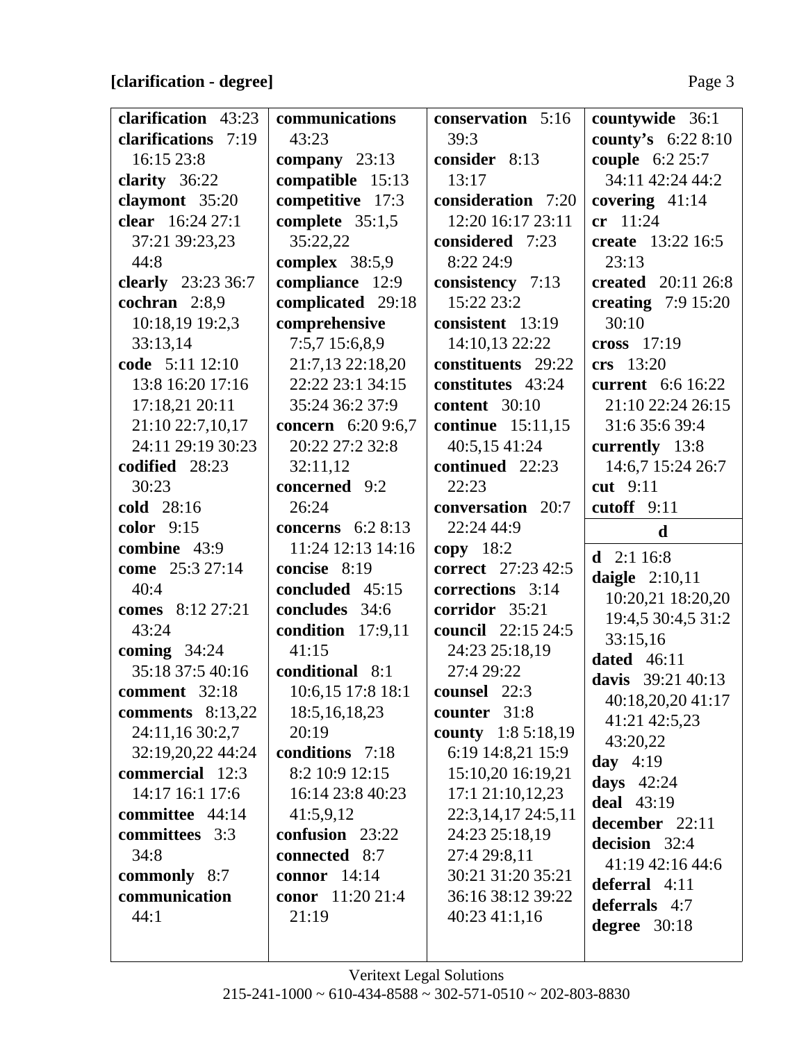**[clarification - degree]**

**clarification** 43:23
**clarifications** 7:19 16:15 23:8
**clarity** 36:22
**claymont** 35:20
**clear** 16:24 27:1 37:21 39:23,23 44:8
**clearly** 23:23 36:7
**cochran** 2:8,9 10:18,19 19:2,3 33:13,14
**code** 5:11 12:10 13:8 16:20 17:16 17:18,21 20:11 21:10 22:7,10,17 24:11 29:19 30:23
**codified** 28:23 30:23
**cold** 28:16
**color** 9:15
**combine** 43:9
**come** 25:3 27:14 40:4
**comes** 8:12 27:21 43:24
**coming** 34:24 35:18 37:5 40:16
**comment** 32:18
**comments** 8:13,22 24:11,16 30:2,7 32:19,20,22 44:24
**commercial** 12:3 14:17 16:1 17:6
**committee** 44:14
**committees** 3:3 34:8
**commonly** 8:7
**communication** 44:1
**communications** 43:23
**company** 23:13
**compatible** 15:13
**competitive** 17:3
**complete** 35:1,5 35:22,22
**complex** 38:5,9
**compliance** 12:9
**complicated** 29:18
**comprehensive** 7:5,7 15:6,8,9 21:7,13 22:18,20 22:22 23:1 34:15 35:24 36:2 37:9
**concern** 6:20 9:6,7 20:22 27:2 32:8 32:11,12
**concerned** 9:2 26:24
**concerns** 6:2 8:13 11:24 12:13 14:16
**concise** 8:19
**concluded** 45:15
**concludes** 34:6
**condition** 17:9,11 41:15
**conditional** 8:1 10:6,15 17:8 18:1 18:5,16,18,23 20:19
**conditions** 7:18 8:2 10:9 12:15 16:14 23:8 40:23 41:5,9,12
**confusion** 23:22
**connected** 8:7
**connor** 14:14
**conor** 11:20 21:4 21:19
**conservation** 5:16 39:3
**consider** 8:13 13:17
**consideration** 7:20 12:20 16:17 23:11
**considered** 7:23 8:22 24:9
**consistency** 7:13 15:22 23:2
**consistent** 13:19 14:10,13 22:22
**constituents** 29:22
**constitutes** 43:24
**content** 30:10
**continue** 15:11,15 40:5,15 41:24
**continued** 22:23 22:23
**conversation** 20:7 22:24 44:9
**copy** 18:2
**correct** 27:23 42:5
**corrections** 3:14
**corridor** 35:21
**council** 22:15 24:5 24:23 25:18,19 27:4 29:22
**counsel** 22:3
**counter** 31:8
**county** 1:8 5:18,19 6:19 14:8,21 15:9 15:10,20 16:19,21 17:1 21:10,12,23 22:3,14,17 24:5,11 24:23 25:18,19 27:4 29:8,11 30:21 31:20 35:21 36:16 38:12 39:22 40:23 41:1,16
**countywide** 36:1
**county's** 6:22 8:10
**couple** 6:2 25:7 34:11 42:24 44:2
**covering** 41:14
**cr** 11:24
**create** 13:22 16:5 23:13
**created** 20:11 26:8
**creating** 7:9 15:20 30:10
**cross** 17:19
**crs** 13:20
**current** 6:6 16:22 21:10 22:24 26:15 31:6 35:6 39:4
**currently** 13:8 14:6,7 15:24 26:7
**cut** 9:11
**cutoff** 9:11

**d**

**d** 2:1 16:8
**daigle** 2:10,11 10:20,21 18:20,20 19:4,5 30:4,5 31:2 33:15,16
**dated** 46:11
**davis** 39:21 40:13 40:18,20,20 41:17 41:21 42:5,23 43:20,22
**day** 4:19
**days** 42:24
**deal** 43:19
**december** 22:11
**decision** 32:4 41:19 42:16 44:6
**deferral** 4:11
**deferrals** 4:7
**degree** 30:18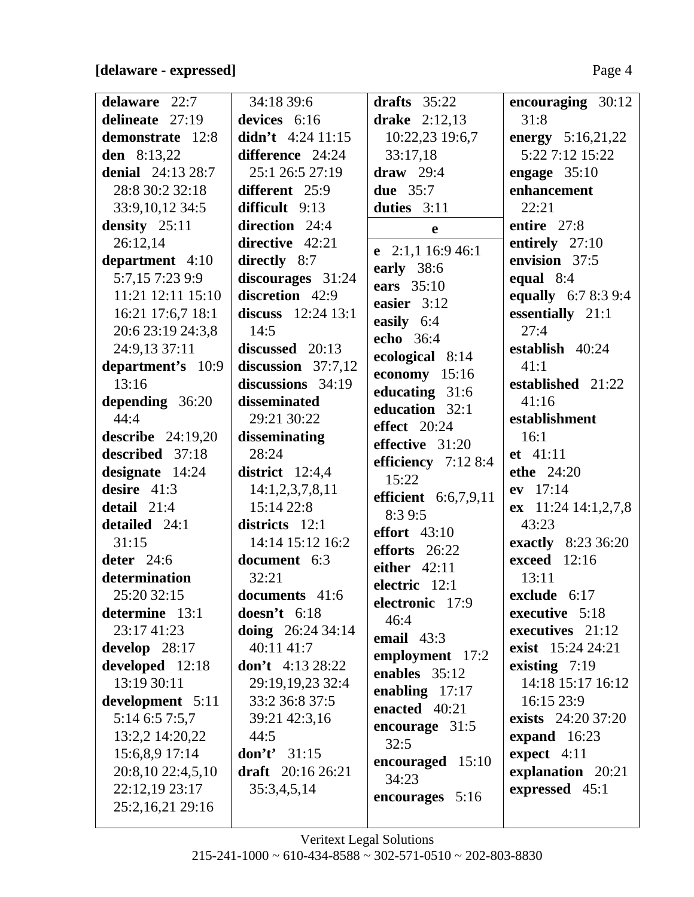**[delaware - expressed]**

**delaware** 22:7
**delineate** 27:19
**demonstrate** 12:8
**den** 8:13,22
**denial** 24:13 28:7 28:8 30:2 32:18 33:9,10,12 34:5
**density** 25:11 26:12,14
**department** 4:10 5:7,15 7:23 9:9 11:21 12:11 15:10 16:21 17:6,7 18:1 20:6 23:19 24:3,8 24:9,13 37:11
**department's** 10:9 13:16
**depending** 36:20 44:4
**describe** 24:19,20
**described** 37:18
**designate** 14:24
**desire** 41:3
**detail** 21:4
**detailed** 24:1 31:15
**deter** 24:6
**determination** 25:20 32:15
**determine** 13:1 23:17 41:23
**develop** 28:17
**developed** 12:18 13:19 30:11
**development** 5:11 5:14 6:5 7:5,7 13:2,2 14:20,22 15:6,8,9 17:14 20:8,10 22:4,5,10 22:12,19 23:17 25:2,16,21 29:16 34:18 39:6
**devices** 6:16
**didn't** 4:24 11:15
**difference** 24:24 25:1 26:5 27:19
**different** 25:9
**difficult** 9:13
**direction** 24:4
**directive** 42:21
**directly** 8:7
**discourages** 31:24
**discretion** 42:9
**discuss** 12:24 13:1 14:5
**discussed** 20:13
**discussion** 37:7,12
**discussions** 34:19
**disseminated** 29:21 30:22
**disseminating** 28:24
**district** 12:4,4 14:1,2,3,7,8,11 15:14 22:8
**districts** 12:1 14:14 15:12 16:2
**document** 6:3 32:21
**documents** 41:6
**doesn't** 6:18
**doing** 26:24 34:14 40:11 41:7
**don't** 4:13 28:22 29:19,19,23 32:4 33:2 36:8 37:5 39:21 42:3,16 44:5
**don't'** 31:15
**draft** 20:16 26:21 35:3,4,5,14
**drafts** 35:22
**drake** 2:12,13 10:22,23 19:6,7 33:17,18
**draw** 29:4
**due** 35:7
**duties** 3:11

**e**

**e** 2:1,1 16:9 46:1
**early** 38:6
**ears** 35:10
**easier** 3:12
**easily** 6:4
**echo** 36:4
**ecological** 8:14
**economy** 15:16
**educating** 31:6
**education** 32:1
**effect** 20:24
**effective** 31:20
**efficiency** 7:12 8:4 15:22
**efficient** 6:6,7,9,11 8:3 9:5
**effort** 43:10
**efforts** 26:22
**either** 42:11
**electric** 12:1
**electronic** 17:9 46:4
**email** 43:3
**employment** 17:2
**enables** 35:12
**enabling** 17:17
**enacted** 40:21
**encourage** 31:5 32:5
**encouraged** 15:10 34:23
**encourages** 5:16
**encouraging** 30:12 31:8
**energy** 5:16,21,22 5:22 7:12 15:22
**engage** 35:10
**enhancement** 22:21
**entire** 27:8
**entirely** 27:10
**envision** 37:5
**equal** 8:4
**equally** 6:7 8:3 9:4
**essentially** 21:1 27:4
**establish** 40:24 41:1
**established** 21:22 41:16
**establishment** 16:1
**et** 41:11
**ethe** 24:20
**ev** 17:14
**ex** 11:24 14:1,2,7,8 43:23
**exactly** 8:23 36:20
**exceed** 12:16 13:11
**exclude** 6:17
**executive** 5:18
**executives** 21:12
**exist** 15:24 24:21
**existing** 7:19 14:18 15:17 16:12 16:15 23:9
**exists** 24:20 37:20
**expand** 16:23
**expect** 4:11
**explanation** 20:21
**expressed** 45:1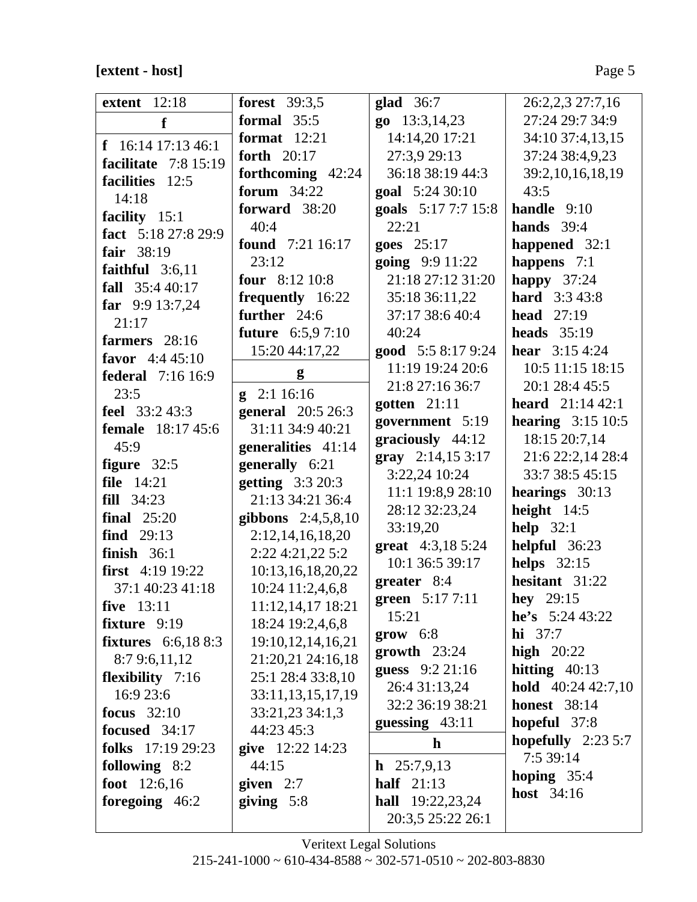**[extent - host]**

**extent** 12:18

**f**

**f** 16:14 17:13 46:1
**facilitate** 7:8 15:19
**facilities** 12:5 14:18
**facility** 15:1
**fact** 5:18 27:8 29:9
**fair** 38:19
**faithful** 3:6,11
**fall** 35:4 40:17
**far** 9:9 13:7,24 21:17
**farmers** 28:16
**favor** 4:4 45:10
**federal** 7:16 16:9 23:5
**feel** 33:2 43:3
**female** 18:17 45:6 45:9
**figure** 32:5
**file** 14:21
**fill** 34:23
**final** 25:20
**find** 29:13
**finish** 36:1
**first** 4:19 19:22 37:1 40:23 41:18
**five** 13:11
**fixture** 9:19
**fixtures** 6:6,18 8:3 8:7 9:6,11,12
**flexibility** 7:16 16:9 23:6
**focus** 32:10
**focused** 34:17
**folks** 17:19 29:23
**following** 8:2
**foot** 12:6,16
**foregoing** 46:2
**forest** 39:3,5
**formal** 35:5
**format** 12:21
**forth** 20:17
**forthcoming** 42:24
**forum** 34:22
**forward** 38:20 40:4
**found** 7:21 16:17 23:12
**four** 8:12 10:8
**frequently** 16:22
**further** 24:6
**future** 6:5,9 7:10 15:20 44:17,22

**g**

**g** 2:1 16:16
**general** 20:5 26:3 31:11 34:9 40:21
**generalities** 41:14
**generally** 6:21
**getting** 3:3 20:3 21:13 34:21 36:4
**gibbons** 2:4,5,8,10 2:12,14,16,18,20 2:22 4:21,22 5:2 10:13,16,18,20,22 10:24 11:2,4,6,8 11:12,14,17 18:21 18:24 19:2,4,6,8 19:10,12,14,16,21 21:20,21 24:16,18 25:1 28:4 33:8,10 33:11,13,15,17,19 33:21,23 34:1,3 44:23 45:3
**give** 12:22 14:23 44:15
**given** 2:7
**giving** 5:8
**glad** 36:7
**go** 13:3,14,23 14:14,20 17:21 27:3,9 29:13 36:18 38:19 44:3
**goal** 5:24 30:10
**goals** 5:17 7:7 15:8 22:21
**goes** 25:17
**going** 9:9 11:22 21:18 27:12 31:20 35:18 36:11,22 37:17 38:6 40:4 40:24
**good** 5:5 8:17 9:24 11:19 19:24 20:6 21:8 27:16 36:7
**gotten** 21:11
**government** 5:19
**graciously** 44:12
**gray** 2:14,15 3:17 3:22,24 10:24 11:1 19:8,9 28:10 28:12 32:23,24 33:19,20
**great** 4:3,18 5:24 10:1 36:5 39:17
**greater** 8:4
**green** 5:17 7:11 15:21
**grow** 6:8
**growth** 23:24
**guess** 9:2 21:16 26:4 31:13,24 32:2 36:19 38:21
**guessing** 43:11

**h**

**h** 25:7,9,13
**half** 21:13
**hall** 19:22,23,24 20:3,5 25:22 26:1 26:2,2,3 27:7,16 27:24 29:7 34:9 34:10 37:4,13,15 37:24 38:4,9,23 39:2,10,16,18,19 43:5
**handle** 9:10
**hands** 39:4
**happened** 32:1
**happens** 7:1
**happy** 37:24
**hard** 3:3 43:8
**head** 27:19
**heads** 35:19
**hear** 3:15 4:24 10:5 11:15 18:15 20:1 28:4 45:5
**heard** 21:14 42:1
**hearing** 3:15 10:5 18:15 20:7,14 21:6 22:2,14 28:4 33:7 38:5 45:15
**hearings** 30:13
**height** 14:5
**help** 32:1
**helpful** 36:23
**helps** 32:15
**hesitant** 31:22
**hey** 29:15
**he's** 5:24 43:22
**hi** 37:7
**high** 20:22
**hitting** 40:13
**hold** 40:24 42:7,10
**honest** 38:14
**hopeful** 37:8
**hopefully** 2:23 5:7 7:5 39:14
**hoping** 35:4
**host** 34:16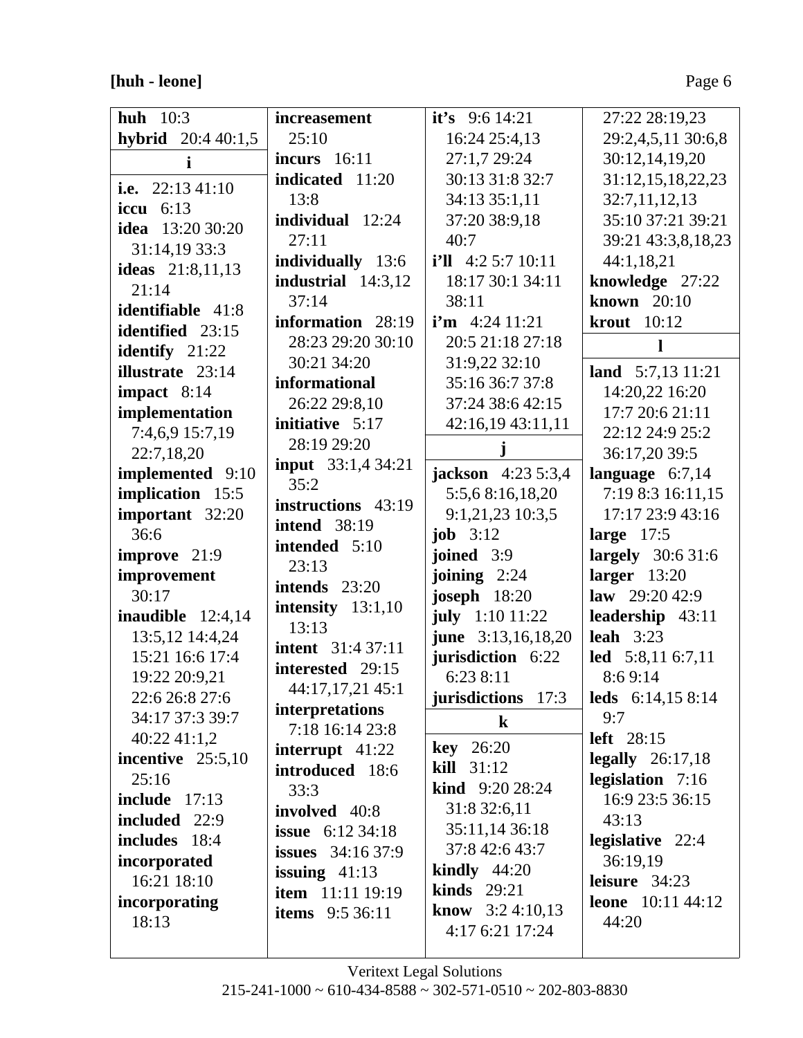**[huh - leone]**

**huh** 10:3
**hybrid** 20:4 40:1,5

**i**

**i.e.** 22:13 41:10
**iccu** 6:13
**idea** 13:20 30:20 31:14,19 33:3
**ideas** 21:8,11,13 21:14
**identifiable** 41:8
**identified** 23:15
**identify** 21:22
**illustrate** 23:14
**impact** 8:14
**implementation** 7:4,6,9 15:7,19 22:7,18,20
**implemented** 9:10
**implication** 15:5
**important** 32:20 36:6
**improve** 21:9
**improvement** 30:17
**inaudible** 12:4,14 13:5,12 14:4,24 15:21 16:6 17:4 19:22 20:9,21 22:6 26:8 27:6 34:17 37:3 39:7 40:22 41:1,2
**incentive** 25:5,10 25:16
**include** 17:13
**included** 22:9
**includes** 18:4
**incorporated** 16:21 18:10
**incorporating** 18:13
**increasement** 25:10
**incurs** 16:11
**indicated** 11:20 13:8
**individual** 12:24 27:11
**individually** 13:6
**industrial** 14:3,12 37:14
**information** 28:19 28:23 29:20 30:10 30:21 34:20
**informational** 26:22 29:8,10
**initiative** 5:17 28:19 29:20
**input** 33:1,4 34:21 35:2
**instructions** 43:19
**intend** 38:19
**intended** 5:10 23:13
**intends** 23:20
**intensity** 13:1,10 13:13
**intent** 31:4 37:11
**interested** 29:15 44:17,17,21 45:1
**interpretations** 7:18 16:14 23:8
**interrupt** 41:22
**introduced** 18:6 33:3
**involved** 40:8
**issue** 6:12 34:18
**issues** 34:16 37:9
**issuing** 41:13
**item** 11:11 19:19
**items** 9:5 36:11
**it's** 9:6 14:21 16:24 25:4,13 27:1,7 29:24 30:13 31:8 32:7 34:13 35:1,11 37:20 38:9,18 40:7
**i'll** 4:2 5:7 10:11 18:17 30:1 34:11 38:11
**i'm** 4:24 11:21 20:5 21:18 27:18 31:9,22 32:10 35:16 36:7 37:8 37:24 38:6 42:15 42:16,19 43:11,11

**j**

**jackson** 4:23 5:3,4 5:5,6 8:16,18,20 9:1,21,23 10:3,5
**job** 3:12
**joined** 3:9
**joining** 2:24
**joseph** 18:20
**july** 1:10 11:22
**june** 3:13,16,18,20
**jurisdiction** 6:22 6:23 8:11
**jurisdictions** 17:3

**k**

**key** 26:20
**kill** 31:12
**kind** 9:20 28:24 31:8 32:6,11 35:11,14 36:18 37:8 42:6 43:7
**kindly** 44:20
**kinds** 29:21
**know** 3:2 4:10,13 4:17 6:21 17:24 27:22 28:19,23 29:2,4,5,11 30:6,8 30:12,14,19,20 31:12,15,18,22,23 32:7,11,12,13 35:10 37:21 39:21 39:21 43:3,8,18,23 44:1,18,21
**knowledge** 27:22
**known** 20:10
**krout** 10:12

**l**

**land** 5:7,13 11:21 14:20,22 16:20 17:7 20:6 21:11 22:12 24:9 25:2 36:17,20 39:5
**language** 6:7,14 7:19 8:3 16:11,15 17:17 23:9 43:16
**large** 17:5
**largely** 30:6 31:6
**larger** 13:20
**law** 29:20 42:9
**leadership** 43:11
**leah** 3:23
**led** 5:8,11 6:7,11 8:6 9:14
**leds** 6:14,15 8:14 9:7
**left** 28:15
**legally** 26:17,18
**legislation** 7:16 16:9 23:5 36:15 43:13
**legislative** 22:4 36:19,19
**leisure** 34:23
**leone** 10:11 44:12 44:20

Veritext Legal Solutions
215-241-1000 ~ 610-434-8588 ~ 302-571-0510 ~ 202-803-8830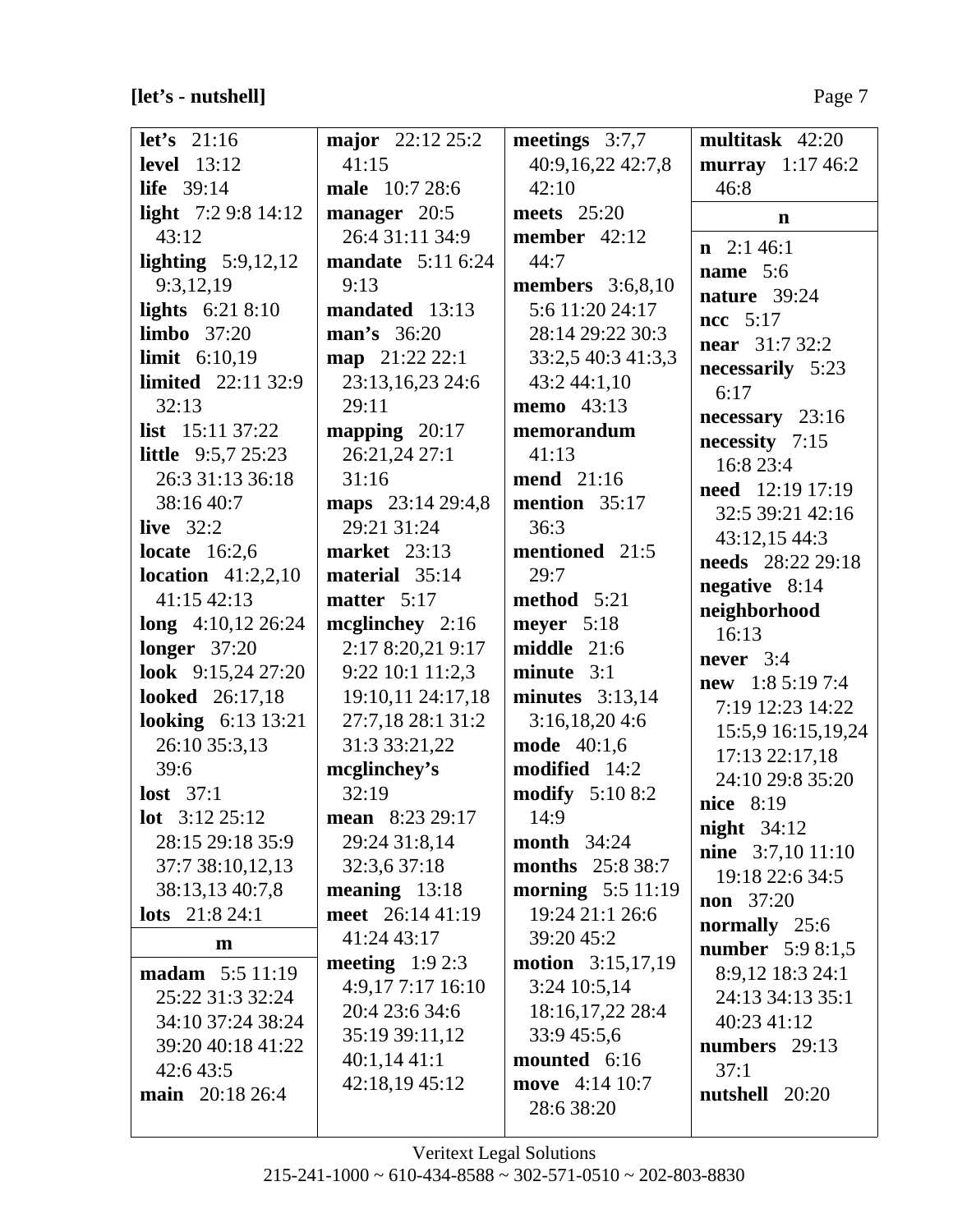**[let's - nutshell]**

**let's** 21:16
**level** 13:12
**life** 39:14
**light** 7:2 9:8 14:12 43:12
**lighting** 5:9,12,12 9:3,12,19
**lights** 6:21 8:10
**limbo** 37:20
**limit** 6:10,19
**limited** 22:11 32:9 32:13
**list** 15:11 37:22
**little** 9:5,7 25:23 26:3 31:13 36:18 38:16 40:7
**live** 32:2
**locate** 16:2,6
**location** 41:2,2,10 41:15 42:13
**long** 4:10,12 26:24
**longer** 37:20
**look** 9:15,24 27:20
**looked** 26:17,18
**looking** 6:13 13:21 26:10 35:3,13 39:6
**lost** 37:1
**lot** 3:12 25:12 28:15 29:18 35:9 37:7 38:10,12,13 38:13,13 40:7,8
**lots** 21:8 24:1

**m**

**madam** 5:5 11:19 25:22 31:3 32:24 34:10 37:24 38:24 39:20 40:18 41:22 42:6 43:5
**main** 20:18 26:4
**major** 22:12 25:2 41:15
**male** 10:7 28:6
**manager** 20:5 26:4 31:11 34:9
**mandate** 5:11 6:24 9:13
**mandated** 13:13
**man's** 36:20
**map** 21:22 22:1 23:13,16,23 24:6 29:11
**mapping** 20:17 26:21,24 27:1 31:16
**maps** 23:14 29:4,8 29:21 31:24
**market** 23:13
**material** 35:14
**matter** 5:17
**mcglinchey** 2:16 2:17 8:20,21 9:17 9:22 10:1 11:2,3 19:10,11 24:17,18 27:7,18 28:1 31:2 31:3 33:21,22
**mcglinchey's** 32:19
**mean** 8:23 29:17 29:24 31:8,14 32:3,6 37:18
**meaning** 13:18
**meet** 26:14 41:19 41:24 43:17
**meeting** 1:9 2:3 4:9,17 7:17 16:10 20:4 23:6 34:6 35:19 39:11,12 40:1,14 41:1 42:18,19 45:12
**meetings** 3:7,7 40:9,16,22 42:7,8 42:10
**meets** 25:20
**member** 42:12 44:7
**members** 3:6,8,10 5:6 11:20 24:17 28:14 29:22 30:3 33:2,5 40:3 41:3,3 43:2 44:1,10
**memo** 43:13
**memorandum** 41:13
**mend** 21:16
**mention** 35:17 36:3
**mentioned** 21:5 29:7
**method** 5:21
**meyer** 5:18
**middle** 21:6
**minute** 3:1
**minutes** 3:13,14 3:16,18,20 4:6
**mode** 40:1,6
**modified** 14:2
**modify** 5:10 8:2 14:9
**month** 34:24
**months** 25:8 38:7
**morning** 5:5 11:19 19:24 21:1 26:6 39:20 45:2
**motion** 3:15,17,19 3:24 10:5,14 18:16,17,22 28:4 33:9 45:5,6
**mounted** 6:16
**move** 4:14 10:7 28:6 38:20
**multitask** 42:20
**murray** 1:17 46:2 46:8

**n**

**n** 2:1 46:1
**name** 5:6
**nature** 39:24
**ncc** 5:17
**near** 31:7 32:2
**necessarily** 5:23 6:17
**necessary** 23:16
**necessity** 7:15 16:8 23:4
**need** 12:19 17:19 32:5 39:21 42:16 43:12,15 44:3
**needs** 28:22 29:18
**negative** 8:14
**neighborhood** 16:13
**never** 3:4
**new** 1:8 5:19 7:4 7:19 12:23 14:22 15:5,9 16:15,19,24 17:13 22:17,18 24:10 29:8 35:20
**nice** 8:19
**night** 34:12
**nine** 3:7,10 11:10 19:18 22:6 34:5
**non** 37:20
**normally** 25:6
**number** 5:9 8:1,5 8:9,12 18:3 24:1 24:13 34:13 35:1 40:23 41:12
**numbers** 29:13 37:1
**nutshell** 20:20

Veritext Legal Solutions
215-241-1000 ~ 610-434-8588 ~ 302-571-0510 ~ 202-803-8830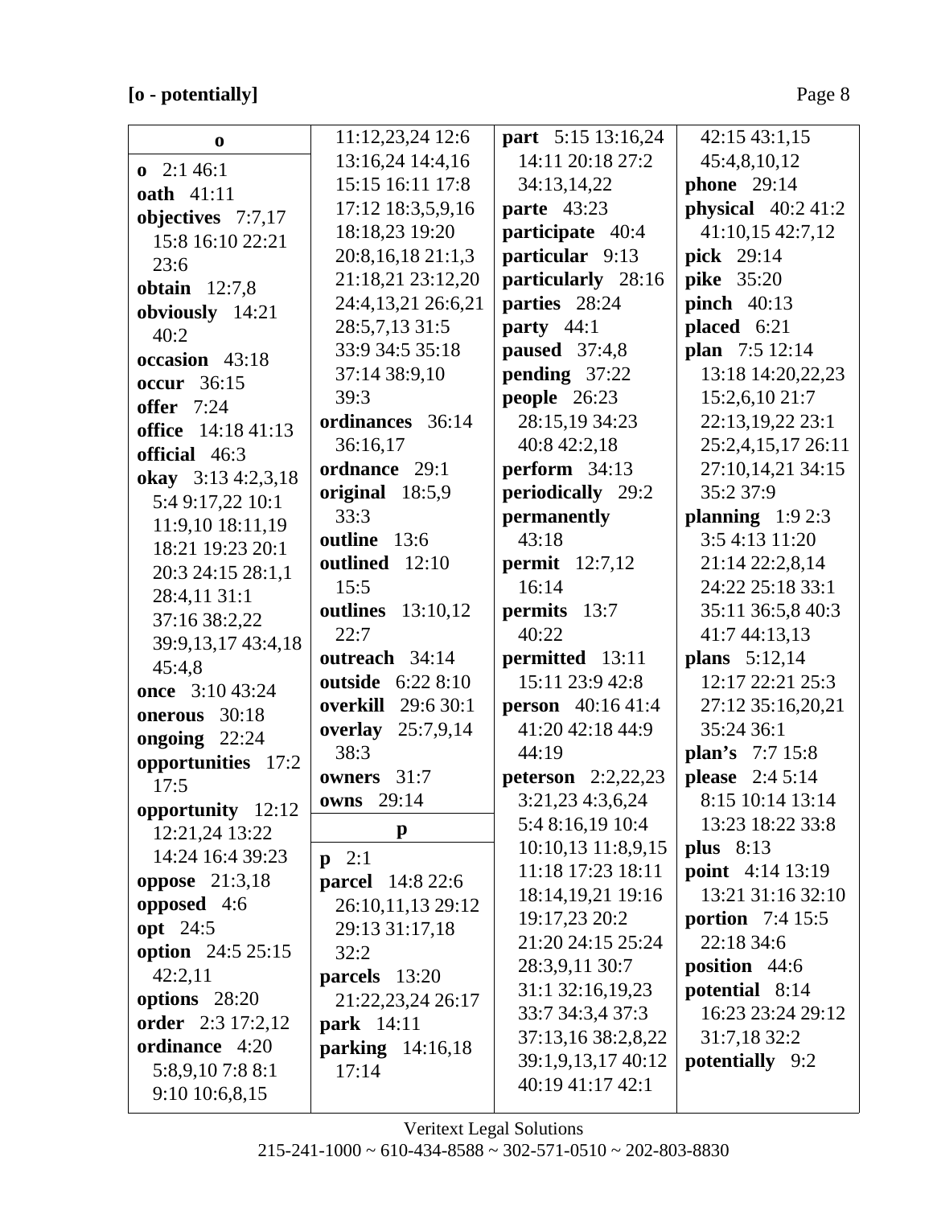**[o - potentially]**

**o**

**o** 2:1 46:1
**oath** 41:11
**objectives** 7:7,17 15:8 16:10 22:21 23:6
**obtain** 12:7,8
**obviously** 14:21 40:2
**occasion** 43:18
**occur** 36:15
**offer** 7:24
**office** 14:18 41:13
**official** 46:3
**okay** 3:13 4:2,3,18 5:4 9:17,22 10:1 11:9,10 18:11,19 18:21 19:23 20:1 20:3 24:15 28:1,1 28:4,11 31:1 37:16 38:2,22 39:9,13,17 43:4,18 45:4,8
**once** 3:10 43:24
**onerous** 30:18
**ongoing** 22:24
**opportunities** 17:2 17:5
**opportunity** 12:12 12:21,24 13:22 14:24 16:4 39:23
**oppose** 21:3,18
**opposed** 4:6
**opt** 24:5
**option** 24:5 25:15 42:2,11
**options** 28:20
**order** 2:3 17:2,12
**ordinance** 4:20 5:8,9,10 7:8 8:1 9:10 10:6,8,15 11:12,23,24 12:6 13:16,24 14:4,16 15:15 16:11 17:8 17:12 18:3,5,9,16 18:18,23 19:20 20:8,16,18 21:1,3 21:18,21 23:12,20 24:4,13,21 26:6,21 28:5,7,13 31:5 33:9 34:5 35:18 37:14 38:9,10 39:3
**ordinances** 36:14 36:16,17
**ordnance** 29:1
**original** 18:5,9 33:3
**outline** 13:6
**outlined** 12:10 15:5
**outlines** 13:10,12 22:7
**outreach** 34:14
**outside** 6:22 8:10
**overkill** 29:6 30:1
**overlay** 25:7,9,14 38:3
**owners** 31:7
**owns** 29:14

**p**

**p** 2:1
**parcel** 14:8 22:6 26:10,11,13 29:12 29:13 31:17,18 32:2
**parcels** 13:20 21:22,23,24 26:17
**park** 14:11
**parking** 14:16,18 17:14
**part** 5:15 13:16,24 14:11 20:18 27:2 34:13,14,22
**parte** 43:23
**participate** 40:4
**particular** 9:13
**particularly** 28:16
**parties** 28:24
**party** 44:1
**paused** 37:4,8
**pending** 37:22
**people** 26:23 28:15,19 34:23 40:8 42:2,18
**perform** 34:13
**periodically** 29:2
**permanently** 43:18
**permit** 12:7,12 16:14
**permits** 13:7 40:22
**permitted** 13:11 15:11 23:9 42:8
**person** 40:16 41:4 41:20 42:18 44:9 44:19
**peterson** 2:2,22,23 3:21,23 4:3,6,24 5:4 8:16,19 10:4 10:10,13 11:8,9,15 11:18 17:23 18:11 18:14,19,21 19:16 19:17,23 20:2 21:20 24:15 25:24 28:3,9,11 30:7 31:1 32:16,19,23 33:7 34:3,4 37:3 37:13,16 38:2,8,22 39:1,9,13,17 40:12 40:19 41:17 42:1 42:15 43:1,15 45:4,8,10,12
**phone** 29:14
**physical** 40:2 41:2 41:10,15 42:7,12
**pick** 29:14
**pike** 35:20
**pinch** 40:13
**placed** 6:21
**plan** 7:5 12:14 13:18 14:20,22,23 15:2,6,10 21:7 22:13,19,22 23:1 25:2,4,15,17 26:11 27:10,14,21 34:15 35:2 37:9
**planning** 1:9 2:3 3:5 4:13 11:20 21:14 22:2,8,14 24:22 25:18 33:1 35:11 36:5,8 40:3 41:7 44:13,13
**plans** 5:12,14 12:17 22:21 25:3 27:12 35:16,20,21 35:24 36:1
**plan's** 7:7 15:8
**please** 2:4 5:14 8:15 10:14 13:14 13:23 18:22 33:8
**plus** 8:13
**point** 4:14 13:19 13:21 31:16 32:10
**portion** 7:4 15:5 22:18 34:6
**position** 44:6
**potential** 8:14 16:23 23:24 29:12 31:7,18 32:2
**potentially** 9:2

Veritext Legal Solutions
215-241-1000 ~ 610-434-8588 ~ 302-571-0510 ~ 202-803-8830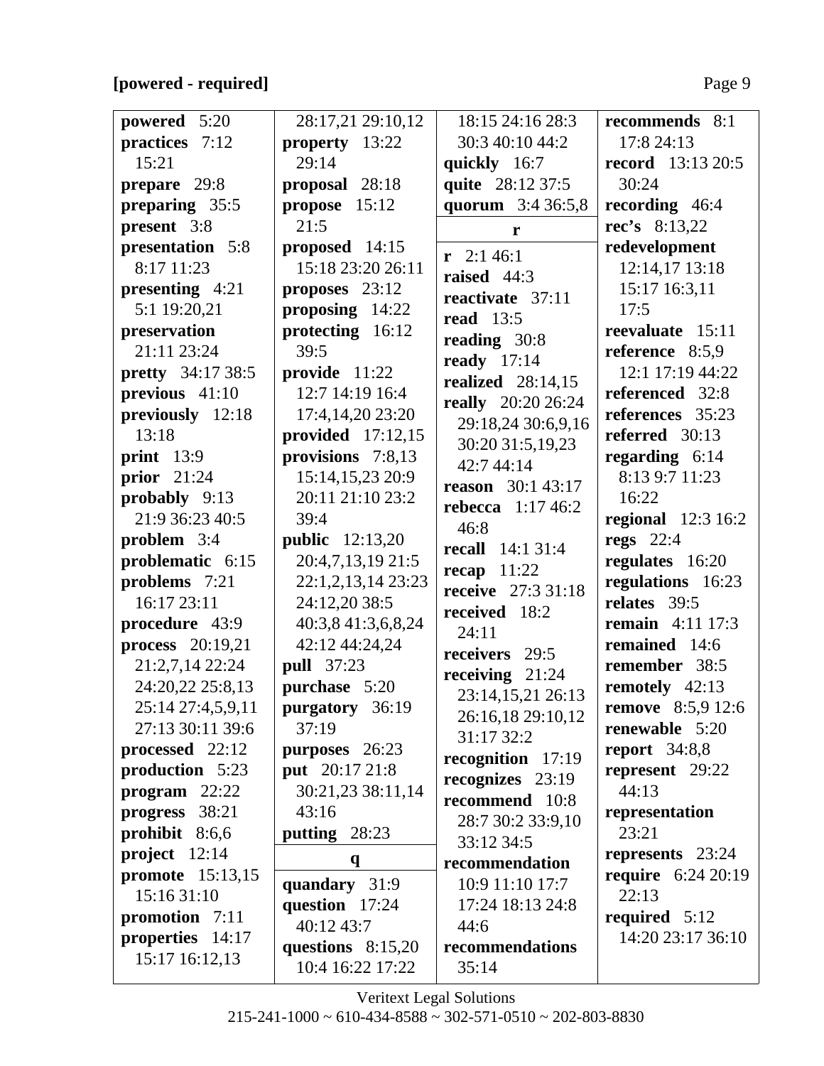**[powered - required]**

**powered** 5:20
**practices** 7:12 15:21
**prepare** 29:8
**preparing** 35:5
**present** 3:8
**presentation** 5:8 8:17 11:23
**presenting** 4:21 5:1 19:20,21
**preservation** 21:11 23:24
**pretty** 34:17 38:5
**previous** 41:10
**previously** 12:18 13:18
**print** 13:9
**prior** 21:24
**probably** 9:13 21:9 36:23 40:5
**problem** 3:4
**problematic** 6:15
**problems** 7:21 16:17 23:11
**procedure** 43:9
**process** 20:19,21 21:2,7,14 22:24 24:20,22 25:8,13 25:14 27:4,5,9,11 27:13 30:11 39:6
**processed** 22:12
**production** 5:23
**program** 22:22
**progress** 38:21
**prohibit** 8:6,6
**project** 12:14
**promote** 15:13,15 15:16 31:10
**promotion** 7:11
**properties** 14:17 15:17 16:12,13 28:17,21 29:10,12
**property** 13:22 29:14
**proposal** 28:18
**propose** 15:12 21:5
**proposed** 14:15 15:18 23:20 26:11
**proposes** 23:12
**proposing** 14:22
**protecting** 16:12 39:5
**provide** 11:22 12:7 14:19 16:4 17:4,14,20 23:20
**provided** 17:12,15
**provisions** 7:8,13 15:14,15,23 20:9 20:11 21:10 23:2 39:4
**public** 12:13,20 20:4,7,13,19 21:5 22:1,2,13,14 23:23 24:12,20 38:5 40:3,8 41:3,6,8,24 42:12 44:24,24
**pull** 37:23
**purchase** 5:20
**purgatory** 36:19 37:19
**purposes** 26:23
**put** 20:17 21:8 30:21,23 38:11,14 43:16
**putting** 28:23

**q**

**quandary** 31:9
**question** 17:24 40:12 43:7
**questions** 8:15,20 10:4 16:22 17:22 18:15 24:16 28:3 30:3 40:10 44:2
**quickly** 16:7
**quite** 28:12 37:5
**quorum** 3:4 36:5,8

**r**

**r** 2:1 46:1
**raised** 44:3
**reactivate** 37:11
**read** 13:5
**reading** 30:8
**ready** 17:14
**realized** 28:14,15
**really** 20:20 26:24 29:18,24 30:6,9,16 30:20 31:5,19,23 42:7 44:14
**reason** 30:1 43:17
**rebecca** 1:17 46:2 46:8
**recall** 14:1 31:4
**recap** 11:22
**receive** 27:3 31:18
**received** 18:2 24:11
**receivers** 29:5
**receiving** 21:24 23:14,15,21 26:13 26:16,18 29:10,12 31:17 32:2
**recognition** 17:19
**recognizes** 23:19
**recommend** 10:8 28:7 30:2 33:9,10 33:12 34:5
**recommendation** 10:9 11:10 17:7 17:24 18:13 24:8 44:6
**recommendations** 35:14
**recommends** 8:1 17:8 24:13
**record** 13:13 20:5 30:24
**recording** 46:4
**rec's** 8:13,22
**redevelopment** 12:14,17 13:18 15:17 16:3,11 17:5
**reevaluate** 15:11
**reference** 8:5,9 12:1 17:19 44:22
**referenced** 32:8
**references** 35:23
**referred** 30:13
**regarding** 6:14 8:13 9:7 11:23 16:22
**regional** 12:3 16:2
**regs** 22:4
**regulates** 16:20
**regulations** 16:23
**relates** 39:5
**remain** 4:11 17:3
**remained** 14:6
**remember** 38:5
**remotely** 42:13
**remove** 8:5,9 12:6
**renewable** 5:20
**report** 34:8,8
**represent** 29:22 44:13
**representation** 23:21
**represents** 23:24
**require** 6:24 20:19 22:13
**required** 5:12 14:20 23:17 36:10

Veritext Legal Solutions
215-241-1000 ~ 610-434-8588 ~ 302-571-0510 ~ 202-803-8830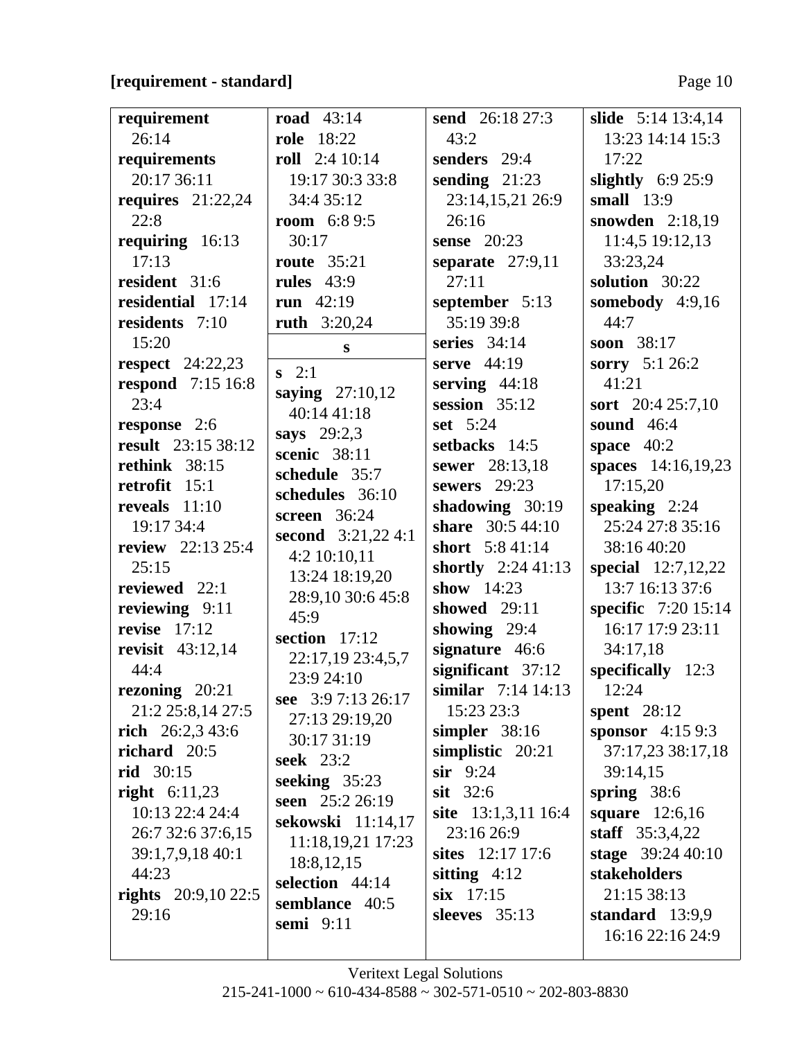**[requirement - standard]**

**requirement** 26:14
**requirements** 20:17 36:11
**requires** 21:22,24 22:8
**requiring** 16:13 17:13
**resident** 31:6
**residential** 17:14
**residents** 7:10 15:20
**respect** 24:22,23
**respond** 7:15 16:8 23:4
**response** 2:6
**result** 23:15 38:12
**rethink** 38:15
**retrofit** 15:1
**reveals** 11:10 19:17 34:4
**review** 22:13 25:4 25:15
**reviewed** 22:1
**reviewing** 9:11
**revise** 17:12
**revisit** 43:12,14 44:4
**rezoning** 20:21 21:2 25:8,14 27:5
**rich** 26:2,3 43:6
**richard** 20:5
**rid** 30:15
**right** 6:11,23 10:13 22:4 24:4 26:7 32:6 37:6,15 39:1,7,9,18 40:1 44:23
**rights** 20:9,10 22:5 29:16
**road** 43:14
**role** 18:22
**roll** 2:4 10:14 19:17 30:3 33:8 34:4 35:12
**room** 6:8 9:5 30:17
**route** 35:21
**rules** 43:9
**run** 42:19
**ruth** 3:20,24

**s**

**s** 2:1
**saying** 27:10,12 40:14 41:18
**says** 29:2,3
**scenic** 38:11
**schedule** 35:7
**schedules** 36:10
**screen** 36:24
**second** 3:21,22 4:1 4:2 10:10,11 13:24 18:19,20 28:9,10 30:6 45:8 45:9
**section** 17:12 22:17,19 23:4,5,7 23:9 24:10
**see** 3:9 7:13 26:17 27:13 29:19,20 30:17 31:19
**seek** 23:2
**seeking** 35:23
**seen** 25:2 26:19
**sekowski** 11:14,17 11:18,19,21 17:23 18:8,12,15
**selection** 44:14
**semblance** 40:5
**semi** 9:11
**send** 26:18 27:3 43:2
**senders** 29:4
**sending** 21:23 23:14,15,21 26:9 26:16
**sense** 20:23
**separate** 27:9,11 27:11
**september** 5:13 35:19 39:8
**series** 34:14
**serve** 44:19
**serving** 44:18
**session** 35:12
**set** 5:24
**setbacks** 14:5
**sewer** 28:13,18
**sewers** 29:23
**shadowing** 30:19
**share** 30:5 44:10
**short** 5:8 41:14
**shortly** 2:24 41:13
**show** 14:23
**showed** 29:11
**showing** 29:4
**signature** 46:6
**significant** 37:12
**similar** 7:14 14:13 15:23 23:3
**simpler** 38:16
**simplistic** 20:21
**sir** 9:24
**sit** 32:6
**site** 13:1,3,11 16:4 23:16 26:9
**sites** 12:17 17:6
**sitting** 4:12
**six** 17:15
**sleeves** 35:13
**slide** 5:14 13:4,14 13:23 14:14 15:3 17:22
**slightly** 6:9 25:9
**small** 13:9
**snowden** 2:18,19 11:4,5 19:12,13 33:23,24
**solution** 30:22
**somebody** 4:9,16 44:7
**soon** 38:17
**sorry** 5:1 26:2 41:21
**sort** 20:4 25:7,10
**sound** 46:4
**space** 40:2
**spaces** 14:16,19,23 17:15,20
**speaking** 2:24 25:24 27:8 35:16 38:16 40:20
**special** 12:7,12,22 13:7 16:13 37:6
**specific** 7:20 15:14 16:17 17:9 23:11 34:17,18
**specifically** 12:3 12:24
**spent** 28:12
**sponsor** 4:15 9:3 37:17,23 38:17,18 39:14,15
**spring** 38:6
**square** 12:6,16
**staff** 35:3,4,22
**stage** 39:24 40:10
**stakeholders** 21:15 38:13
**standard** 13:9,9 16:16 22:16 24:9

Veritext Legal Solutions
215-241-1000 ~ 610-434-8588 ~ 302-571-0510 ~ 202-803-8830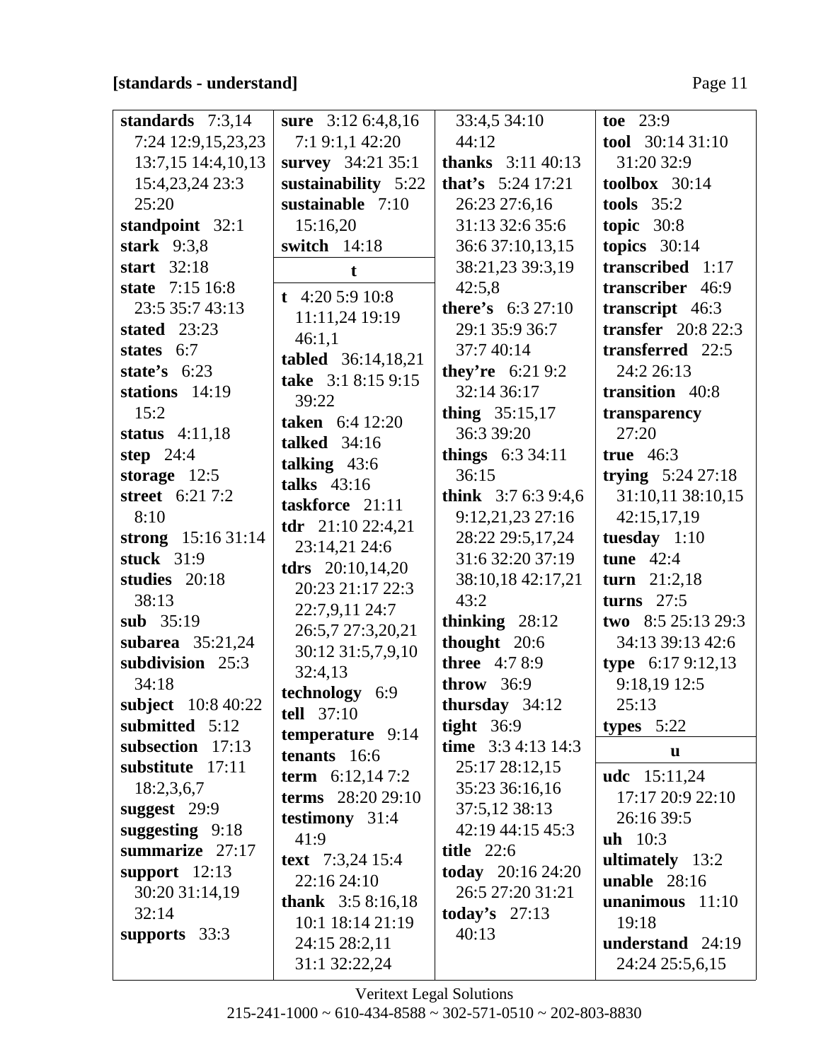**[standards - understand]**

**standards** 7:3,14 7:24 12:9,15,23,23 13:7,15 14:4,10,13 15:4,23,24 23:3 25:20
**standpoint** 32:1
**stark** 9:3,8
**start** 32:18
**state** 7:15 16:8 23:5 35:7 43:13
**stated** 23:23
**states** 6:7
**state's** 6:23
**stations** 14:19 15:2
**status** 4:11,18
**step** 24:4
**storage** 12:5
**street** 6:21 7:2 8:10
**strong** 15:16 31:14
**stuck** 31:9
**studies** 20:18 38:13
**sub** 35:19
**subarea** 35:21,24
**subdivision** 25:3 34:18
**subject** 10:8 40:22
**submitted** 5:12
**subsection** 17:13
**substitute** 17:11 18:2,3,6,7
**suggest** 29:9
**suggesting** 9:18
**summarize** 27:17
**support** 12:13 30:20 31:14,19 32:14
**supports** 33:3
**sure** 3:12 6:4,8,16 7:1 9:1,1 42:20
**survey** 34:21 35:1
**sustainability** 5:22
**sustainable** 7:10 15:16,20
**switch** 14:18

**t**

**t** 4:20 5:9 10:8 11:11,24 19:19 46:1,1
**tabled** 36:14,18,21
**take** 3:1 8:15 9:15 39:22
**taken** 6:4 12:20
**talked** 34:16
**talking** 43:6
**talks** 43:16
**taskforce** 21:11
**tdr** 21:10 22:4,21 23:14,21 24:6
**tdrs** 20:10,14,20 20:23 21:17 22:3 22:7,9,11 24:7 26:5,7 27:3,20,21 30:12 31:5,7,9,10 32:4,13
**technology** 6:9
**tell** 37:10
**temperature** 9:14
**tenants** 16:6
**term** 6:12,14 7:2
**terms** 28:20 29:10
**testimony** 31:4 41:9
**text** 7:3,24 15:4 22:16 24:10
**thank** 3:5 8:16,18 10:1 18:14 21:19 24:15 28:2,11 31:1 32:22,24
33:4,5 34:10 44:12
**thanks** 3:11 40:13
**that's** 5:24 17:21 26:23 27:6,16 31:13 32:6 35:6 36:6 37:10,13,15 38:21,23 39:3,19 42:5,8
**there's** 6:3 27:10 29:1 35:9 36:7 37:7 40:14
**they're** 6:21 9:2 32:14 36:17
**thing** 35:15,17 36:3 39:20
**things** 6:3 34:11 36:15
**think** 3:7 6:3 9:4,6 9:12,21,23 27:16 28:22 29:5,17,24 31:6 32:20 37:19 38:10,18 42:17,21 43:2
**thinking** 28:12
**thought** 20:6
**three** 4:7 8:9
**throw** 36:9
**thursday** 34:12
**tight** 36:9
**time** 3:3 4:13 14:3 25:17 28:12,15 35:23 36:16,16 37:5,12 38:13 42:19 44:15 45:3
**title** 22:6
**today** 20:16 24:20 26:5 27:20 31:21
**today's** 27:13 40:13
**toe** 23:9
**tool** 30:14 31:10 31:20 32:9
**toolbox** 30:14
**tools** 35:2
**topic** 30:8
**topics** 30:14
**transcribed** 1:17
**transcriber** 46:9
**transcript** 46:3
**transfer** 20:8 22:3
**transferred** 22:5 24:2 26:13
**transition** 40:8
**transparency** 27:20
**true** 46:3
**trying** 5:24 27:18 31:10,11 38:10,15 42:15,17,19
**tuesday** 1:10
**tune** 42:4
**turn** 21:2,18
**turns** 27:5
**two** 8:5 25:13 29:3 34:13 39:13 42:6
**type** 6:17 9:12,13 9:18,19 12:5 25:13
**types** 5:22

**u**

**udc** 15:11,24 17:17 20:9 22:10 26:16 39:5
**uh** 10:3
**ultimately** 13:2
**unable** 28:16
**unanimous** 11:10 19:18
**understand** 24:19 24:24 25:5,6,15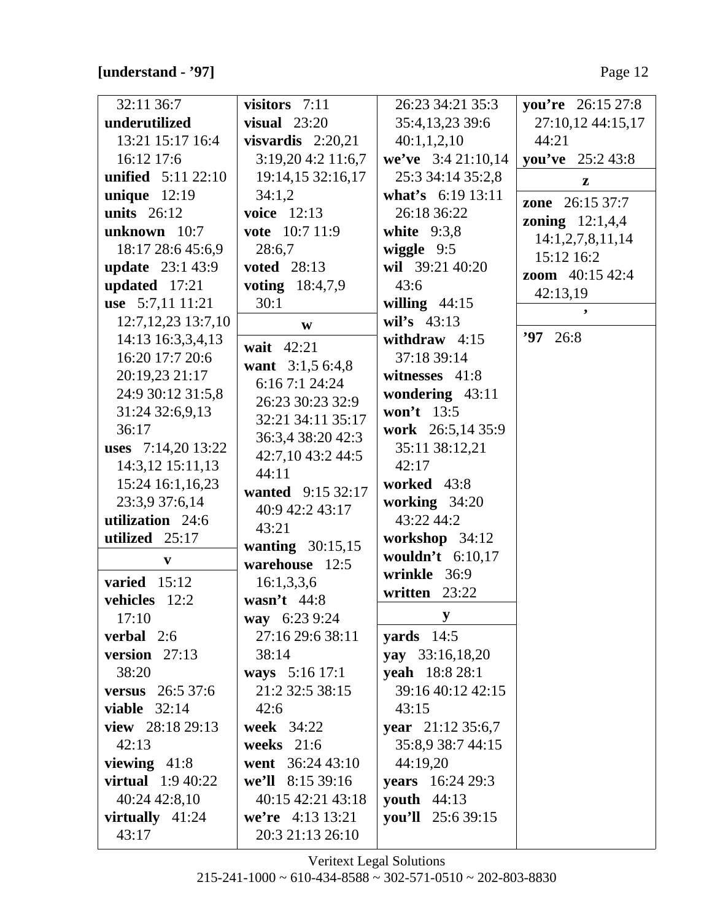**[understand - '97]**

32:11 36:7
**underutilized** 13:21 15:17 16:4 16:12 17:6
**unified** 5:11 22:10
**unique** 12:19
**units** 26:12
**unknown** 10:7 18:17 28:6 45:6,9
**update** 23:1 43:9
**updated** 17:21
**use** 5:7,11 11:21 12:7,12,23 13:7,10 14:13 16:3,3,4,13 16:20 17:7 20:6 20:19,23 21:17 24:9 30:12 31:5,8 31:24 32:6,9,13 36:17
**uses** 7:14,20 13:22 14:3,12 15:11,13 15:24 16:1,16,23 23:3,9 37:6,14
**utilization** 24:6
**utilized** 25:17

**v**

**varied** 15:12
**vehicles** 12:2 17:10
**verbal** 2:6
**version** 27:13 38:20
**versus** 26:5 37:6
**viable** 32:14
**view** 28:18 29:13 42:13
**viewing** 41:8
**virtual** 1:9 40:22 40:24 42:8,10
**virtually** 41:24 43:17
**visitors** 7:11
**visual** 23:20
**visvardis** 2:20,21 3:19,20 4:2 11:6,7 19:14,15 32:16,17 34:1,2
**voice** 12:13
**vote** 10:7 11:9 28:6,7
**voted** 28:13
**voting** 18:4,7,9 30:1

**w**

**wait** 42:21
**want** 3:1,5 6:4,8 6:16 7:1 24:24 26:23 30:23 32:9 32:21 34:11 35:17 36:3,4 38:20 42:3 42:7,10 43:2 44:5 44:11
**wanted** 9:15 32:17 40:9 42:2 43:17 43:21
**wanting** 30:15,15
**warehouse** 12:5 16:1,3,3,6
**wasn't** 44:8
**way** 6:23 9:24 27:16 29:6 38:11 38:14
**ways** 5:16 17:1 21:2 32:5 38:15 42:6
**week** 34:22
**weeks** 21:6
**went** 36:24 43:10
**we'll** 8:15 39:16 40:15 42:21 43:18
**we're** 4:13 13:21 20:3 21:13 26:10 26:23 34:21 35:3 35:4,13,23 39:6 40:1,1,2,10
**we've** 3:4 21:10,14 25:3 34:14 35:2,8
**what's** 6:19 13:11 26:18 36:22
**white** 9:3,8
**wiggle** 9:5
**wil** 39:21 40:20 43:6
**willing** 44:15
**wil's** 43:13
**withdraw** 4:15 37:18 39:14
**witnesses** 41:8
**wondering** 43:11
**won't** 13:5
**work** 26:5,14 35:9 35:11 38:12,21 42:17
**worked** 43:8
**working** 34:20 43:22 44:2
**workshop** 34:12
**wouldn't** 6:10,17
**wrinkle** 36:9
**written** 23:22

**y**

**yards** 14:5
**yay** 33:16,18,20
**yeah** 18:8 28:1 39:16 40:12 42:15 43:15
**year** 21:12 35:6,7 35:8,9 38:7 44:15 44:19,20
**years** 16:24 29:3
**youth** 44:13
**you'll** 25:6 39:15
**you're** 26:15 27:8 27:10,12 44:15,17 44:21
**you've** 25:2 43:8

**z**

**zone** 26:15 37:7
**zoning** 12:1,4,4 14:1,2,7,8,11,14 15:12 16:2
**zoom** 40:15 42:4 42:13,19

**'**

**'97** 26:8

Veritext Legal Solutions
215-241-1000 ~ 610-434-8588 ~ 302-571-0510 ~ 202-803-8830